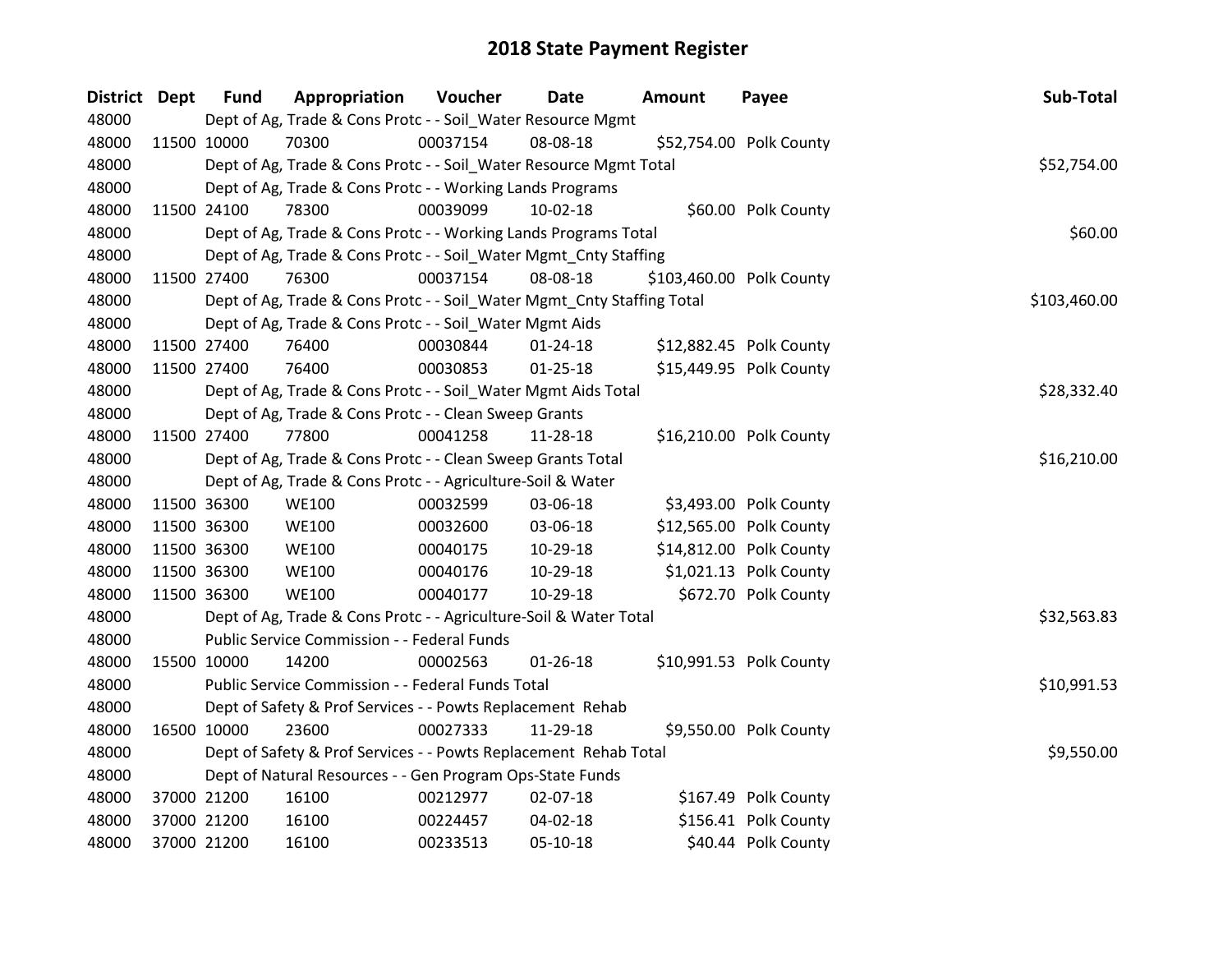# 2018 State Payment Register

| District | Dept | Fund | Appropriation | Voucher | Date | Amount | Payee | Sub-Total |
|---|---|---|---|---|---|---|---|---|
| 48000 | | Dept of Ag, Trade & Cons Protc - - Soil_Water Resource Mgmt | | | | | | |
| 48000 | 11500 | 10000 | 70300 | 00037154 | 08-08-18 | $52,754.00 | Polk County | |
| 48000 | | Dept of Ag, Trade & Cons Protc - - Soil_Water Resource Mgmt Total | | | | | | $52,754.00 |
| 48000 | | Dept of Ag, Trade & Cons Protc - - Working Lands Programs | | | | | | |
| 48000 | 11500 | 24100 | 78300 | 00039099 | 10-02-18 | $60.00 | Polk County | |
| 48000 | | Dept of Ag, Trade & Cons Protc - - Working Lands Programs Total | | | | | | $60.00 |
| 48000 | | Dept of Ag, Trade & Cons Protc - - Soil_Water Mgmt_Cnty Staffing | | | | | | |
| 48000 | 11500 | 27400 | 76300 | 00037154 | 08-08-18 | $103,460.00 | Polk County | |
| 48000 | | Dept of Ag, Trade & Cons Protc - - Soil_Water Mgmt_Cnty Staffing Total | | | | | | $103,460.00 |
| 48000 | | Dept of Ag, Trade & Cons Protc - - Soil_Water Mgmt Aids | | | | | | |
| 48000 | 11500 | 27400 | 76400 | 00030844 | 01-24-18 | $12,882.45 | Polk County | |
| 48000 | 11500 | 27400 | 76400 | 00030853 | 01-25-18 | $15,449.95 | Polk County | |
| 48000 | | Dept of Ag, Trade & Cons Protc - - Soil_Water Mgmt Aids Total | | | | | | $28,332.40 |
| 48000 | | Dept of Ag, Trade & Cons Protc - - Clean Sweep Grants | | | | | | |
| 48000 | 11500 | 27400 | 77800 | 00041258 | 11-28-18 | $16,210.00 | Polk County | |
| 48000 | | Dept of Ag, Trade & Cons Protc - - Clean Sweep Grants Total | | | | | | $16,210.00 |
| 48000 | | Dept of Ag, Trade & Cons Protc - - Agriculture-Soil & Water | | | | | | |
| 48000 | 11500 | 36300 | WE100 | 00032599 | 03-06-18 | $3,493.00 | Polk County | |
| 48000 | 11500 | 36300 | WE100 | 00032600 | 03-06-18 | $12,565.00 | Polk County | |
| 48000 | 11500 | 36300 | WE100 | 00040175 | 10-29-18 | $14,812.00 | Polk County | |
| 48000 | 11500 | 36300 | WE100 | 00040176 | 10-29-18 | $1,021.13 | Polk County | |
| 48000 | 11500 | 36300 | WE100 | 00040177 | 10-29-18 | $672.70 | Polk County | |
| 48000 | | Dept of Ag, Trade & Cons Protc - - Agriculture-Soil & Water Total | | | | | | $32,563.83 |
| 48000 | | Public Service Commission - - Federal Funds | | | | | | |
| 48000 | 15500 | 10000 | 14200 | 00002563 | 01-26-18 | $10,991.53 | Polk County | |
| 48000 | | Public Service Commission - - Federal Funds Total | | | | | | $10,991.53 |
| 48000 | | Dept of Safety & Prof Services - - Powts Replacement Rehab | | | | | | |
| 48000 | 16500 | 10000 | 23600 | 00027333 | 11-29-18 | $9,550.00 | Polk County | |
| 48000 | | Dept of Safety & Prof Services - - Powts Replacement Rehab Total | | | | | | $9,550.00 |
| 48000 | | Dept of Natural Resources - - Gen Program Ops-State Funds | | | | | | |
| 48000 | 37000 | 21200 | 16100 | 00212977 | 02-07-18 | $167.49 | Polk County | |
| 48000 | 37000 | 21200 | 16100 | 00224457 | 04-02-18 | $156.41 | Polk County | |
| 48000 | 37000 | 21200 | 16100 | 00233513 | 05-10-18 | $40.44 | Polk County | |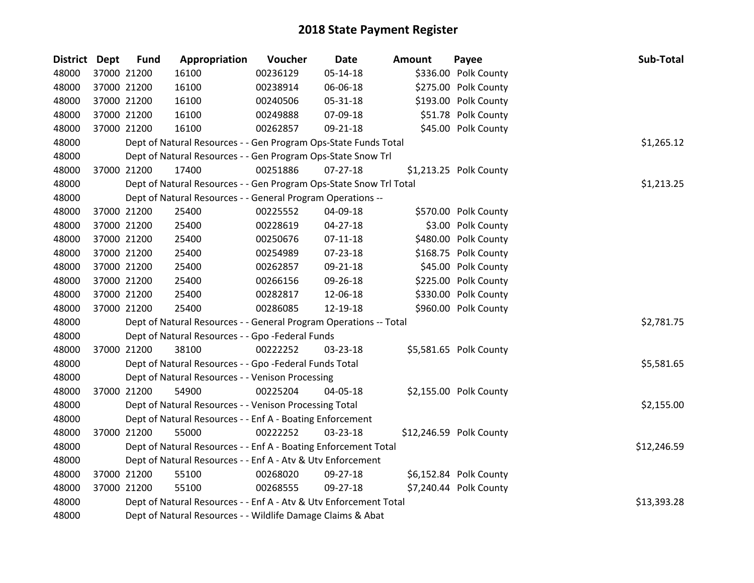# 2018 State Payment Register

| District | Dept | Fund | Appropriation | Voucher | Date | Amount | Payee | Sub-Total |
|---|---|---|---|---|---|---|---|---|
| 48000 | 37000 | 21200 | 16100 | 00236129 | 05-14-18 | $336.00 | Polk County | |
| 48000 | 37000 | 21200 | 16100 | 00238914 | 06-06-18 | $275.00 | Polk County | |
| 48000 | 37000 | 21200 | 16100 | 00240506 | 05-31-18 | $193.00 | Polk County | |
| 48000 | 37000 | 21200 | 16100 | 00249888 | 07-09-18 | $51.78 | Polk County | |
| 48000 | 37000 | 21200 | 16100 | 00262857 | 09-21-18 | $45.00 | Polk County | |
| 48000 | | | Dept of Natural Resources - - Gen Program Ops-State Funds Total | | | | | $1,265.12 |
| 48000 | | | Dept of Natural Resources - - Gen Program Ops-State Snow Trl | | | | | |
| 48000 | 37000 | 21200 | 17400 | 00251886 | 07-27-18 | $1,213.25 | Polk County | |
| 48000 | | | Dept of Natural Resources - - Gen Program Ops-State Snow Trl Total | | | | | $1,213.25 |
| 48000 | | | Dept of Natural Resources - - General Program Operations -- | | | | | |
| 48000 | 37000 | 21200 | 25400 | 00225552 | 04-09-18 | $570.00 | Polk County | |
| 48000 | 37000 | 21200 | 25400 | 00228619 | 04-27-18 | $3.00 | Polk County | |
| 48000 | 37000 | 21200 | 25400 | 00250676 | 07-11-18 | $480.00 | Polk County | |
| 48000 | 37000 | 21200 | 25400 | 00254989 | 07-23-18 | $168.75 | Polk County | |
| 48000 | 37000 | 21200 | 25400 | 00262857 | 09-21-18 | $45.00 | Polk County | |
| 48000 | 37000 | 21200 | 25400 | 00266156 | 09-26-18 | $225.00 | Polk County | |
| 48000 | 37000 | 21200 | 25400 | 00282817 | 12-06-18 | $330.00 | Polk County | |
| 48000 | 37000 | 21200 | 25400 | 00286085 | 12-19-18 | $960.00 | Polk County | |
| 48000 | | | Dept of Natural Resources - - General Program Operations -- Total | | | | | $2,781.75 |
| 48000 | | | Dept of Natural Resources - - Gpo -Federal Funds | | | | | |
| 48000 | 37000 | 21200 | 38100 | 00222252 | 03-23-18 | $5,581.65 | Polk County | |
| 48000 | | | Dept of Natural Resources - - Gpo -Federal Funds Total | | | | | $5,581.65 |
| 48000 | | | Dept of Natural Resources - - Venison Processing | | | | | |
| 48000 | 37000 | 21200 | 54900 | 00225204 | 04-05-18 | $2,155.00 | Polk County | |
| 48000 | | | Dept of Natural Resources - - Venison Processing Total | | | | | $2,155.00 |
| 48000 | | | Dept of Natural Resources - - Enf A - Boating Enforcement | | | | | |
| 48000 | 37000 | 21200 | 55000 | 00222252 | 03-23-18 | $12,246.59 | Polk County | |
| 48000 | | | Dept of Natural Resources - - Enf A - Boating Enforcement Total | | | | | $12,246.59 |
| 48000 | | | Dept of Natural Resources - - Enf A - Atv & Utv Enforcement | | | | | |
| 48000 | 37000 | 21200 | 55100 | 00268020 | 09-27-18 | $6,152.84 | Polk County | |
| 48000 | 37000 | 21200 | 55100 | 00268555 | 09-27-18 | $7,240.44 | Polk County | |
| 48000 | | | Dept of Natural Resources - - Enf A - Atv & Utv Enforcement Total | | | | | $13,393.28 |
| 48000 | | | Dept of Natural Resources - - Wildlife Damage Claims & Abat | | | | | |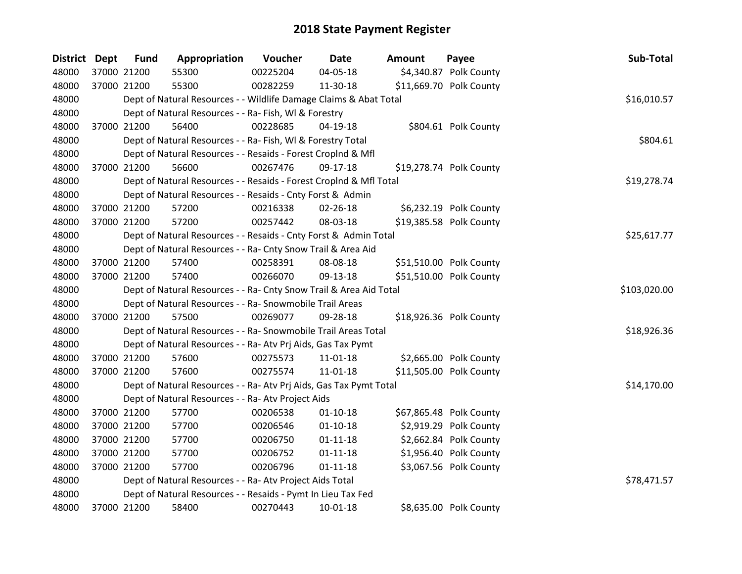# 2018 State Payment Register

| District | Dept | Fund | Appropriation | Voucher | Date | Amount | Payee | Sub-Total |
|---|---|---|---|---|---|---|---|---|
| 48000 | 37000 | 21200 | 55300 | 00225204 | 04-05-18 | $4,340.87 | Polk County | |
| 48000 | 37000 | 21200 | 55300 | 00282259 | 11-30-18 | $11,669.70 | Polk County | |
| 48000 | | | Dept of Natural Resources - - Wildlife Damage Claims & Abat Total | | | | | $16,010.57 |
| 48000 | | | Dept of Natural Resources - - Ra- Fish, Wl & Forestry | | | | | |
| 48000 | 37000 | 21200 | 56400 | 00228685 | 04-19-18 | $804.61 | Polk County | |
| 48000 | | | Dept of Natural Resources - - Ra- Fish, Wl & Forestry Total | | | | | $804.61 |
| 48000 | | | Dept of Natural Resources - - Resaids - Forest Croplnd & Mfl | | | | | |
| 48000 | 37000 | 21200 | 56600 | 00267476 | 09-17-18 | $19,278.74 | Polk County | |
| 48000 | | | Dept of Natural Resources - - Resaids - Forest Croplnd & Mfl Total | | | | | $19,278.74 |
| 48000 | | | Dept of Natural Resources - - Resaids - Cnty Forst & Admin | | | | | |
| 48000 | 37000 | 21200 | 57200 | 00216338 | 02-26-18 | $6,232.19 | Polk County | |
| 48000 | 37000 | 21200 | 57200 | 00257442 | 08-03-18 | $19,385.58 | Polk County | |
| 48000 | | | Dept of Natural Resources - - Resaids - Cnty Forst & Admin Total | | | | | $25,617.77 |
| 48000 | | | Dept of Natural Resources - - Ra- Cnty Snow Trail & Area Aid | | | | | |
| 48000 | 37000 | 21200 | 57400 | 00258391 | 08-08-18 | $51,510.00 | Polk County | |
| 48000 | 37000 | 21200 | 57400 | 00266070 | 09-13-18 | $51,510.00 | Polk County | |
| 48000 | | | Dept of Natural Resources - - Ra- Cnty Snow Trail & Area Aid Total | | | | | $103,020.00 |
| 48000 | | | Dept of Natural Resources - - Ra- Snowmobile Trail Areas | | | | | |
| 48000 | 37000 | 21200 | 57500 | 00269077 | 09-28-18 | $18,926.36 | Polk County | |
| 48000 | | | Dept of Natural Resources - - Ra- Snowmobile Trail Areas Total | | | | | $18,926.36 |
| 48000 | | | Dept of Natural Resources - - Ra- Atv Prj Aids, Gas Tax Pymt | | | | | |
| 48000 | 37000 | 21200 | 57600 | 00275573 | 11-01-18 | $2,665.00 | Polk County | |
| 48000 | 37000 | 21200 | 57600 | 00275574 | 11-01-18 | $11,505.00 | Polk County | |
| 48000 | | | Dept of Natural Resources - - Ra- Atv Prj Aids, Gas Tax Pymt Total | | | | | $14,170.00 |
| 48000 | | | Dept of Natural Resources - - Ra- Atv Project Aids | | | | | |
| 48000 | 37000 | 21200 | 57700 | 00206538 | 01-10-18 | $67,865.48 | Polk County | |
| 48000 | 37000 | 21200 | 57700 | 00206546 | 01-10-18 | $2,919.29 | Polk County | |
| 48000 | 37000 | 21200 | 57700 | 00206750 | 01-11-18 | $2,662.84 | Polk County | |
| 48000 | 37000 | 21200 | 57700 | 00206752 | 01-11-18 | $1,956.40 | Polk County | |
| 48000 | 37000 | 21200 | 57700 | 00206796 | 01-11-18 | $3,067.56 | Polk County | |
| 48000 | | | Dept of Natural Resources - - Ra- Atv Project Aids Total | | | | | $78,471.57 |
| 48000 | | | Dept of Natural Resources - - Resaids - Pymt In Lieu Tax Fed | | | | | |
| 48000 | 37000 | 21200 | 58400 | 00270443 | 10-01-18 | $8,635.00 | Polk County | |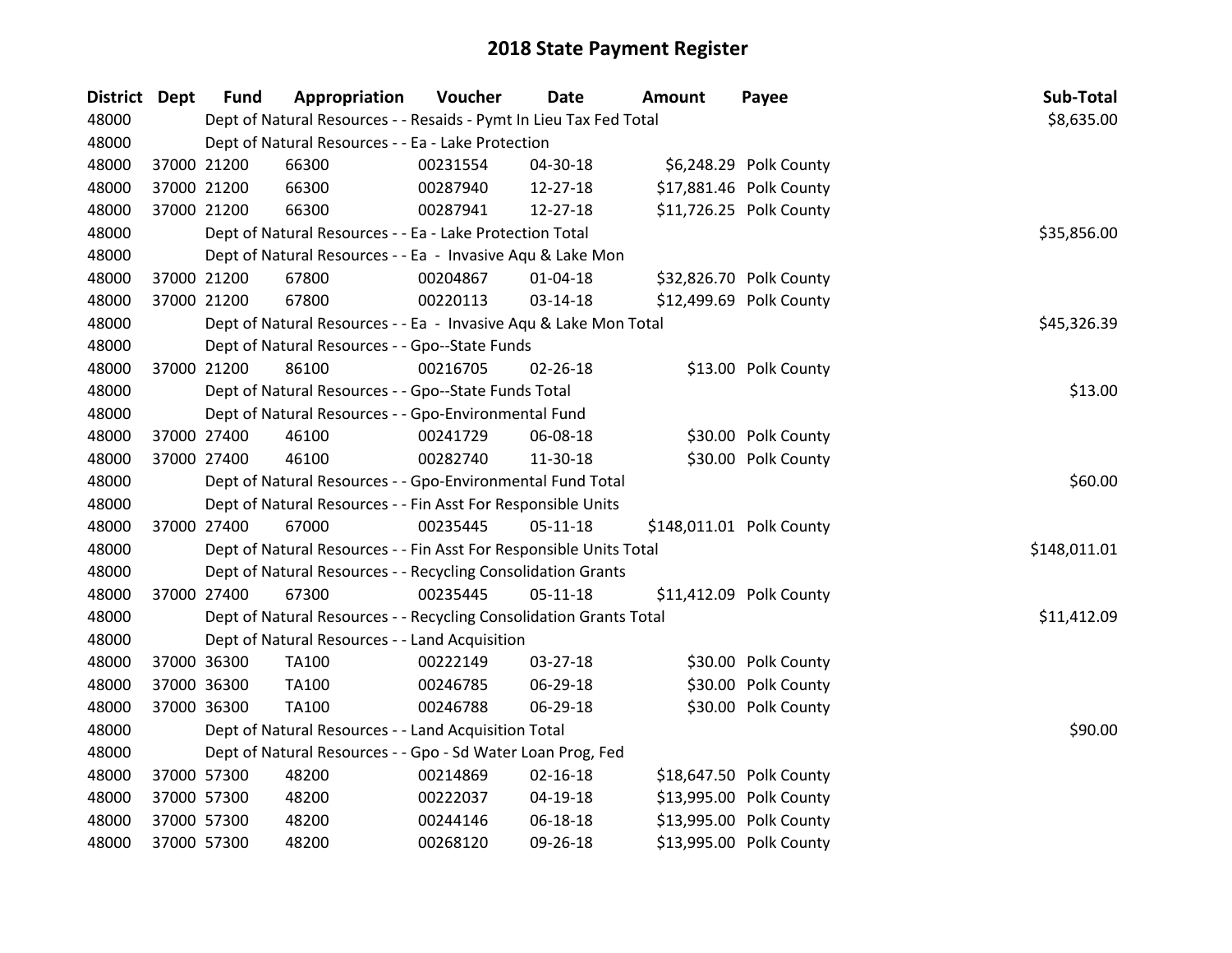# 2018 State Payment Register

| District | Dept | Fund | Appropriation | Voucher | Date | Amount | Payee | Sub-Total |
|---|---|---|---|---|---|---|---|---|
| 48000 | | Dept of Natural Resources - - Resaids - Pymt In Lieu Tax Fed Total | | | | | | $8,635.00 |
| 48000 | | Dept of Natural Resources - - Ea - Lake Protection | | | | | | |
| 48000 | 37000 | 21200 | 66300 | 00231554 | 04-30-18 | $6,248.29 | Polk County | |
| 48000 | 37000 | 21200 | 66300 | 00287940 | 12-27-18 | $17,881.46 | Polk County | |
| 48000 | 37000 | 21200 | 66300 | 00287941 | 12-27-18 | $11,726.25 | Polk County | |
| 48000 | | Dept of Natural Resources - - Ea - Lake Protection Total | | | | | | $35,856.00 |
| 48000 | | Dept of Natural Resources - - Ea - Invasive Aqu & Lake Mon | | | | | | |
| 48000 | 37000 | 21200 | 67800 | 00204867 | 01-04-18 | $32,826.70 | Polk County | |
| 48000 | 37000 | 21200 | 67800 | 00220113 | 03-14-18 | $12,499.69 | Polk County | |
| 48000 | | Dept of Natural Resources - - Ea - Invasive Aqu & Lake Mon Total | | | | | | $45,326.39 |
| 48000 | | Dept of Natural Resources - - Gpo--State Funds | | | | | | |
| 48000 | 37000 | 21200 | 86100 | 00216705 | 02-26-18 | $13.00 | Polk County | |
| 48000 | | Dept of Natural Resources - - Gpo--State Funds Total | | | | | | $13.00 |
| 48000 | | Dept of Natural Resources - - Gpo-Environmental Fund | | | | | | |
| 48000 | 37000 | 27400 | 46100 | 00241729 | 06-08-18 | $30.00 | Polk County | |
| 48000 | 37000 | 27400 | 46100 | 00282740 | 11-30-18 | $30.00 | Polk County | |
| 48000 | | Dept of Natural Resources - - Gpo-Environmental Fund Total | | | | | | $60.00 |
| 48000 | | Dept of Natural Resources - - Fin Asst For Responsible Units | | | | | | |
| 48000 | 37000 | 27400 | 67000 | 00235445 | 05-11-18 | $148,011.01 | Polk County | |
| 48000 | | Dept of Natural Resources - - Fin Asst For Responsible Units Total | | | | | | $148,011.01 |
| 48000 | | Dept of Natural Resources - - Recycling Consolidation Grants | | | | | | |
| 48000 | 37000 | 27400 | 67300 | 00235445 | 05-11-18 | $11,412.09 | Polk County | |
| 48000 | | Dept of Natural Resources - - Recycling Consolidation Grants Total | | | | | | $11,412.09 |
| 48000 | | Dept of Natural Resources - - Land Acquisition | | | | | | |
| 48000 | 37000 | 36300 | TA100 | 00222149 | 03-27-18 | $30.00 | Polk County | |
| 48000 | 37000 | 36300 | TA100 | 00246785 | 06-29-18 | $30.00 | Polk County | |
| 48000 | 37000 | 36300 | TA100 | 00246788 | 06-29-18 | $30.00 | Polk County | |
| 48000 | | Dept of Natural Resources - - Land Acquisition Total | | | | | | $90.00 |
| 48000 | | Dept of Natural Resources - - Gpo - Sd Water Loan Prog, Fed | | | | | | |
| 48000 | 37000 | 57300 | 48200 | 00214869 | 02-16-18 | $18,647.50 | Polk County | |
| 48000 | 37000 | 57300 | 48200 | 00222037 | 04-19-18 | $13,995.00 | Polk County | |
| 48000 | 37000 | 57300 | 48200 | 00244146 | 06-18-18 | $13,995.00 | Polk County | |
| 48000 | 37000 | 57300 | 48200 | 00268120 | 09-26-18 | $13,995.00 | Polk County | |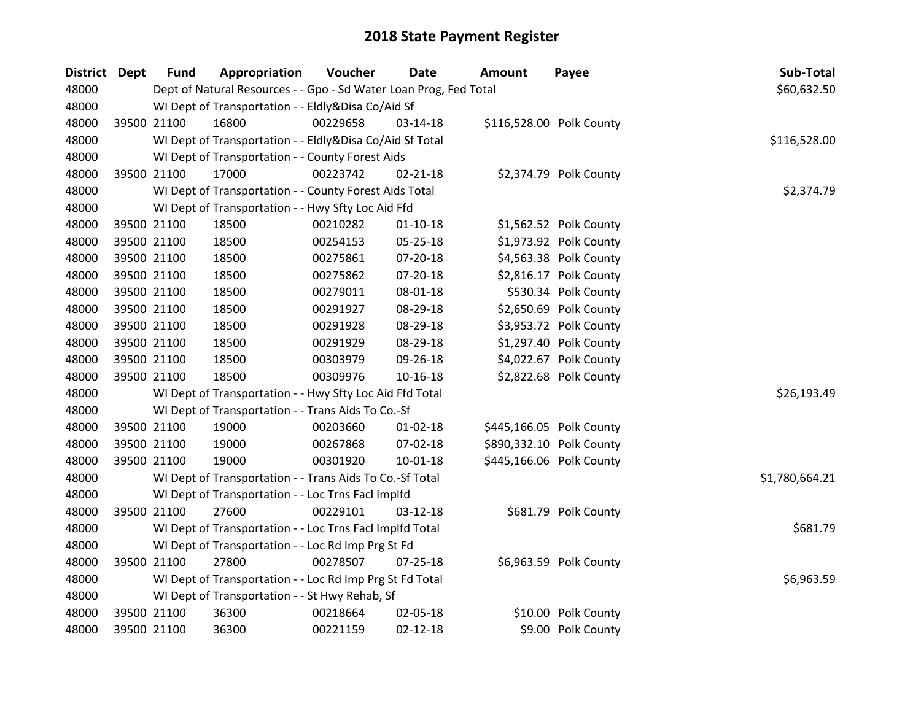# 2018 State Payment Register

| District | Dept | Fund | Appropriation | Voucher | Date | Amount | Payee | Sub-Total |
|---|---|---|---|---|---|---|---|---|
| 48000 | | Dept of Natural Resources - - Gpo - Sd Water Loan Prog, Fed Total | | | | | | $60,632.50 |
| 48000 | | WI Dept of Transportation - - Eldly&Disa Co/Aid Sf | | | | | | |
| 48000 | 39500 | 21100 | 16800 | 00229658 | 03-14-18 | $116,528.00 | Polk County | |
| 48000 | | WI Dept of Transportation - - Eldly&Disa Co/Aid Sf Total | | | | | | $116,528.00 |
| 48000 | | WI Dept of Transportation - - County Forest Aids | | | | | | |
| 48000 | 39500 | 21100 | 17000 | 00223742 | 02-21-18 | $2,374.79 | Polk County | |
| 48000 | | WI Dept of Transportation - - County Forest Aids Total | | | | | | $2,374.79 |
| 48000 | | WI Dept of Transportation - - Hwy Sfty Loc Aid Ffd | | | | | | |
| 48000 | 39500 | 21100 | 18500 | 00210282 | 01-10-18 | $1,562.52 | Polk County | |
| 48000 | 39500 | 21100 | 18500 | 00254153 | 05-25-18 | $1,973.92 | Polk County | |
| 48000 | 39500 | 21100 | 18500 | 00275861 | 07-20-18 | $4,563.38 | Polk County | |
| 48000 | 39500 | 21100 | 18500 | 00275862 | 07-20-18 | $2,816.17 | Polk County | |
| 48000 | 39500 | 21100 | 18500 | 00279011 | 08-01-18 | $530.34 | Polk County | |
| 48000 | 39500 | 21100 | 18500 | 00291927 | 08-29-18 | $2,650.69 | Polk County | |
| 48000 | 39500 | 21100 | 18500 | 00291928 | 08-29-18 | $3,953.72 | Polk County | |
| 48000 | 39500 | 21100 | 18500 | 00291929 | 08-29-18 | $1,297.40 | Polk County | |
| 48000 | 39500 | 21100 | 18500 | 00303979 | 09-26-18 | $4,022.67 | Polk County | |
| 48000 | 39500 | 21100 | 18500 | 00309976 | 10-16-18 | $2,822.68 | Polk County | |
| 48000 | | WI Dept of Transportation - - Hwy Sfty Loc Aid Ffd Total | | | | | | $26,193.49 |
| 48000 | | WI Dept of Transportation - - Trans Aids To Co.-Sf | | | | | | |
| 48000 | 39500 | 21100 | 19000 | 00203660 | 01-02-18 | $445,166.05 | Polk County | |
| 48000 | 39500 | 21100 | 19000 | 00267868 | 07-02-18 | $890,332.10 | Polk County | |
| 48000 | 39500 | 21100 | 19000 | 00301920 | 10-01-18 | $445,166.06 | Polk County | |
| 48000 | | WI Dept of Transportation - - Trans Aids To Co.-Sf Total | | | | | | $1,780,664.21 |
| 48000 | | WI Dept of Transportation - - Loc Trns Facl Implfd | | | | | | |
| 48000 | 39500 | 21100 | 27600 | 00229101 | 03-12-18 | $681.79 | Polk County | |
| 48000 | | WI Dept of Transportation - - Loc Trns Facl Implfd Total | | | | | | $681.79 |
| 48000 | | WI Dept of Transportation - - Loc Rd Imp Prg St Fd | | | | | | |
| 48000 | 39500 | 21100 | 27800 | 00278507 | 07-25-18 | $6,963.59 | Polk County | |
| 48000 | | WI Dept of Transportation - - Loc Rd Imp Prg St Fd Total | | | | | | $6,963.59 |
| 48000 | | WI Dept of Transportation - - St Hwy Rehab, Sf | | | | | | |
| 48000 | 39500 | 21100 | 36300 | 00218664 | 02-05-18 | $10.00 | Polk County | |
| 48000 | 39500 | 21100 | 36300 | 00221159 | 02-12-18 | $9.00 | Polk County | |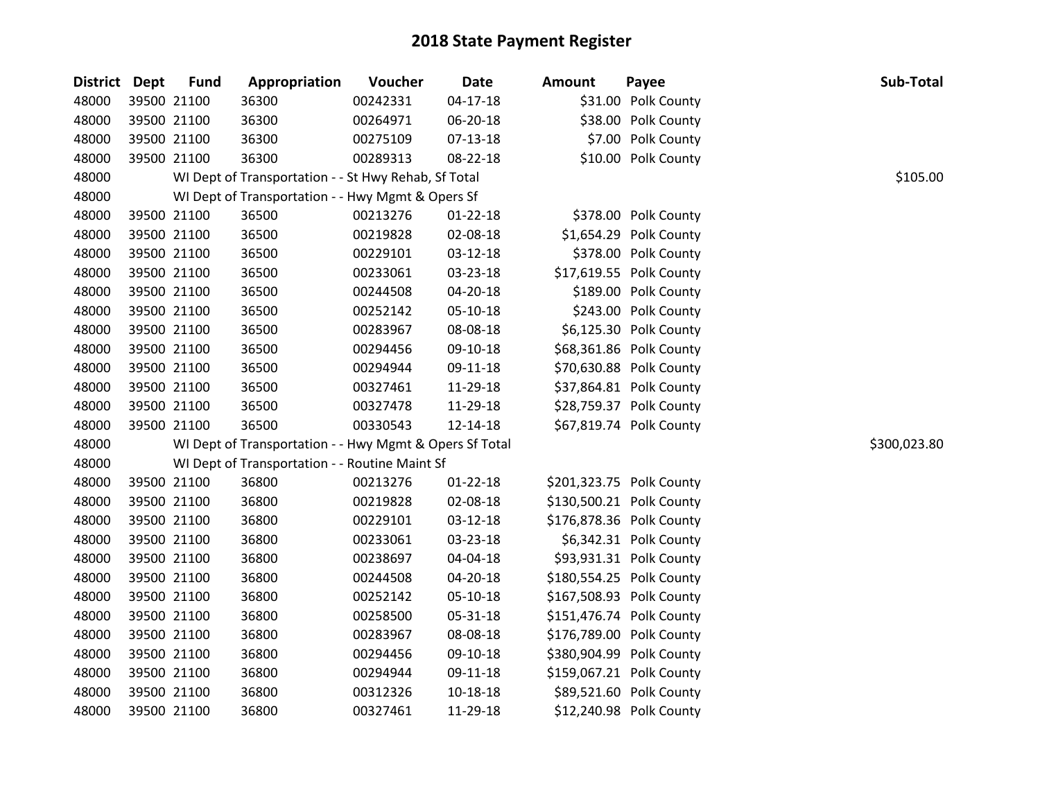# 2018 State Payment Register

| District | Dept | Fund | Appropriation | Voucher | Date | Amount | Payee | Sub-Total |
|---|---|---|---|---|---|---|---|---|
| 48000 | 39500 | 21100 | 36300 | 00242331 | 04-17-18 | $31.00 | Polk County | |
| 48000 | 39500 | 21100 | 36300 | 00264971 | 06-20-18 | $38.00 | Polk County | |
| 48000 | 39500 | 21100 | 36300 | 00275109 | 07-13-18 | $7.00 | Polk County | |
| 48000 | 39500 | 21100 | 36300 | 00289313 | 08-22-18 | $10.00 | Polk County | |
| 48000 | | WI Dept of Transportation - - St Hwy Rehab, Sf Total | | | | | | $105.00 |
| 48000 | | WI Dept of Transportation - - Hwy Mgmt & Opers Sf | | | | | | |
| 48000 | 39500 | 21100 | 36500 | 00213276 | 01-22-18 | $378.00 | Polk County | |
| 48000 | 39500 | 21100 | 36500 | 00219828 | 02-08-18 | $1,654.29 | Polk County | |
| 48000 | 39500 | 21100 | 36500 | 00229101 | 03-12-18 | $378.00 | Polk County | |
| 48000 | 39500 | 21100 | 36500 | 00233061 | 03-23-18 | $17,619.55 | Polk County | |
| 48000 | 39500 | 21100 | 36500 | 00244508 | 04-20-18 | $189.00 | Polk County | |
| 48000 | 39500 | 21100 | 36500 | 00252142 | 05-10-18 | $243.00 | Polk County | |
| 48000 | 39500 | 21100 | 36500 | 00283967 | 08-08-18 | $6,125.30 | Polk County | |
| 48000 | 39500 | 21100 | 36500 | 00294456 | 09-10-18 | $68,361.86 | Polk County | |
| 48000 | 39500 | 21100 | 36500 | 00294944 | 09-11-18 | $70,630.88 | Polk County | |
| 48000 | 39500 | 21100 | 36500 | 00327461 | 11-29-18 | $37,864.81 | Polk County | |
| 48000 | 39500 | 21100 | 36500 | 00327478 | 11-29-18 | $28,759.37 | Polk County | |
| 48000 | 39500 | 21100 | 36500 | 00330543 | 12-14-18 | $67,819.74 | Polk County | |
| 48000 | | WI Dept of Transportation - - Hwy Mgmt & Opers Sf Total | | | | | | $300,023.80 |
| 48000 | | WI Dept of Transportation - - Routine Maint Sf | | | | | | |
| 48000 | 39500 | 21100 | 36800 | 00213276 | 01-22-18 | $201,323.75 | Polk County | |
| 48000 | 39500 | 21100 | 36800 | 00219828 | 02-08-18 | $130,500.21 | Polk County | |
| 48000 | 39500 | 21100 | 36800 | 00229101 | 03-12-18 | $176,878.36 | Polk County | |
| 48000 | 39500 | 21100 | 36800 | 00233061 | 03-23-18 | $6,342.31 | Polk County | |
| 48000 | 39500 | 21100 | 36800 | 00238697 | 04-04-18 | $93,931.31 | Polk County | |
| 48000 | 39500 | 21100 | 36800 | 00244508 | 04-20-18 | $180,554.25 | Polk County | |
| 48000 | 39500 | 21100 | 36800 | 00252142 | 05-10-18 | $167,508.93 | Polk County | |
| 48000 | 39500 | 21100 | 36800 | 00258500 | 05-31-18 | $151,476.74 | Polk County | |
| 48000 | 39500 | 21100 | 36800 | 00283967 | 08-08-18 | $176,789.00 | Polk County | |
| 48000 | 39500 | 21100 | 36800 | 00294456 | 09-10-18 | $380,904.99 | Polk County | |
| 48000 | 39500 | 21100 | 36800 | 00294944 | 09-11-18 | $159,067.21 | Polk County | |
| 48000 | 39500 | 21100 | 36800 | 00312326 | 10-18-18 | $89,521.60 | Polk County | |
| 48000 | 39500 | 21100 | 36800 | 00327461 | 11-29-18 | $12,240.98 | Polk County | |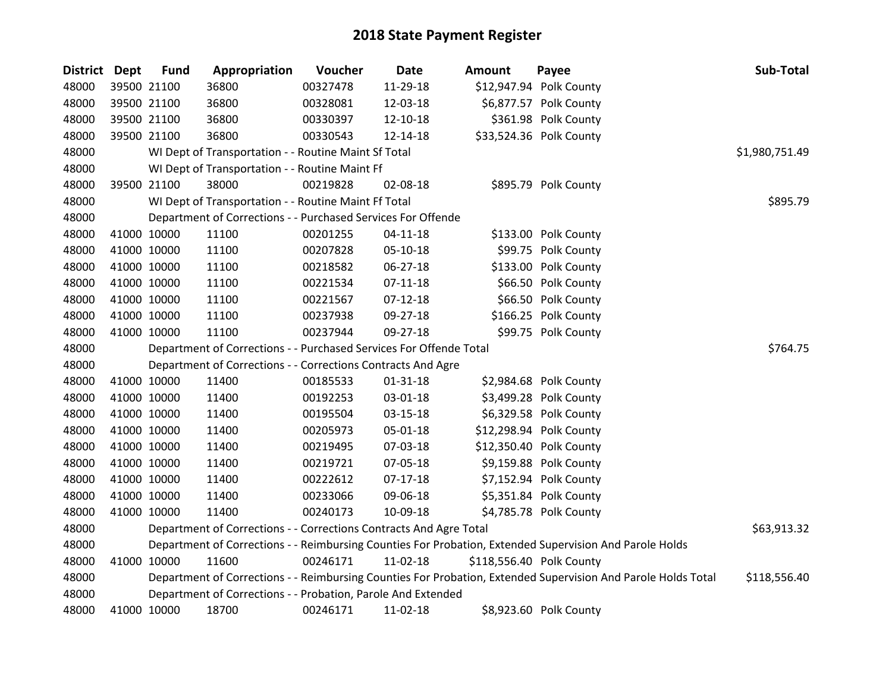# 2018 State Payment Register

| District | Dept | Fund | Appropriation | Voucher | Date | Amount | Payee | Sub-Total |
|---|---|---|---|---|---|---|---|---|
| 48000 | 39500 | 21100 | 36800 | 00327478 | 11-29-18 | $12,947.94 | Polk County | |
| 48000 | 39500 | 21100 | 36800 | 00328081 | 12-03-18 | $6,877.57 | Polk County | |
| 48000 | 39500 | 21100 | 36800 | 00330397 | 12-10-18 | $361.98 | Polk County | |
| 48000 | 39500 | 21100 | 36800 | 00330543 | 12-14-18 | $33,524.36 | Polk County | |
| 48000 | | WI Dept of Transportation - - Routine Maint Sf Total | | | | | | $1,980,751.49 |
| 48000 | | WI Dept of Transportation - - Routine Maint Ff | | | | | | |
| 48000 | 39500 | 21100 | 38000 | 00219828 | 02-08-18 | $895.79 | Polk County | |
| 48000 | | WI Dept of Transportation - - Routine Maint Ff Total | | | | | | $895.79 |
| 48000 | | Department of Corrections - - Purchased Services For Offende | | | | | | |
| 48000 | 41000 | 10000 | 11100 | 00201255 | 04-11-18 | $133.00 | Polk County | |
| 48000 | 41000 | 10000 | 11100 | 00207828 | 05-10-18 | $99.75 | Polk County | |
| 48000 | 41000 | 10000 | 11100 | 00218582 | 06-27-18 | $133.00 | Polk County | |
| 48000 | 41000 | 10000 | 11100 | 00221534 | 07-11-18 | $66.50 | Polk County | |
| 48000 | 41000 | 10000 | 11100 | 00221567 | 07-12-18 | $66.50 | Polk County | |
| 48000 | 41000 | 10000 | 11100 | 00237938 | 09-27-18 | $166.25 | Polk County | |
| 48000 | 41000 | 10000 | 11100 | 00237944 | 09-27-18 | $99.75 | Polk County | |
| 48000 | | Department of Corrections - - Purchased Services For Offende Total | | | | | | $764.75 |
| 48000 | | Department of Corrections - - Corrections Contracts And Agre | | | | | | |
| 48000 | 41000 | 10000 | 11400 | 00185533 | 01-31-18 | $2,984.68 | Polk County | |
| 48000 | 41000 | 10000 | 11400 | 00192253 | 03-01-18 | $3,499.28 | Polk County | |
| 48000 | 41000 | 10000 | 11400 | 00195504 | 03-15-18 | $6,329.58 | Polk County | |
| 48000 | 41000 | 10000 | 11400 | 00205973 | 05-01-18 | $12,298.94 | Polk County | |
| 48000 | 41000 | 10000 | 11400 | 00219495 | 07-03-18 | $12,350.40 | Polk County | |
| 48000 | 41000 | 10000 | 11400 | 00219721 | 07-05-18 | $9,159.88 | Polk County | |
| 48000 | 41000 | 10000 | 11400 | 00222612 | 07-17-18 | $7,152.94 | Polk County | |
| 48000 | 41000 | 10000 | 11400 | 00233066 | 09-06-18 | $5,351.84 | Polk County | |
| 48000 | 41000 | 10000 | 11400 | 00240173 | 10-09-18 | $4,785.78 | Polk County | |
| 48000 | | Department of Corrections - - Corrections Contracts And Agre Total | | | | | | $63,913.32 |
| 48000 | | Department of Corrections - - Reimbursing Counties For Probation, Extended Supervision And Parole Holds | | | | | | |
| 48000 | 41000 | 10000 | 11600 | 00246171 | 11-02-18 | $118,556.40 | Polk County | |
| 48000 | | Department of Corrections - - Reimbursing Counties For Probation, Extended Supervision And Parole Holds Total | | | | | | $118,556.40 |
| 48000 | | Department of Corrections - - Probation, Parole And Extended | | | | | | |
| 48000 | 41000 | 10000 | 18700 | 00246171 | 11-02-18 | $8,923.60 | Polk County | |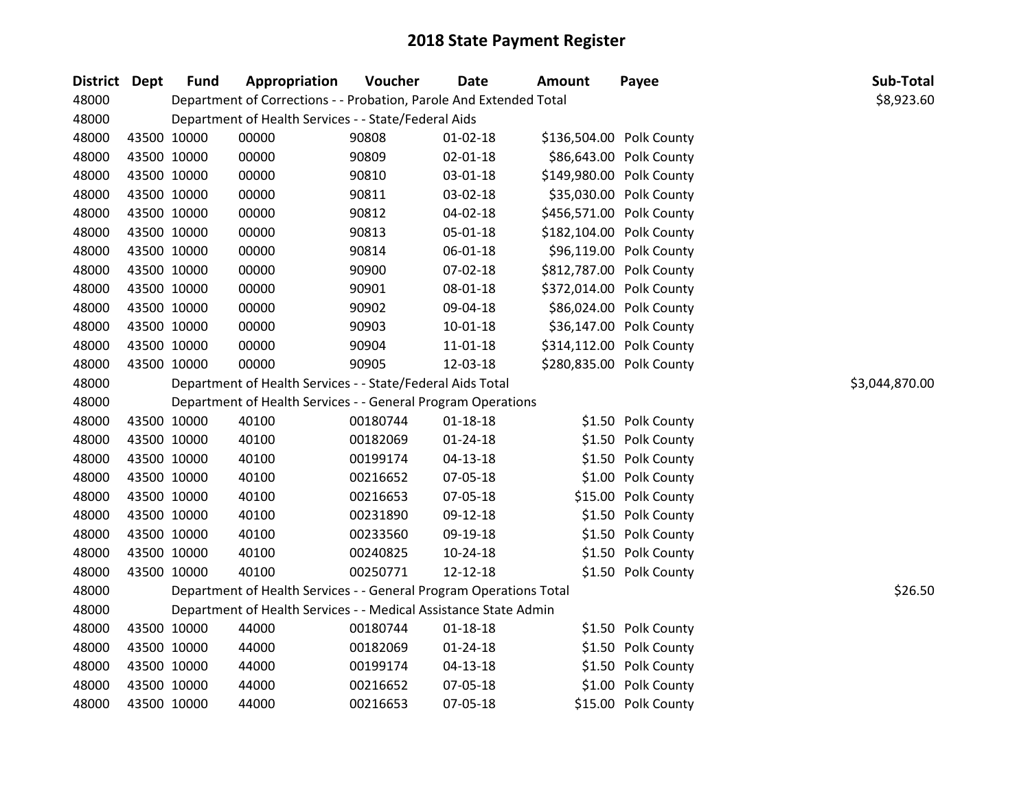# 2018 State Payment Register

| District | Dept | Fund | Appropriation | Voucher | Date | Amount | Payee | Sub-Total |
|---|---|---|---|---|---|---|---|---|
| 48000 | | Department of Corrections - - Probation, Parole And Extended Total | | | | | | $8,923.60 |
| 48000 | | Department of Health Services - - State/Federal Aids | | | | | | |
| 48000 | 43500 | 10000 | 00000 | 90808 | 01-02-18 | $136,504.00 | Polk County | |
| 48000 | 43500 | 10000 | 00000 | 90809 | 02-01-18 | $86,643.00 | Polk County | |
| 48000 | 43500 | 10000 | 00000 | 90810 | 03-01-18 | $149,980.00 | Polk County | |
| 48000 | 43500 | 10000 | 00000 | 90811 | 03-02-18 | $35,030.00 | Polk County | |
| 48000 | 43500 | 10000 | 00000 | 90812 | 04-02-18 | $456,571.00 | Polk County | |
| 48000 | 43500 | 10000 | 00000 | 90813 | 05-01-18 | $182,104.00 | Polk County | |
| 48000 | 43500 | 10000 | 00000 | 90814 | 06-01-18 | $96,119.00 | Polk County | |
| 48000 | 43500 | 10000 | 00000 | 90900 | 07-02-18 | $812,787.00 | Polk County | |
| 48000 | 43500 | 10000 | 00000 | 90901 | 08-01-18 | $372,014.00 | Polk County | |
| 48000 | 43500 | 10000 | 00000 | 90902 | 09-04-18 | $86,024.00 | Polk County | |
| 48000 | 43500 | 10000 | 00000 | 90903 | 10-01-18 | $36,147.00 | Polk County | |
| 48000 | 43500 | 10000 | 00000 | 90904 | 11-01-18 | $314,112.00 | Polk County | |
| 48000 | 43500 | 10000 | 00000 | 90905 | 12-03-18 | $280,835.00 | Polk County | |
| 48000 | | Department of Health Services - - State/Federal Aids Total | | | | | | $3,044,870.00 |
| 48000 | | Department of Health Services - - General Program Operations | | | | | | |
| 48000 | 43500 | 10000 | 40100 | 00180744 | 01-18-18 | $1.50 | Polk County | |
| 48000 | 43500 | 10000 | 40100 | 00182069 | 01-24-18 | $1.50 | Polk County | |
| 48000 | 43500 | 10000 | 40100 | 00199174 | 04-13-18 | $1.50 | Polk County | |
| 48000 | 43500 | 10000 | 40100 | 00216652 | 07-05-18 | $1.00 | Polk County | |
| 48000 | 43500 | 10000 | 40100 | 00216653 | 07-05-18 | $15.00 | Polk County | |
| 48000 | 43500 | 10000 | 40100 | 00231890 | 09-12-18 | $1.50 | Polk County | |
| 48000 | 43500 | 10000 | 40100 | 00233560 | 09-19-18 | $1.50 | Polk County | |
| 48000 | 43500 | 10000 | 40100 | 00240825 | 10-24-18 | $1.50 | Polk County | |
| 48000 | 43500 | 10000 | 40100 | 00250771 | 12-12-18 | $1.50 | Polk County | |
| 48000 | | Department of Health Services - - General Program Operations Total | | | | | | $26.50 |
| 48000 | | Department of Health Services - - Medical Assistance State Admin | | | | | | |
| 48000 | 43500 | 10000 | 44000 | 00180744 | 01-18-18 | $1.50 | Polk County | |
| 48000 | 43500 | 10000 | 44000 | 00182069 | 01-24-18 | $1.50 | Polk County | |
| 48000 | 43500 | 10000 | 44000 | 00199174 | 04-13-18 | $1.50 | Polk County | |
| 48000 | 43500 | 10000 | 44000 | 00216652 | 07-05-18 | $1.00 | Polk County | |
| 48000 | 43500 | 10000 | 44000 | 00216653 | 07-05-18 | $15.00 | Polk County | |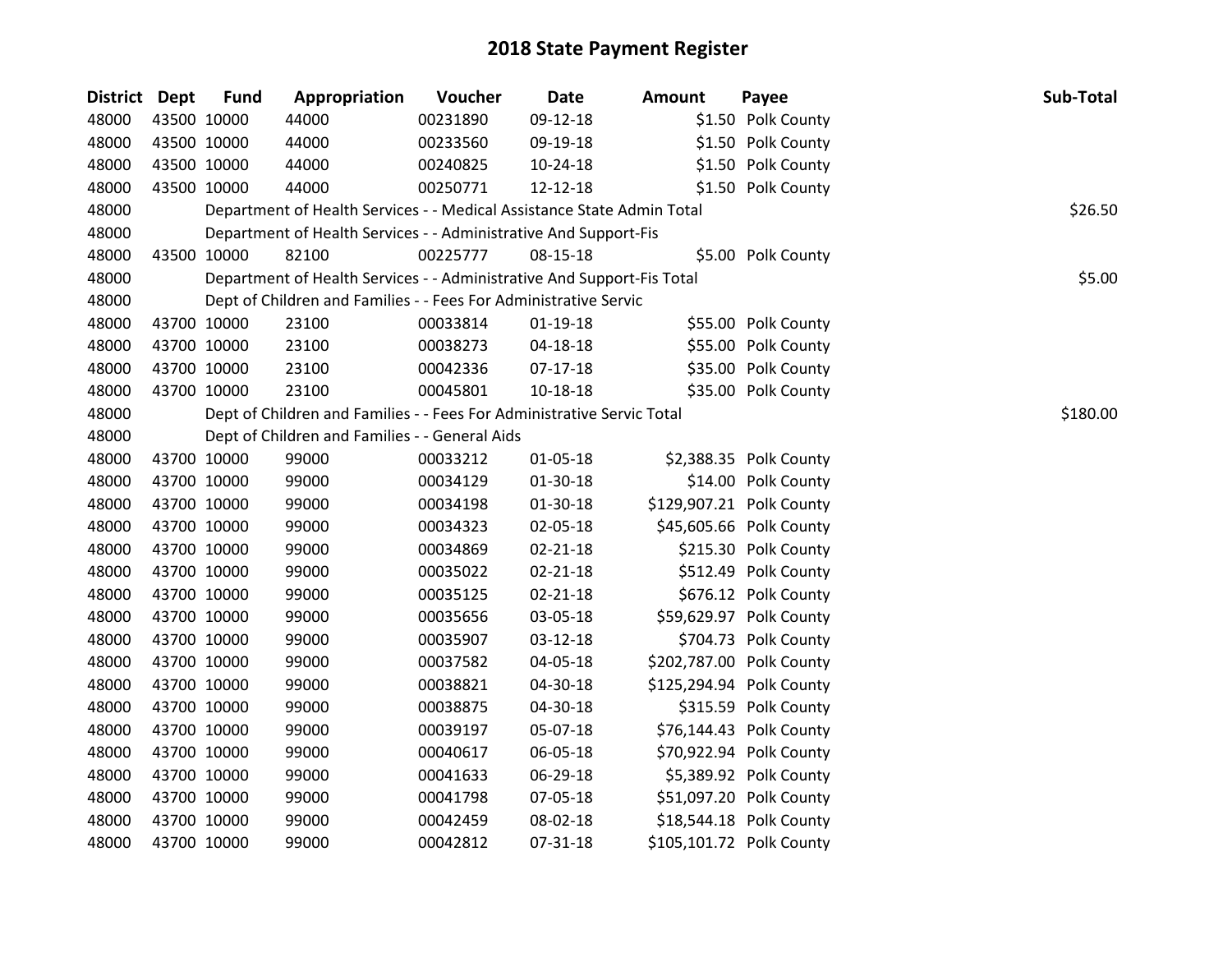# 2018 State Payment Register

| District | Dept | Fund | Appropriation | Voucher | Date | Amount | Payee | Sub-Total |
|---|---|---|---|---|---|---|---|---|
| 48000 | 43500 | 10000 | 44000 | 00231890 | 09-12-18 | $1.50 | Polk County | |
| 48000 | 43500 | 10000 | 44000 | 00233560 | 09-19-18 | $1.50 | Polk County | |
| 48000 | 43500 | 10000 | 44000 | 00240825 | 10-24-18 | $1.50 | Polk County | |
| 48000 | 43500 | 10000 | 44000 | 00250771 | 12-12-18 | $1.50 | Polk County | |
| 48000 | | | Department of Health Services - - Medical Assistance State Admin Total | | | | | $26.50 |
| 48000 | | | Department of Health Services - - Administrative And Support-Fis | | | | | |
| 48000 | 43500 | 10000 | 82100 | 00225777 | 08-15-18 | $5.00 | Polk County | |
| 48000 | | | Department of Health Services - - Administrative And Support-Fis Total | | | | | $5.00 |
| 48000 | | | Dept of Children and Families - - Fees For Administrative Servic | | | | | |
| 48000 | 43700 | 10000 | 23100 | 00033814 | 01-19-18 | $55.00 | Polk County | |
| 48000 | 43700 | 10000 | 23100 | 00038273 | 04-18-18 | $55.00 | Polk County | |
| 48000 | 43700 | 10000 | 23100 | 00042336 | 07-17-18 | $35.00 | Polk County | |
| 48000 | 43700 | 10000 | 23100 | 00045801 | 10-18-18 | $35.00 | Polk County | |
| 48000 | | | Dept of Children and Families - - Fees For Administrative Servic Total | | | | | $180.00 |
| 48000 | | | Dept of Children and Families - - General Aids | | | | | |
| 48000 | 43700 | 10000 | 99000 | 00033212 | 01-05-18 | $2,388.35 | Polk County | |
| 48000 | 43700 | 10000 | 99000 | 00034129 | 01-30-18 | $14.00 | Polk County | |
| 48000 | 43700 | 10000 | 99000 | 00034198 | 01-30-18 | $129,907.21 | Polk County | |
| 48000 | 43700 | 10000 | 99000 | 00034323 | 02-05-18 | $45,605.66 | Polk County | |
| 48000 | 43700 | 10000 | 99000 | 00034869 | 02-21-18 | $215.30 | Polk County | |
| 48000 | 43700 | 10000 | 99000 | 00035022 | 02-21-18 | $512.49 | Polk County | |
| 48000 | 43700 | 10000 | 99000 | 00035125 | 02-21-18 | $676.12 | Polk County | |
| 48000 | 43700 | 10000 | 99000 | 00035656 | 03-05-18 | $59,629.97 | Polk County | |
| 48000 | 43700 | 10000 | 99000 | 00035907 | 03-12-18 | $704.73 | Polk County | |
| 48000 | 43700 | 10000 | 99000 | 00037582 | 04-05-18 | $202,787.00 | Polk County | |
| 48000 | 43700 | 10000 | 99000 | 00038821 | 04-30-18 | $125,294.94 | Polk County | |
| 48000 | 43700 | 10000 | 99000 | 00038875 | 04-30-18 | $315.59 | Polk County | |
| 48000 | 43700 | 10000 | 99000 | 00039197 | 05-07-18 | $76,144.43 | Polk County | |
| 48000 | 43700 | 10000 | 99000 | 00040617 | 06-05-18 | $70,922.94 | Polk County | |
| 48000 | 43700 | 10000 | 99000 | 00041633 | 06-29-18 | $5,389.92 | Polk County | |
| 48000 | 43700 | 10000 | 99000 | 00041798 | 07-05-18 | $51,097.20 | Polk County | |
| 48000 | 43700 | 10000 | 99000 | 00042459 | 08-02-18 | $18,544.18 | Polk County | |
| 48000 | 43700 | 10000 | 99000 | 00042812 | 07-31-18 | $105,101.72 | Polk County | |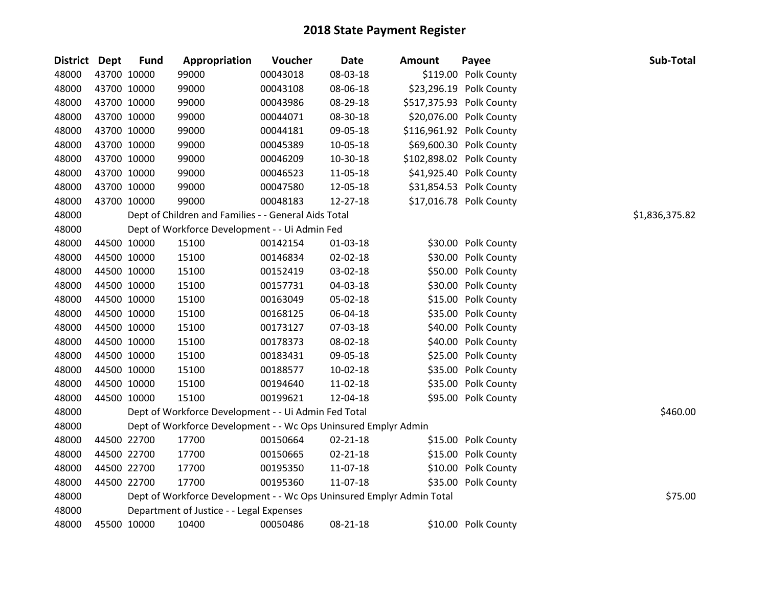# 2018 State Payment Register

| District | Dept | Fund | Appropriation | Voucher | Date | Amount | Payee | Sub-Total |
|---|---|---|---|---|---|---|---|---|
| 48000 | 43700 | 10000 | 99000 | 00043018 | 08-03-18 | $119.00 | Polk County | |
| 48000 | 43700 | 10000 | 99000 | 00043108 | 08-06-18 | $23,296.19 | Polk County | |
| 48000 | 43700 | 10000 | 99000 | 00043986 | 08-29-18 | $517,375.93 | Polk County | |
| 48000 | 43700 | 10000 | 99000 | 00044071 | 08-30-18 | $20,076.00 | Polk County | |
| 48000 | 43700 | 10000 | 99000 | 00044181 | 09-05-18 | $116,961.92 | Polk County | |
| 48000 | 43700 | 10000 | 99000 | 00045389 | 10-05-18 | $69,600.30 | Polk County | |
| 48000 | 43700 | 10000 | 99000 | 00046209 | 10-30-18 | $102,898.02 | Polk County | |
| 48000 | 43700 | 10000 | 99000 | 00046523 | 11-05-18 | $41,925.40 | Polk County | |
| 48000 | 43700 | 10000 | 99000 | 00047580 | 12-05-18 | $31,854.53 | Polk County | |
| 48000 | 43700 | 10000 | 99000 | 00048183 | 12-27-18 | $17,016.78 | Polk County | |
| 48000 | | Dept of Children and Families - - General Aids Total | | | | | | $1,836,375.82 |
| 48000 | | Dept of Workforce Development - - Ui Admin Fed | | | | | | |
| 48000 | 44500 | 10000 | 15100 | 00142154 | 01-03-18 | $30.00 | Polk County | |
| 48000 | 44500 | 10000 | 15100 | 00146834 | 02-02-18 | $30.00 | Polk County | |
| 48000 | 44500 | 10000 | 15100 | 00152419 | 03-02-18 | $50.00 | Polk County | |
| 48000 | 44500 | 10000 | 15100 | 00157731 | 04-03-18 | $30.00 | Polk County | |
| 48000 | 44500 | 10000 | 15100 | 00163049 | 05-02-18 | $15.00 | Polk County | |
| 48000 | 44500 | 10000 | 15100 | 00168125 | 06-04-18 | $35.00 | Polk County | |
| 48000 | 44500 | 10000 | 15100 | 00173127 | 07-03-18 | $40.00 | Polk County | |
| 48000 | 44500 | 10000 | 15100 | 00178373 | 08-02-18 | $40.00 | Polk County | |
| 48000 | 44500 | 10000 | 15100 | 00183431 | 09-05-18 | $25.00 | Polk County | |
| 48000 | 44500 | 10000 | 15100 | 00188577 | 10-02-18 | $35.00 | Polk County | |
| 48000 | 44500 | 10000 | 15100 | 00194640 | 11-02-18 | $35.00 | Polk County | |
| 48000 | 44500 | 10000 | 15100 | 00199621 | 12-04-18 | $95.00 | Polk County | |
| 48000 | | Dept of Workforce Development - - Ui Admin Fed Total | | | | | | $460.00 |
| 48000 | | Dept of Workforce Development - - Wc Ops Uninsured Emplyr Admin | | | | | | |
| 48000 | 44500 | 22700 | 17700 | 00150664 | 02-21-18 | $15.00 | Polk County | |
| 48000 | 44500 | 22700 | 17700 | 00150665 | 02-21-18 | $15.00 | Polk County | |
| 48000 | 44500 | 22700 | 17700 | 00195350 | 11-07-18 | $10.00 | Polk County | |
| 48000 | 44500 | 22700 | 17700 | 00195360 | 11-07-18 | $35.00 | Polk County | |
| 48000 | | Dept of Workforce Development - - Wc Ops Uninsured Emplyr Admin Total | | | | | | $75.00 |
| 48000 | | Department of Justice - - Legal Expenses | | | | | | |
| 48000 | 45500 | 10000 | 10400 | 00050486 | 08-21-18 | $10.00 | Polk County | |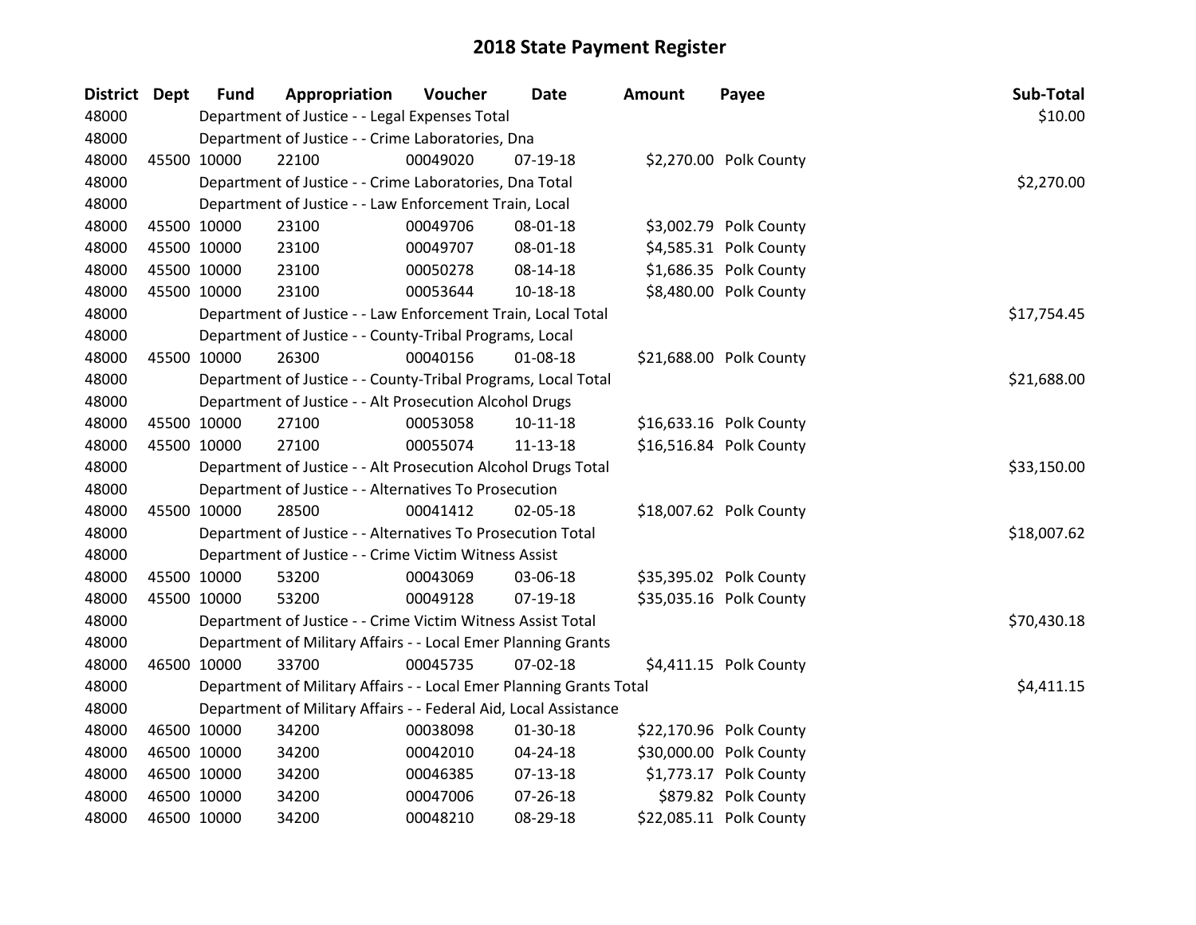# 2018 State Payment Register

| District | Dept | Fund | Appropriation | Voucher | Date | Amount | Payee | Sub-Total |
|---|---|---|---|---|---|---|---|---|
| 48000 | | Department of Justice - - Legal Expenses Total | | | | | | $10.00 |
| 48000 | | Department of Justice - - Crime Laboratories, Dna | | | | | | |
| 48000 | 45500 | 10000 | 22100 | 00049020 | 07-19-18 | $2,270.00 | Polk County | |
| 48000 | | Department of Justice - - Crime Laboratories, Dna Total | | | | | | $2,270.00 |
| 48000 | | Department of Justice - - Law Enforcement Train, Local | | | | | | |
| 48000 | 45500 | 10000 | 23100 | 00049706 | 08-01-18 | $3,002.79 | Polk County | |
| 48000 | 45500 | 10000 | 23100 | 00049707 | 08-01-18 | $4,585.31 | Polk County | |
| 48000 | 45500 | 10000 | 23100 | 00050278 | 08-14-18 | $1,686.35 | Polk County | |
| 48000 | 45500 | 10000 | 23100 | 00053644 | 10-18-18 | $8,480.00 | Polk County | |
| 48000 | | Department of Justice - - Law Enforcement Train, Local Total | | | | | | $17,754.45 |
| 48000 | | Department of Justice - - County-Tribal Programs, Local | | | | | | |
| 48000 | 45500 | 10000 | 26300 | 00040156 | 01-08-18 | $21,688.00 | Polk County | |
| 48000 | | Department of Justice - - County-Tribal Programs, Local Total | | | | | | $21,688.00 |
| 48000 | | Department of Justice - - Alt Prosecution Alcohol Drugs | | | | | | |
| 48000 | 45500 | 10000 | 27100 | 00053058 | 10-11-18 | $16,633.16 | Polk County | |
| 48000 | 45500 | 10000 | 27100 | 00055074 | 11-13-18 | $16,516.84 | Polk County | |
| 48000 | | Department of Justice - - Alt Prosecution Alcohol Drugs Total | | | | | | $33,150.00 |
| 48000 | | Department of Justice - - Alternatives To Prosecution | | | | | | |
| 48000 | 45500 | 10000 | 28500 | 00041412 | 02-05-18 | $18,007.62 | Polk County | |
| 48000 | | Department of Justice - - Alternatives To Prosecution Total | | | | | | $18,007.62 |
| 48000 | | Department of Justice - - Crime Victim Witness Assist | | | | | | |
| 48000 | 45500 | 10000 | 53200 | 00043069 | 03-06-18 | $35,395.02 | Polk County | |
| 48000 | 45500 | 10000 | 53200 | 00049128 | 07-19-18 | $35,035.16 | Polk County | |
| 48000 | | Department of Justice - - Crime Victim Witness Assist Total | | | | | | $70,430.18 |
| 48000 | | Department of Military Affairs - - Local Emer Planning Grants | | | | | | |
| 48000 | 46500 | 10000 | 33700 | 00045735 | 07-02-18 | $4,411.15 | Polk County | |
| 48000 | | Department of Military Affairs - - Local Emer Planning Grants Total | | | | | | $4,411.15 |
| 48000 | | Department of Military Affairs - - Federal Aid, Local Assistance | | | | | | |
| 48000 | 46500 | 10000 | 34200 | 00038098 | 01-30-18 | $22,170.96 | Polk County | |
| 48000 | 46500 | 10000 | 34200 | 00042010 | 04-24-18 | $30,000.00 | Polk County | |
| 48000 | 46500 | 10000 | 34200 | 00046385 | 07-13-18 | $1,773.17 | Polk County | |
| 48000 | 46500 | 10000 | 34200 | 00047006 | 07-26-18 | $879.82 | Polk County | |
| 48000 | 46500 | 10000 | 34200 | 00048210 | 08-29-18 | $22,085.11 | Polk County | |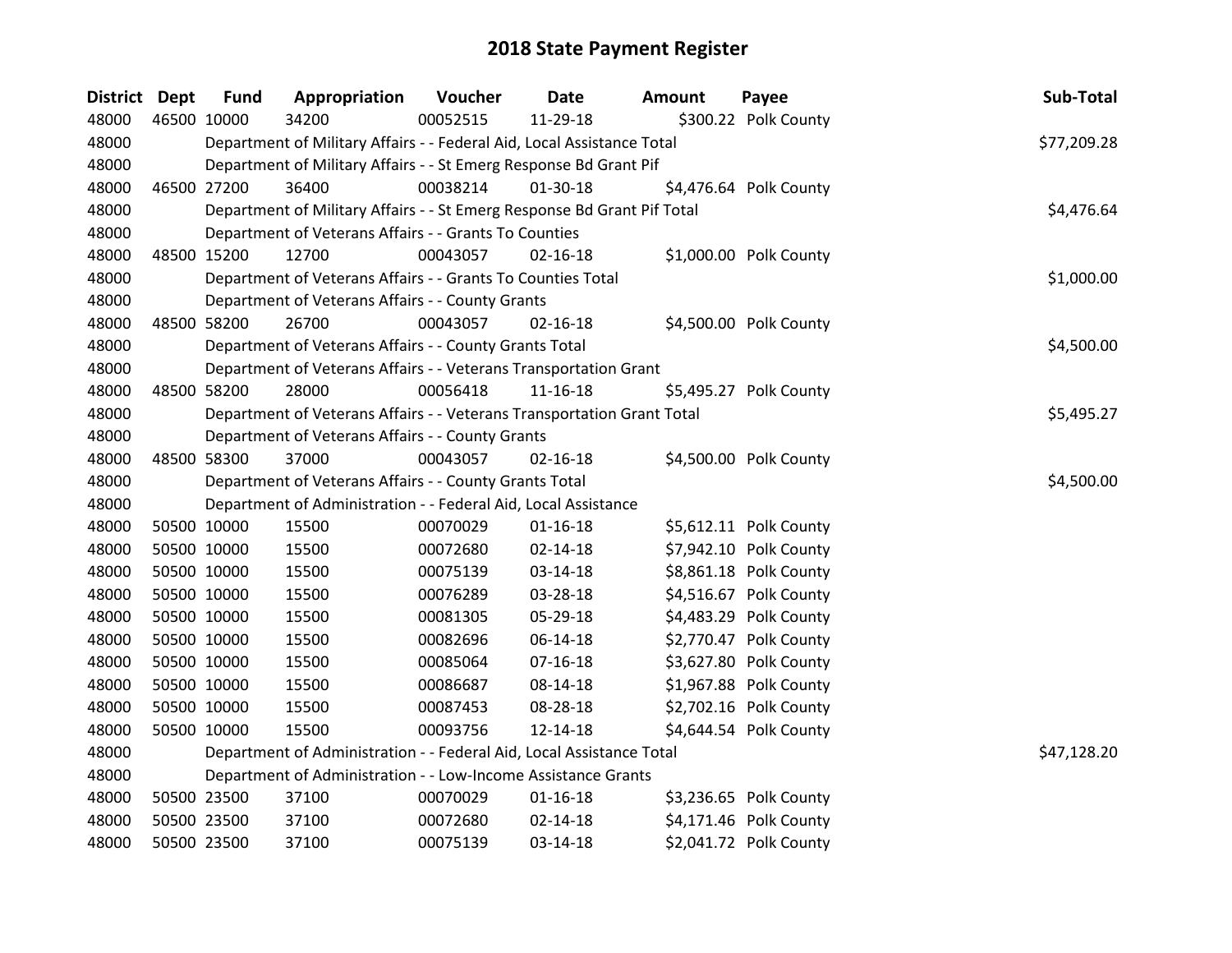# 2018 State Payment Register

| District | Dept | Fund | Appropriation | Voucher | Date | Amount | Payee | Sub-Total |
|---|---|---|---|---|---|---|---|---|
| 48000 | 46500 | 10000 | 34200 | 00052515 | 11-29-18 | $300.22 | Polk County | |
| 48000 | | Department of Military Affairs - - Federal Aid, Local Assistance Total | | | | | | $77,209.28 |
| 48000 | | Department of Military Affairs - - St Emerg Response Bd Grant Pif | | | | | | |
| 48000 | 46500 | 27200 | 36400 | 00038214 | 01-30-18 | $4,476.64 | Polk County | |
| 48000 | | Department of Military Affairs - - St Emerg Response Bd Grant Pif Total | | | | | | $4,476.64 |
| 48000 | | Department of Veterans Affairs - - Grants To Counties | | | | | | |
| 48000 | 48500 | 15200 | 12700 | 00043057 | 02-16-18 | $1,000.00 | Polk County | |
| 48000 | | Department of Veterans Affairs - - Grants To Counties Total | | | | | | $1,000.00 |
| 48000 | | Department of Veterans Affairs - - County Grants | | | | | | |
| 48000 | 48500 | 58200 | 26700 | 00043057 | 02-16-18 | $4,500.00 | Polk County | |
| 48000 | | Department of Veterans Affairs - - County Grants Total | | | | | | $4,500.00 |
| 48000 | | Department of Veterans Affairs - - Veterans Transportation Grant | | | | | | |
| 48000 | 48500 | 58200 | 28000 | 00056418 | 11-16-18 | $5,495.27 | Polk County | |
| 48000 | | Department of Veterans Affairs - - Veterans Transportation Grant Total | | | | | | $5,495.27 |
| 48000 | | Department of Veterans Affairs - - County Grants | | | | | | |
| 48000 | 48500 | 58300 | 37000 | 00043057 | 02-16-18 | $4,500.00 | Polk County | |
| 48000 | | Department of Veterans Affairs - - County Grants Total | | | | | | $4,500.00 |
| 48000 | | Department of Administration - - Federal Aid, Local Assistance | | | | | | |
| 48000 | 50500 | 10000 | 15500 | 00070029 | 01-16-18 | $5,612.11 | Polk County | |
| 48000 | 50500 | 10000 | 15500 | 00072680 | 02-14-18 | $7,942.10 | Polk County | |
| 48000 | 50500 | 10000 | 15500 | 00075139 | 03-14-18 | $8,861.18 | Polk County | |
| 48000 | 50500 | 10000 | 15500 | 00076289 | 03-28-18 | $4,516.67 | Polk County | |
| 48000 | 50500 | 10000 | 15500 | 00081305 | 05-29-18 | $4,483.29 | Polk County | |
| 48000 | 50500 | 10000 | 15500 | 00082696 | 06-14-18 | $2,770.47 | Polk County | |
| 48000 | 50500 | 10000 | 15500 | 00085064 | 07-16-18 | $3,627.80 | Polk County | |
| 48000 | 50500 | 10000 | 15500 | 00086687 | 08-14-18 | $1,967.88 | Polk County | |
| 48000 | 50500 | 10000 | 15500 | 00087453 | 08-28-18 | $2,702.16 | Polk County | |
| 48000 | 50500 | 10000 | 15500 | 00093756 | 12-14-18 | $4,644.54 | Polk County | |
| 48000 | | Department of Administration - - Federal Aid, Local Assistance Total | | | | | | $47,128.20 |
| 48000 | | Department of Administration - - Low-Income Assistance Grants | | | | | | |
| 48000 | 50500 | 23500 | 37100 | 00070029 | 01-16-18 | $3,236.65 | Polk County | |
| 48000 | 50500 | 23500 | 37100 | 00072680 | 02-14-18 | $4,171.46 | Polk County | |
| 48000 | 50500 | 23500 | 37100 | 00075139 | 03-14-18 | $2,041.72 | Polk County | |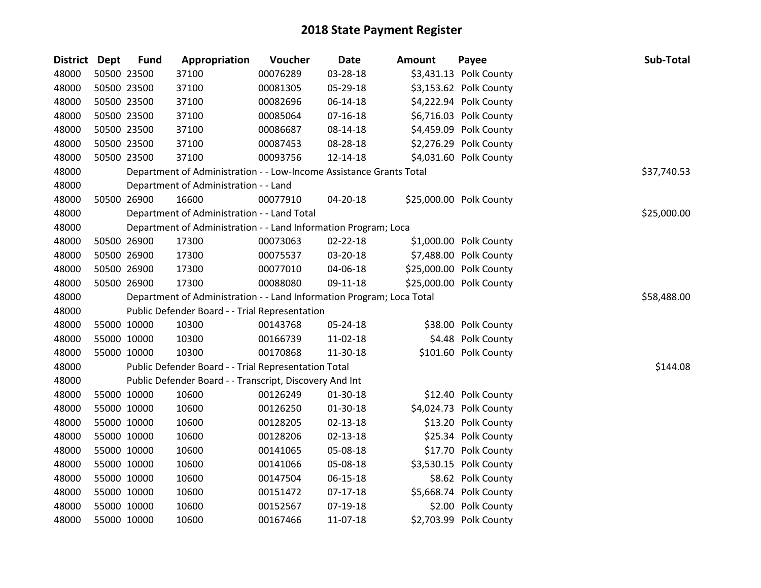# 2018 State Payment Register

| District | Dept | Fund | Appropriation | Voucher | Date | Amount | Payee | Sub-Total |
|---|---|---|---|---|---|---|---|---|
| 48000 | 50500 | 23500 | 37100 | 00076289 | 03-28-18 | $3,431.13 | Polk County | |
| 48000 | 50500 | 23500 | 37100 | 00081305 | 05-29-18 | $3,153.62 | Polk County | |
| 48000 | 50500 | 23500 | 37100 | 00082696 | 06-14-18 | $4,222.94 | Polk County | |
| 48000 | 50500 | 23500 | 37100 | 00085064 | 07-16-18 | $6,716.03 | Polk County | |
| 48000 | 50500 | 23500 | 37100 | 00086687 | 08-14-18 | $4,459.09 | Polk County | |
| 48000 | 50500 | 23500 | 37100 | 00087453 | 08-28-18 | $2,276.29 | Polk County | |
| 48000 | 50500 | 23500 | 37100 | 00093756 | 12-14-18 | $4,031.60 | Polk County | |
| 48000 | | Department of Administration - - Low-Income Assistance Grants Total | | | | | | $37,740.53 |
| 48000 | | Department of Administration - - Land | | | | | | |
| 48000 | 50500 | 26900 | 16600 | 00077910 | 04-20-18 | $25,000.00 | Polk County | |
| 48000 | | Department of Administration - - Land Total | | | | | | $25,000.00 |
| 48000 | | Department of Administration - - Land Information Program; Loca | | | | | | |
| 48000 | 50500 | 26900 | 17300 | 00073063 | 02-22-18 | $1,000.00 | Polk County | |
| 48000 | 50500 | 26900 | 17300 | 00075537 | 03-20-18 | $7,488.00 | Polk County | |
| 48000 | 50500 | 26900 | 17300 | 00077010 | 04-06-18 | $25,000.00 | Polk County | |
| 48000 | 50500 | 26900 | 17300 | 00088080 | 09-11-18 | $25,000.00 | Polk County | |
| 48000 | | Department of Administration - - Land Information Program; Loca Total | | | | | | $58,488.00 |
| 48000 | | Public Defender Board - - Trial Representation | | | | | | |
| 48000 | 55000 | 10000 | 10300 | 00143768 | 05-24-18 | $38.00 | Polk County | |
| 48000 | 55000 | 10000 | 10300 | 00166739 | 11-02-18 | $4.48 | Polk County | |
| 48000 | 55000 | 10000 | 10300 | 00170868 | 11-30-18 | $101.60 | Polk County | |
| 48000 | | Public Defender Board - - Trial Representation Total | | | | | | $144.08 |
| 48000 | | Public Defender Board - - Transcript, Discovery And Int | | | | | | |
| 48000 | 55000 | 10000 | 10600 | 00126249 | 01-30-18 | $12.40 | Polk County | |
| 48000 | 55000 | 10000 | 10600 | 00126250 | 01-30-18 | $4,024.73 | Polk County | |
| 48000 | 55000 | 10000 | 10600 | 00128205 | 02-13-18 | $13.20 | Polk County | |
| 48000 | 55000 | 10000 | 10600 | 00128206 | 02-13-18 | $25.34 | Polk County | |
| 48000 | 55000 | 10000 | 10600 | 00141065 | 05-08-18 | $17.70 | Polk County | |
| 48000 | 55000 | 10000 | 10600 | 00141066 | 05-08-18 | $3,530.15 | Polk County | |
| 48000 | 55000 | 10000 | 10600 | 00147504 | 06-15-18 | $8.62 | Polk County | |
| 48000 | 55000 | 10000 | 10600 | 00151472 | 07-17-18 | $5,668.74 | Polk County | |
| 48000 | 55000 | 10000 | 10600 | 00152567 | 07-19-18 | $2.00 | Polk County | |
| 48000 | 55000 | 10000 | 10600 | 00167466 | 11-07-18 | $2,703.99 | Polk County | |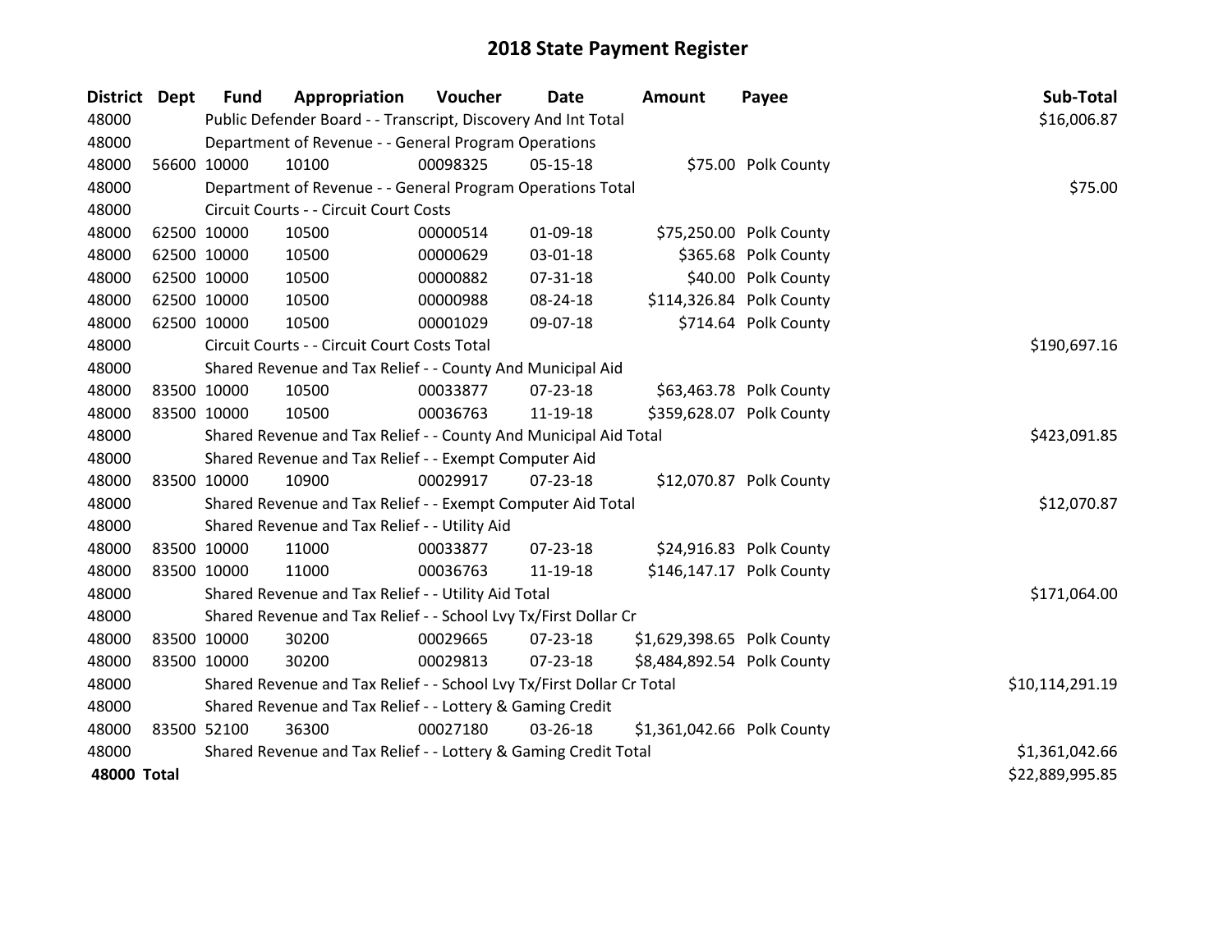# 2018 State Payment Register

| District | Dept | Fund | Appropriation | Voucher | Date | Amount | Payee | Sub-Total |
|---|---|---|---|---|---|---|---|---|
| 48000 | | Public Defender Board - - Transcript, Discovery And Int Total | | | | | | $16,006.87 |
| 48000 | | Department of Revenue - - General Program Operations | | | | | | |
| 48000 | 56600 | 10000 | 10100 | 00098325 | 05-15-18 | $75.00 | Polk County | |
| 48000 | | Department of Revenue - - General Program Operations Total | | | | | | $75.00 |
| 48000 | | Circuit Courts - - Circuit Court Costs | | | | | | |
| 48000 | 62500 | 10000 | 10500 | 00000514 | 01-09-18 | $75,250.00 | Polk County | |
| 48000 | 62500 | 10000 | 10500 | 00000629 | 03-01-18 | $365.68 | Polk County | |
| 48000 | 62500 | 10000 | 10500 | 00000882 | 07-31-18 | $40.00 | Polk County | |
| 48000 | 62500 | 10000 | 10500 | 00000988 | 08-24-18 | $114,326.84 | Polk County | |
| 48000 | 62500 | 10000 | 10500 | 00001029 | 09-07-18 | $714.64 | Polk County | |
| 48000 | | Circuit Courts - - Circuit Court Costs Total | | | | | | $190,697.16 |
| 48000 | | Shared Revenue and Tax Relief - - County And Municipal Aid | | | | | | |
| 48000 | 83500 | 10000 | 10500 | 00033877 | 07-23-18 | $63,463.78 | Polk County | |
| 48000 | 83500 | 10000 | 10500 | 00036763 | 11-19-18 | $359,628.07 | Polk County | |
| 48000 | | Shared Revenue and Tax Relief - - County And Municipal Aid Total | | | | | | $423,091.85 |
| 48000 | | Shared Revenue and Tax Relief - - Exempt Computer Aid | | | | | | |
| 48000 | 83500 | 10000 | 10900 | 00029917 | 07-23-18 | $12,070.87 | Polk County | |
| 48000 | | Shared Revenue and Tax Relief - - Exempt Computer Aid Total | | | | | | $12,070.87 |
| 48000 | | Shared Revenue and Tax Relief - - Utility Aid | | | | | | |
| 48000 | 83500 | 10000 | 11000 | 00033877 | 07-23-18 | $24,916.83 | Polk County | |
| 48000 | 83500 | 10000 | 11000 | 00036763 | 11-19-18 | $146,147.17 | Polk County | |
| 48000 | | Shared Revenue and Tax Relief - - Utility Aid Total | | | | | | $171,064.00 |
| 48000 | | Shared Revenue and Tax Relief - - School Lvy Tx/First Dollar Cr | | | | | | |
| 48000 | 83500 | 10000 | 30200 | 00029665 | 07-23-18 | $1,629,398.65 | Polk County | |
| 48000 | 83500 | 10000 | 30200 | 00029813 | 07-23-18 | $8,484,892.54 | Polk County | |
| 48000 | | Shared Revenue and Tax Relief - - School Lvy Tx/First Dollar Cr Total | | | | | | $10,114,291.19 |
| 48000 | | Shared Revenue and Tax Relief - - Lottery & Gaming Credit | | | | | | |
| 48000 | 83500 | 52100 | 36300 | 00027180 | 03-26-18 | $1,361,042.66 | Polk County | |
| 48000 | | Shared Revenue and Tax Relief - - Lottery & Gaming Credit Total | | | | | | $1,361,042.66 |
| **48000** | **Total** | | | | | | | $22,889,995.85 |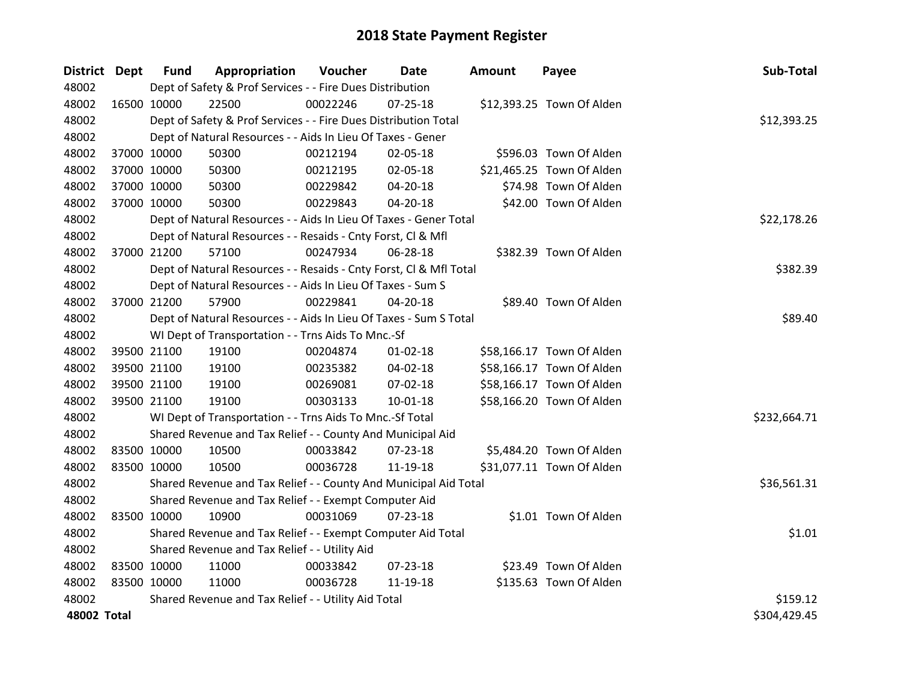# 2018 State Payment Register

| District | Dept | Fund | Appropriation | Voucher | Date | Amount | Payee | Sub-Total |
|---|---|---|---|---|---|---|---|---|
| 48002 | | Dept of Safety & Prof Services - - Fire Dues Distribution | | | | | | |
| 48002 | 16500 | 10000 | 22500 | 00022246 | 07-25-18 | $12,393.25 | Town Of Alden | |
| 48002 | | Dept of Safety & Prof Services - - Fire Dues Distribution Total | | | | | | $12,393.25 |
| 48002 | | Dept of Natural Resources - - Aids In Lieu Of Taxes - Gener | | | | | | |
| 48002 | 37000 | 10000 | 50300 | 00212194 | 02-05-18 | $596.03 | Town Of Alden | |
| 48002 | 37000 | 10000 | 50300 | 00212195 | 02-05-18 | $21,465.25 | Town Of Alden | |
| 48002 | 37000 | 10000 | 50300 | 00229842 | 04-20-18 | $74.98 | Town Of Alden | |
| 48002 | 37000 | 10000 | 50300 | 00229843 | 04-20-18 | $42.00 | Town Of Alden | |
| 48002 | | Dept of Natural Resources - - Aids In Lieu Of Taxes - Gener Total | | | | | | $22,178.26 |
| 48002 | | Dept of Natural Resources - - Resaids - Cnty Forst, Cl & Mfl | | | | | | |
| 48002 | 37000 | 21200 | 57100 | 00247934 | 06-28-18 | $382.39 | Town Of Alden | |
| 48002 | | Dept of Natural Resources - - Resaids - Cnty Forst, Cl & Mfl Total | | | | | | $382.39 |
| 48002 | | Dept of Natural Resources - - Aids In Lieu Of Taxes - Sum S | | | | | | |
| 48002 | 37000 | 21200 | 57900 | 00229841 | 04-20-18 | $89.40 | Town Of Alden | |
| 48002 | | Dept of Natural Resources - - Aids In Lieu Of Taxes - Sum S Total | | | | | | $89.40 |
| 48002 | | WI Dept of Transportation - - Trns Aids To Mnc.-Sf | | | | | | |
| 48002 | 39500 | 21100 | 19100 | 00204874 | 01-02-18 | $58,166.17 | Town Of Alden | |
| 48002 | 39500 | 21100 | 19100 | 00235382 | 04-02-18 | $58,166.17 | Town Of Alden | |
| 48002 | 39500 | 21100 | 19100 | 00269081 | 07-02-18 | $58,166.17 | Town Of Alden | |
| 48002 | 39500 | 21100 | 19100 | 00303133 | 10-01-18 | $58,166.20 | Town Of Alden | |
| 48002 | | WI Dept of Transportation - - Trns Aids To Mnc.-Sf Total | | | | | | $232,664.71 |
| 48002 | | Shared Revenue and Tax Relief - - County And Municipal Aid | | | | | | |
| 48002 | 83500 | 10000 | 10500 | 00033842 | 07-23-18 | $5,484.20 | Town Of Alden | |
| 48002 | 83500 | 10000 | 10500 | 00036728 | 11-19-18 | $31,077.11 | Town Of Alden | |
| 48002 | | Shared Revenue and Tax Relief - - County And Municipal Aid Total | | | | | | $36,561.31 |
| 48002 | | Shared Revenue and Tax Relief - - Exempt Computer Aid | | | | | | |
| 48002 | 83500 | 10000 | 10900 | 00031069 | 07-23-18 | $1.01 | Town Of Alden | |
| 48002 | | Shared Revenue and Tax Relief - - Exempt Computer Aid Total | | | | | | $1.01 |
| 48002 | | Shared Revenue and Tax Relief - - Utility Aid | | | | | | |
| 48002 | 83500 | 10000 | 11000 | 00033842 | 07-23-18 | $23.49 | Town Of Alden | |
| 48002 | 83500 | 10000 | 11000 | 00036728 | 11-19-18 | $135.63 | Town Of Alden | |
| 48002 | | Shared Revenue and Tax Relief - - Utility Aid Total | | | | | | $159.12 |
| **48002 Total** | | | | | | | | $304,429.45 |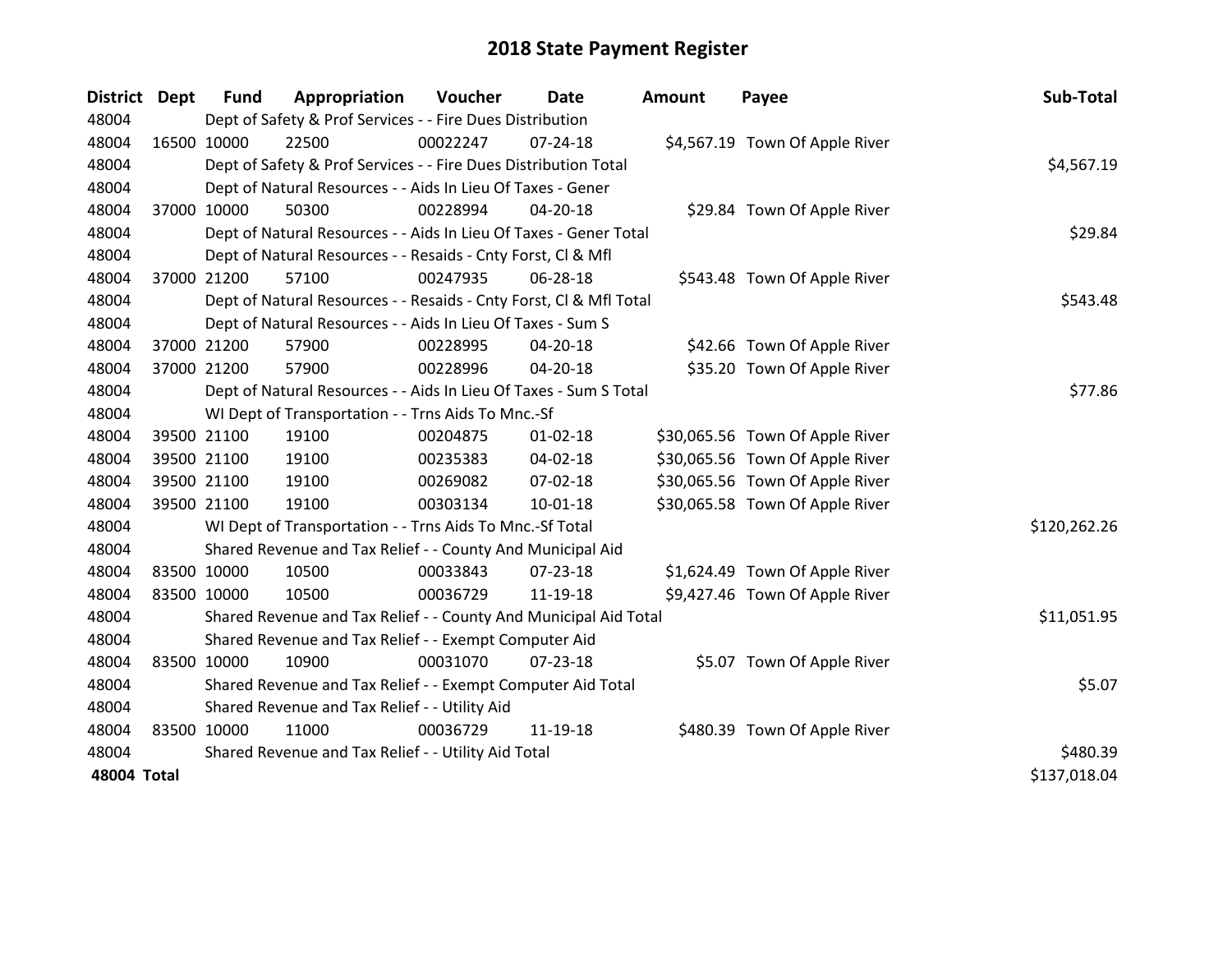# 2018 State Payment Register

| District | Dept | Fund | Appropriation | Voucher | Date | Amount | Payee | Sub-Total |
|---|---|---|---|---|---|---|---|---|
| 48004 | | Dept of Safety & Prof Services - - Fire Dues Distribution | | | | | | |
| 48004 | 16500 | 10000 | 22500 | 00022247 | 07-24-18 | $4,567.19 | Town Of Apple River | |
| 48004 | | Dept of Safety & Prof Services - - Fire Dues Distribution Total | | | | | | $4,567.19 |
| 48004 | | Dept of Natural Resources - - Aids In Lieu Of Taxes - Gener | | | | | | |
| 48004 | 37000 | 10000 | 50300 | 00228994 | 04-20-18 | $29.84 | Town Of Apple River | |
| 48004 | | Dept of Natural Resources - - Aids In Lieu Of Taxes - Gener Total | | | | | | $29.84 |
| 48004 | | Dept of Natural Resources - - Resaids - Cnty Forst, Cl & Mfl | | | | | | |
| 48004 | 37000 | 21200 | 57100 | 00247935 | 06-28-18 | $543.48 | Town Of Apple River | |
| 48004 | | Dept of Natural Resources - - Resaids - Cnty Forst, Cl & Mfl Total | | | | | | $543.48 |
| 48004 | | Dept of Natural Resources - - Aids In Lieu Of Taxes - Sum S | | | | | | |
| 48004 | 37000 | 21200 | 57900 | 00228995 | 04-20-18 | $42.66 | Town Of Apple River | |
| 48004 | 37000 | 21200 | 57900 | 00228996 | 04-20-18 | $35.20 | Town Of Apple River | |
| 48004 | | Dept of Natural Resources - - Aids In Lieu Of Taxes - Sum S Total | | | | | | $77.86 |
| 48004 | | WI Dept of Transportation - - Trns Aids To Mnc.-Sf | | | | | | |
| 48004 | 39500 | 21100 | 19100 | 00204875 | 01-02-18 | $30,065.56 | Town Of Apple River | |
| 48004 | 39500 | 21100 | 19100 | 00235383 | 04-02-18 | $30,065.56 | Town Of Apple River | |
| 48004 | 39500 | 21100 | 19100 | 00269082 | 07-02-18 | $30,065.56 | Town Of Apple River | |
| 48004 | 39500 | 21100 | 19100 | 00303134 | 10-01-18 | $30,065.58 | Town Of Apple River | |
| 48004 | | WI Dept of Transportation - - Trns Aids To Mnc.-Sf Total | | | | | | $120,262.26 |
| 48004 | | Shared Revenue and Tax Relief - - County And Municipal Aid | | | | | | |
| 48004 | 83500 | 10000 | 10500 | 00033843 | 07-23-18 | $1,624.49 | Town Of Apple River | |
| 48004 | 83500 | 10000 | 10500 | 00036729 | 11-19-18 | $9,427.46 | Town Of Apple River | |
| 48004 | | Shared Revenue and Tax Relief - - County And Municipal Aid Total | | | | | | $11,051.95 |
| 48004 | | Shared Revenue and Tax Relief - - Exempt Computer Aid | | | | | | |
| 48004 | 83500 | 10000 | 10900 | 00031070 | 07-23-18 | $5.07 | Town Of Apple River | |
| 48004 | | Shared Revenue and Tax Relief - - Exempt Computer Aid Total | | | | | | $5.07 |
| 48004 | | Shared Revenue and Tax Relief - - Utility Aid | | | | | | |
| 48004 | 83500 | 10000 | 11000 | 00036729 | 11-19-18 | $480.39 | Town Of Apple River | |
| 48004 | | Shared Revenue and Tax Relief - - Utility Aid Total | | | | | | $480.39 |
| **48004 Total** | | | | | | | | $137,018.04 |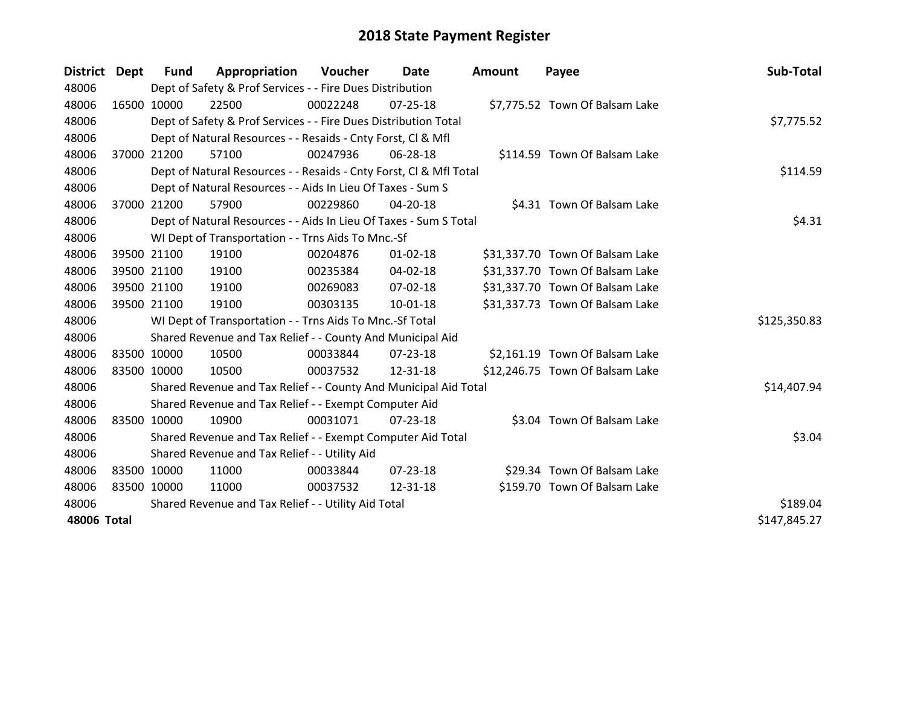# 2018 State Payment Register

| District | Dept | Fund | Appropriation | Voucher | Date | Amount | Payee | Sub-Total |
|---|---|---|---|---|---|---|---|---|
| 48006 | Dept of Safety & Prof Services - - Fire Dues Distribution | | | | | | | |
| 48006 | 16500 | 10000 | 22500 | 00022248 | 07-25-18 | $7,775.52 | Town Of Balsam Lake | |
| 48006 | Dept of Safety & Prof Services - - Fire Dues Distribution Total | | | | | | | $7,775.52 |
| 48006 | Dept of Natural Resources - - Resaids - Cnty Forst, Cl & Mfl | | | | | | | |
| 48006 | 37000 | 21200 | 57100 | 00247936 | 06-28-18 | $114.59 | Town Of Balsam Lake | |
| 48006 | Dept of Natural Resources - - Resaids - Cnty Forst, Cl & Mfl Total | | | | | | | $114.59 |
| 48006 | Dept of Natural Resources - - Aids In Lieu Of Taxes - Sum S | | | | | | | |
| 48006 | 37000 | 21200 | 57900 | 00229860 | 04-20-18 | $4.31 | Town Of Balsam Lake | |
| 48006 | Dept of Natural Resources - - Aids In Lieu Of Taxes - Sum S Total | | | | | | | $4.31 |
| 48006 | WI Dept of Transportation - - Trns Aids To Mnc.-Sf | | | | | | | |
| 48006 | 39500 | 21100 | 19100 | 00204876 | 01-02-18 | $31,337.70 | Town Of Balsam Lake | |
| 48006 | 39500 | 21100 | 19100 | 00235384 | 04-02-18 | $31,337.70 | Town Of Balsam Lake | |
| 48006 | 39500 | 21100 | 19100 | 00269083 | 07-02-18 | $31,337.70 | Town Of Balsam Lake | |
| 48006 | 39500 | 21100 | 19100 | 00303135 | 10-01-18 | $31,337.73 | Town Of Balsam Lake | |
| 48006 | WI Dept of Transportation - - Trns Aids To Mnc.-Sf Total | | | | | | | $125,350.83 |
| 48006 | Shared Revenue and Tax Relief - - County And Municipal Aid | | | | | | | |
| 48006 | 83500 | 10000 | 10500 | 00033844 | 07-23-18 | $2,161.19 | Town Of Balsam Lake | |
| 48006 | 83500 | 10000 | 10500 | 00037532 | 12-31-18 | $12,246.75 | Town Of Balsam Lake | |
| 48006 | Shared Revenue and Tax Relief - - County And Municipal Aid Total | | | | | | | $14,407.94 |
| 48006 | Shared Revenue and Tax Relief - - Exempt Computer Aid | | | | | | | |
| 48006 | 83500 | 10000 | 10900 | 00031071 | 07-23-18 | $3.04 | Town Of Balsam Lake | |
| 48006 | Shared Revenue and Tax Relief - - Exempt Computer Aid Total | | | | | | | $3.04 |
| 48006 | Shared Revenue and Tax Relief - - Utility Aid | | | | | | | |
| 48006 | 83500 | 10000 | 11000 | 00033844 | 07-23-18 | $29.34 | Town Of Balsam Lake | |
| 48006 | 83500 | 10000 | 11000 | 00037532 | 12-31-18 | $159.70 | Town Of Balsam Lake | |
| 48006 | Shared Revenue and Tax Relief - - Utility Aid Total | | | | | | | $189.04 |
| **48006 Total** | | | | | | | | $147,845.27 |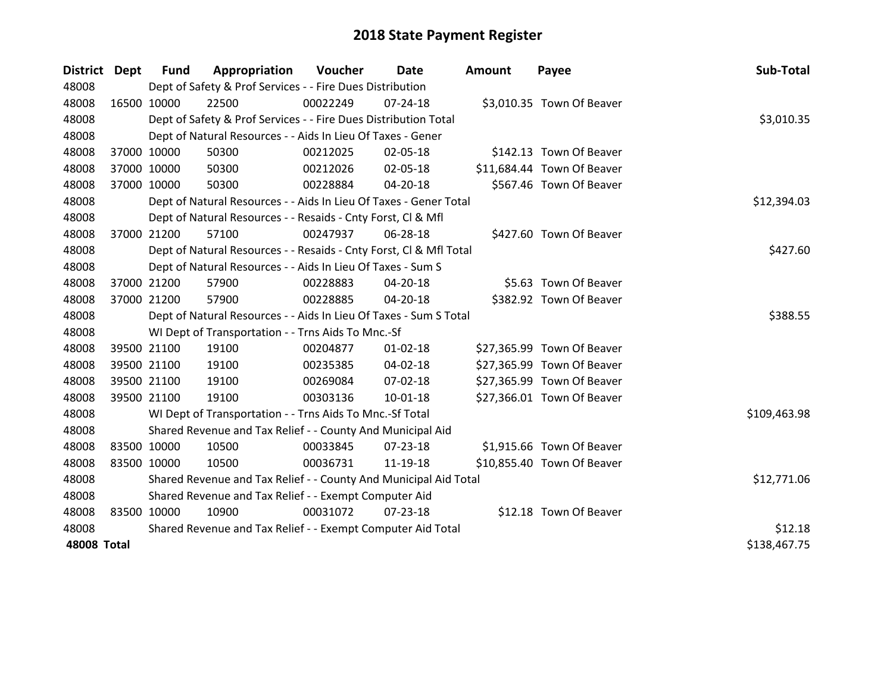# 2018 State Payment Register

| District | Dept | Fund | Appropriation | Voucher | Date | Amount | Payee | Sub-Total |
|---|---|---|---|---|---|---|---|---|
| 48008 | | Dept of Safety & Prof Services - - Fire Dues Distribution | | | | | | |
| 48008 | 16500 | 10000 | 22500 | 00022249 | 07-24-18 | $3,010.35 | Town Of Beaver | |
| 48008 | | Dept of Safety & Prof Services - - Fire Dues Distribution Total | | | | | | $3,010.35 |
| 48008 | | Dept of Natural Resources - - Aids In Lieu Of Taxes - Gener | | | | | | |
| 48008 | 37000 | 10000 | 50300 | 00212025 | 02-05-18 | $142.13 | Town Of Beaver | |
| 48008 | 37000 | 10000 | 50300 | 00212026 | 02-05-18 | $11,684.44 | Town Of Beaver | |
| 48008 | 37000 | 10000 | 50300 | 00228884 | 04-20-18 | $567.46 | Town Of Beaver | |
| 48008 | | Dept of Natural Resources - - Aids In Lieu Of Taxes - Gener Total | | | | | | $12,394.03 |
| 48008 | | Dept of Natural Resources - - Resaids - Cnty Forst, Cl & Mfl | | | | | | |
| 48008 | 37000 | 21200 | 57100 | 00247937 | 06-28-18 | $427.60 | Town Of Beaver | |
| 48008 | | Dept of Natural Resources - - Resaids - Cnty Forst, Cl & Mfl Total | | | | | | $427.60 |
| 48008 | | Dept of Natural Resources - - Aids In Lieu Of Taxes - Sum S | | | | | | |
| 48008 | 37000 | 21200 | 57900 | 00228883 | 04-20-18 | $5.63 | Town Of Beaver | |
| 48008 | 37000 | 21200 | 57900 | 00228885 | 04-20-18 | $382.92 | Town Of Beaver | |
| 48008 | | Dept of Natural Resources - - Aids In Lieu Of Taxes - Sum S Total | | | | | | $388.55 |
| 48008 | | WI Dept of Transportation - - Trns Aids To Mnc.-Sf | | | | | | |
| 48008 | 39500 | 21100 | 19100 | 00204877 | 01-02-18 | $27,365.99 | Town Of Beaver | |
| 48008 | 39500 | 21100 | 19100 | 00235385 | 04-02-18 | $27,365.99 | Town Of Beaver | |
| 48008 | 39500 | 21100 | 19100 | 00269084 | 07-02-18 | $27,365.99 | Town Of Beaver | |
| 48008 | 39500 | 21100 | 19100 | 00303136 | 10-01-18 | $27,366.01 | Town Of Beaver | |
| 48008 | | WI Dept of Transportation - - Trns Aids To Mnc.-Sf Total | | | | | | $109,463.98 |
| 48008 | | Shared Revenue and Tax Relief - - County And Municipal Aid | | | | | | |
| 48008 | 83500 | 10000 | 10500 | 00033845 | 07-23-18 | $1,915.66 | Town Of Beaver | |
| 48008 | 83500 | 10000 | 10500 | 00036731 | 11-19-18 | $10,855.40 | Town Of Beaver | |
| 48008 | | Shared Revenue and Tax Relief - - County And Municipal Aid Total | | | | | | $12,771.06 |
| 48008 | | Shared Revenue and Tax Relief - - Exempt Computer Aid | | | | | | |
| 48008 | 83500 | 10000 | 10900 | 00031072 | 07-23-18 | $12.18 | Town Of Beaver | |
| 48008 | | Shared Revenue and Tax Relief - - Exempt Computer Aid Total | | | | | | $12.18 |
| **48008 Total** | | | | | | | | $138,467.75 |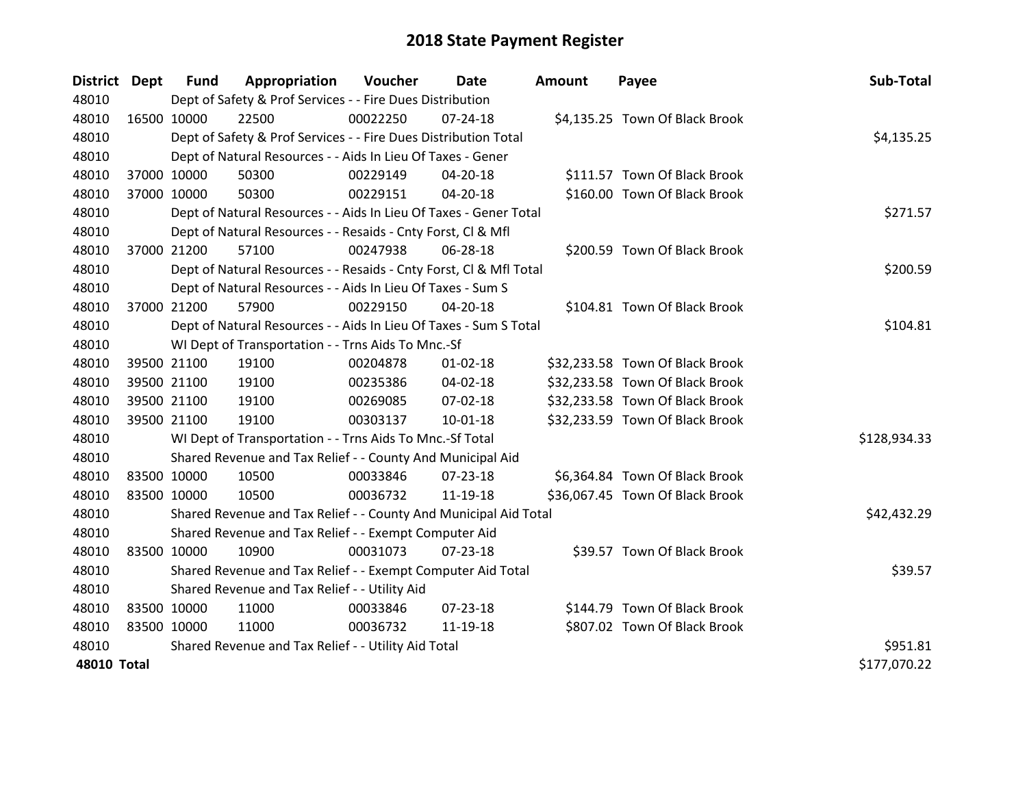# 2018 State Payment Register

| District | Dept | Fund | Appropriation | Voucher | Date | Amount | Payee | Sub-Total |
|---|---|---|---|---|---|---|---|---|
| 48010 | | Dept of Safety & Prof Services - - Fire Dues Distribution | | | | | | |
| 48010 | 16500 | 10000 | 22500 | 00022250 | 07-24-18 | $4,135.25 | Town Of Black Brook | |
| 48010 | | Dept of Safety & Prof Services - - Fire Dues Distribution Total | | | | | | $4,135.25 |
| 48010 | | Dept of Natural Resources - - Aids In Lieu Of Taxes - Gener | | | | | | |
| 48010 | 37000 | 10000 | 50300 | 00229149 | 04-20-18 | $111.57 | Town Of Black Brook | |
| 48010 | 37000 | 10000 | 50300 | 00229151 | 04-20-18 | $160.00 | Town Of Black Brook | |
| 48010 | | Dept of Natural Resources - - Aids In Lieu Of Taxes - Gener Total | | | | | | $271.57 |
| 48010 | | Dept of Natural Resources - - Resaids - Cnty Forst, Cl & Mfl | | | | | | |
| 48010 | 37000 | 21200 | 57100 | 00247938 | 06-28-18 | $200.59 | Town Of Black Brook | |
| 48010 | | Dept of Natural Resources - - Resaids - Cnty Forst, Cl & Mfl Total | | | | | | $200.59 |
| 48010 | | Dept of Natural Resources - - Aids In Lieu Of Taxes - Sum S | | | | | | |
| 48010 | 37000 | 21200 | 57900 | 00229150 | 04-20-18 | $104.81 | Town Of Black Brook | |
| 48010 | | Dept of Natural Resources - - Aids In Lieu Of Taxes - Sum S Total | | | | | | $104.81 |
| 48010 | | WI Dept of Transportation - - Trns Aids To Mnc.-Sf | | | | | | |
| 48010 | 39500 | 21100 | 19100 | 00204878 | 01-02-18 | $32,233.58 | Town Of Black Brook | |
| 48010 | 39500 | 21100 | 19100 | 00235386 | 04-02-18 | $32,233.58 | Town Of Black Brook | |
| 48010 | 39500 | 21100 | 19100 | 00269085 | 07-02-18 | $32,233.58 | Town Of Black Brook | |
| 48010 | 39500 | 21100 | 19100 | 00303137 | 10-01-18 | $32,233.59 | Town Of Black Brook | |
| 48010 | | WI Dept of Transportation - - Trns Aids To Mnc.-Sf Total | | | | | | $128,934.33 |
| 48010 | | Shared Revenue and Tax Relief - - County And Municipal Aid | | | | | | |
| 48010 | 83500 | 10000 | 10500 | 00033846 | 07-23-18 | $6,364.84 | Town Of Black Brook | |
| 48010 | 83500 | 10000 | 10500 | 00036732 | 11-19-18 | $36,067.45 | Town Of Black Brook | |
| 48010 | | Shared Revenue and Tax Relief - - County And Municipal Aid Total | | | | | | $42,432.29 |
| 48010 | | Shared Revenue and Tax Relief - - Exempt Computer Aid | | | | | | |
| 48010 | 83500 | 10000 | 10900 | 00031073 | 07-23-18 | $39.57 | Town Of Black Brook | |
| 48010 | | Shared Revenue and Tax Relief - - Exempt Computer Aid Total | | | | | | $39.57 |
| 48010 | | Shared Revenue and Tax Relief - - Utility Aid | | | | | | |
| 48010 | 83500 | 10000 | 11000 | 00033846 | 07-23-18 | $144.79 | Town Of Black Brook | |
| 48010 | 83500 | 10000 | 11000 | 00036732 | 11-19-18 | $807.02 | Town Of Black Brook | |
| 48010 | | Shared Revenue and Tax Relief - - Utility Aid Total | | | | | | $951.81 |
| **48010 Total** | | | | | | | | $177,070.22 |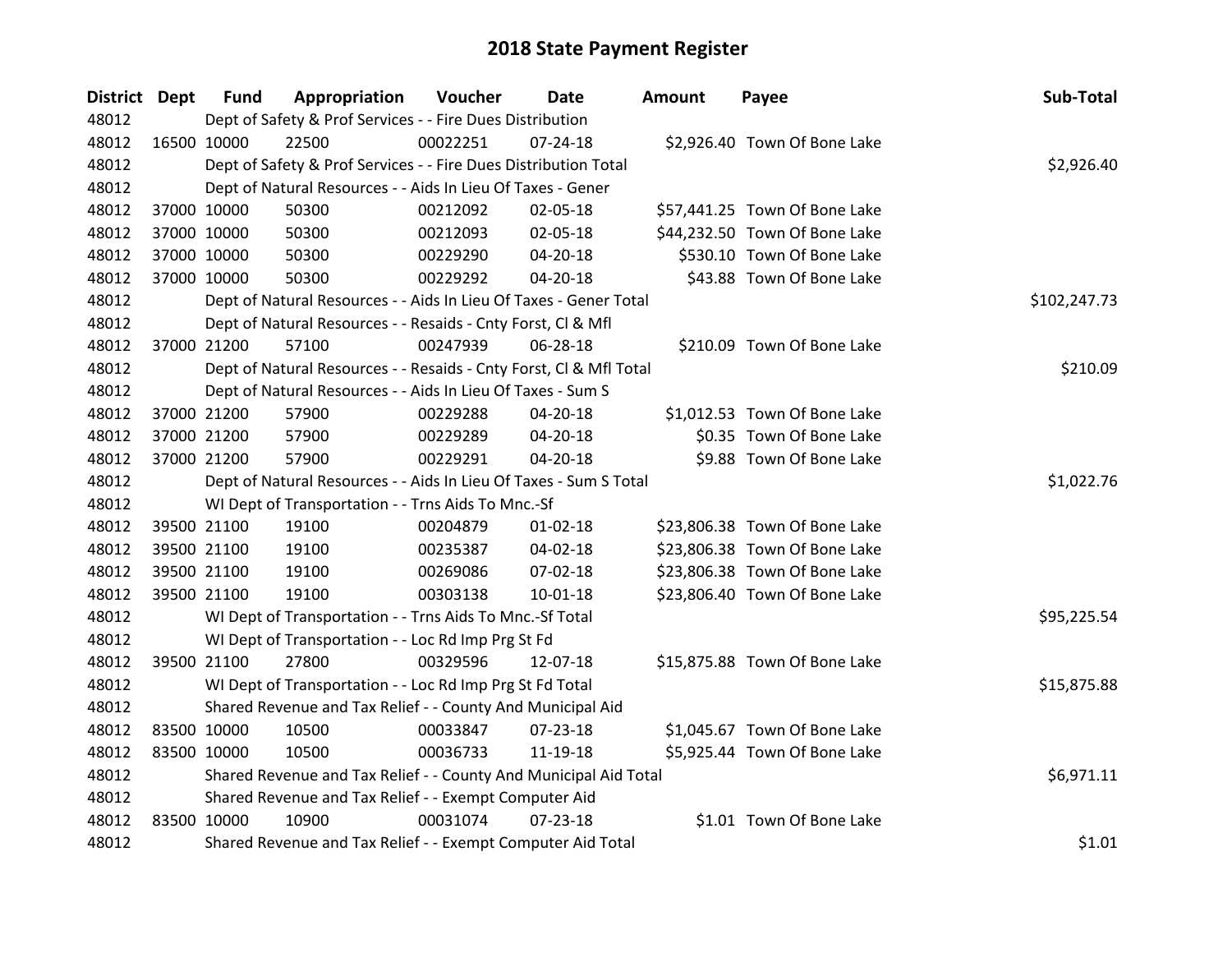# 2018 State Payment Register

| District | Dept | Fund | Appropriation | Voucher | Date | Amount | Payee | Sub-Total |
|---|---|---|---|---|---|---|---|---|
| 48012 | | Dept of Safety & Prof Services - - Fire Dues Distribution | | | | | | |
| 48012 | 16500 | 10000 | 22500 | 00022251 | 07-24-18 | $2,926.40 | Town Of Bone Lake | |
| 48012 | | Dept of Safety & Prof Services - - Fire Dues Distribution Total | | | | | | $2,926.40 |
| 48012 | | Dept of Natural Resources - - Aids In Lieu Of Taxes - Gener | | | | | | |
| 48012 | 37000 | 10000 | 50300 | 00212092 | 02-05-18 | $57,441.25 | Town Of Bone Lake | |
| 48012 | 37000 | 10000 | 50300 | 00212093 | 02-05-18 | $44,232.50 | Town Of Bone Lake | |
| 48012 | 37000 | 10000 | 50300 | 00229290 | 04-20-18 | $530.10 | Town Of Bone Lake | |
| 48012 | 37000 | 10000 | 50300 | 00229292 | 04-20-18 | $43.88 | Town Of Bone Lake | |
| 48012 | | Dept of Natural Resources - - Aids In Lieu Of Taxes - Gener Total | | | | | | $102,247.73 |
| 48012 | | Dept of Natural Resources - - Resaids - Cnty Forst, Cl & Mfl | | | | | | |
| 48012 | 37000 | 21200 | 57100 | 00247939 | 06-28-18 | $210.09 | Town Of Bone Lake | |
| 48012 | | Dept of Natural Resources - - Resaids - Cnty Forst, Cl & Mfl Total | | | | | | $210.09 |
| 48012 | | Dept of Natural Resources - - Aids In Lieu Of Taxes - Sum S | | | | | | |
| 48012 | 37000 | 21200 | 57900 | 00229288 | 04-20-18 | $1,012.53 | Town Of Bone Lake | |
| 48012 | 37000 | 21200 | 57900 | 00229289 | 04-20-18 | $0.35 | Town Of Bone Lake | |
| 48012 | 37000 | 21200 | 57900 | 00229291 | 04-20-18 | $9.88 | Town Of Bone Lake | |
| 48012 | | Dept of Natural Resources - - Aids In Lieu Of Taxes - Sum S Total | | | | | | $1,022.76 |
| 48012 | | WI Dept of Transportation - - Trns Aids To Mnc.-Sf | | | | | | |
| 48012 | 39500 | 21100 | 19100 | 00204879 | 01-02-18 | $23,806.38 | Town Of Bone Lake | |
| 48012 | 39500 | 21100 | 19100 | 00235387 | 04-02-18 | $23,806.38 | Town Of Bone Lake | |
| 48012 | 39500 | 21100 | 19100 | 00269086 | 07-02-18 | $23,806.38 | Town Of Bone Lake | |
| 48012 | 39500 | 21100 | 19100 | 00303138 | 10-01-18 | $23,806.40 | Town Of Bone Lake | |
| 48012 | | WI Dept of Transportation - - Trns Aids To Mnc.-Sf Total | | | | | | $95,225.54 |
| 48012 | | WI Dept of Transportation - - Loc Rd Imp Prg St Fd | | | | | | |
| 48012 | 39500 | 21100 | 27800 | 00329596 | 12-07-18 | $15,875.88 | Town Of Bone Lake | |
| 48012 | | WI Dept of Transportation - - Loc Rd Imp Prg St Fd Total | | | | | | $15,875.88 |
| 48012 | | Shared Revenue and Tax Relief - - County And Municipal Aid | | | | | | |
| 48012 | 83500 | 10000 | 10500 | 00033847 | 07-23-18 | $1,045.67 | Town Of Bone Lake | |
| 48012 | 83500 | 10000 | 10500 | 00036733 | 11-19-18 | $5,925.44 | Town Of Bone Lake | |
| 48012 | | Shared Revenue and Tax Relief - - County And Municipal Aid Total | | | | | | $6,971.11 |
| 48012 | | Shared Revenue and Tax Relief - - Exempt Computer Aid | | | | | | |
| 48012 | 83500 | 10000 | 10900 | 00031074 | 07-23-18 | $1.01 | Town Of Bone Lake | |
| 48012 | | Shared Revenue and Tax Relief - - Exempt Computer Aid Total | | | | | | $1.01 |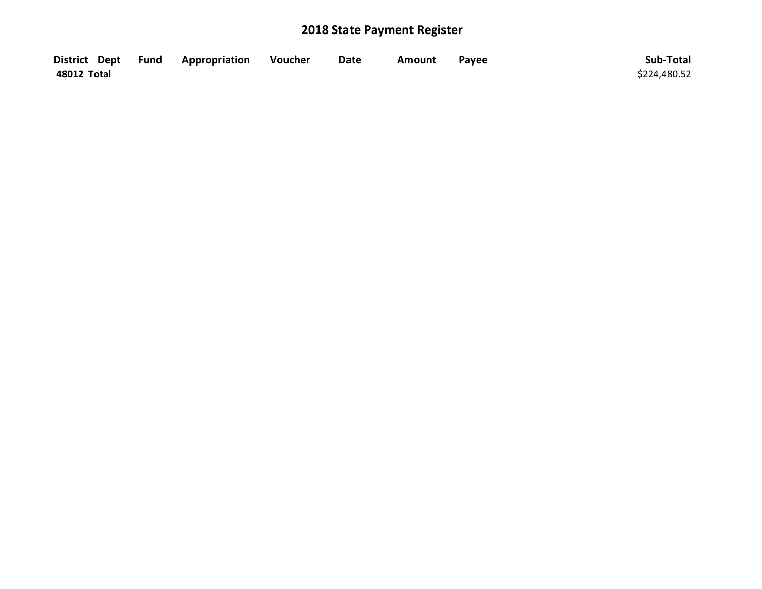# 2018 State Payment Register

| District | Dept | Fund | Appropriation | Voucher | Date | Amount | Payee | Sub-Total |
|---|---|---|---|---|---|---|---|---|
| **48012 Total** | | | | | | | | $224,480.52 |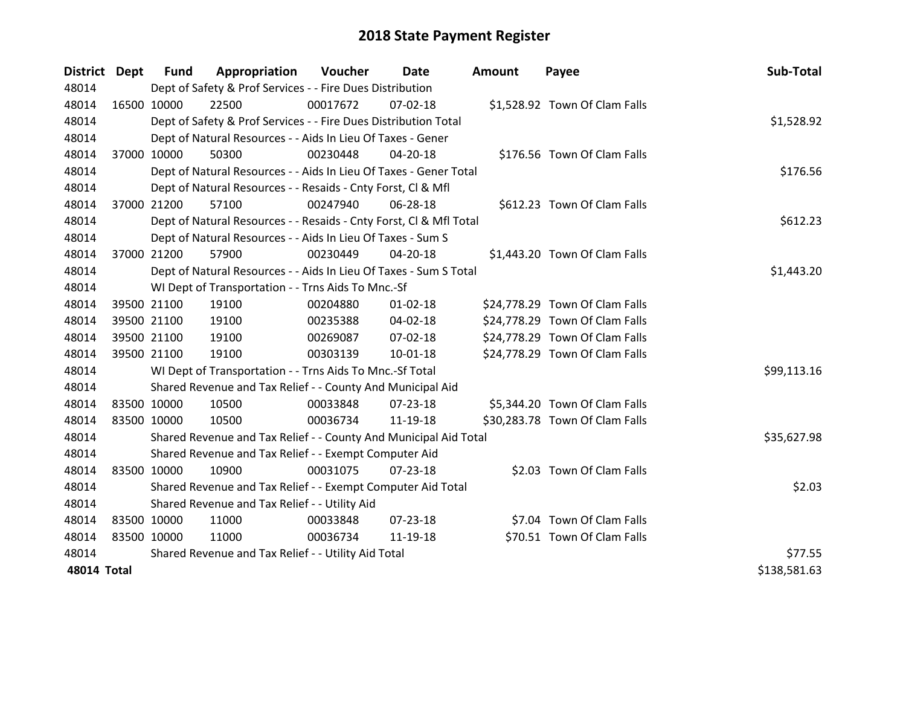# 2018 State Payment Register

| District | Dept | Fund | Appropriation | Voucher | Date | Amount | Payee | Sub-Total |
|---|---|---|---|---|---|---|---|---|
| 48014 | Dept of Safety & Prof Services - - Fire Dues Distribution | | | | | | | |
| 48014 | 16500 | 10000 | 22500 | 00017672 | 07-02-18 | $1,528.92 | Town Of Clam Falls | |
| 48014 | Dept of Safety & Prof Services - - Fire Dues Distribution Total | | | | | | | $1,528.92 |
| 48014 | Dept of Natural Resources - - Aids In Lieu Of Taxes - Gener | | | | | | | |
| 48014 | 37000 | 10000 | 50300 | 00230448 | 04-20-18 | $176.56 | Town Of Clam Falls | |
| 48014 | Dept of Natural Resources - - Aids In Lieu Of Taxes - Gener Total | | | | | | | $176.56 |
| 48014 | Dept of Natural Resources - - Resaids - Cnty Forst, Cl & Mfl | | | | | | | |
| 48014 | 37000 | 21200 | 57100 | 00247940 | 06-28-18 | $612.23 | Town Of Clam Falls | |
| 48014 | Dept of Natural Resources - - Resaids - Cnty Forst, Cl & Mfl Total | | | | | | | $612.23 |
| 48014 | Dept of Natural Resources - - Aids In Lieu Of Taxes - Sum S | | | | | | | |
| 48014 | 37000 | 21200 | 57900 | 00230449 | 04-20-18 | $1,443.20 | Town Of Clam Falls | |
| 48014 | Dept of Natural Resources - - Aids In Lieu Of Taxes - Sum S Total | | | | | | | $1,443.20 |
| 48014 | WI Dept of Transportation - - Trns Aids To Mnc.-Sf | | | | | | | |
| 48014 | 39500 | 21100 | 19100 | 00204880 | 01-02-18 | $24,778.29 | Town Of Clam Falls | |
| 48014 | 39500 | 21100 | 19100 | 00235388 | 04-02-18 | $24,778.29 | Town Of Clam Falls | |
| 48014 | 39500 | 21100 | 19100 | 00269087 | 07-02-18 | $24,778.29 | Town Of Clam Falls | |
| 48014 | 39500 | 21100 | 19100 | 00303139 | 10-01-18 | $24,778.29 | Town Of Clam Falls | |
| 48014 | WI Dept of Transportation - - Trns Aids To Mnc.-Sf Total | | | | | | | $99,113.16 |
| 48014 | Shared Revenue and Tax Relief - - County And Municipal Aid | | | | | | | |
| 48014 | 83500 | 10000 | 10500 | 00033848 | 07-23-18 | $5,344.20 | Town Of Clam Falls | |
| 48014 | 83500 | 10000 | 10500 | 00036734 | 11-19-18 | $30,283.78 | Town Of Clam Falls | |
| 48014 | Shared Revenue and Tax Relief - - County And Municipal Aid Total | | | | | | | $35,627.98 |
| 48014 | Shared Revenue and Tax Relief - - Exempt Computer Aid | | | | | | | |
| 48014 | 83500 | 10000 | 10900 | 00031075 | 07-23-18 | $2.03 | Town Of Clam Falls | |
| 48014 | Shared Revenue and Tax Relief - - Exempt Computer Aid Total | | | | | | | $2.03 |
| 48014 | Shared Revenue and Tax Relief - - Utility Aid | | | | | | | |
| 48014 | 83500 | 10000 | 11000 | 00033848 | 07-23-18 | $7.04 | Town Of Clam Falls | |
| 48014 | 83500 | 10000 | 11000 | 00036734 | 11-19-18 | $70.51 | Town Of Clam Falls | |
| 48014 | Shared Revenue and Tax Relief - - Utility Aid Total | | | | | | | $77.55 |
| **48014 Total** | | | | | | | | $138,581.63 |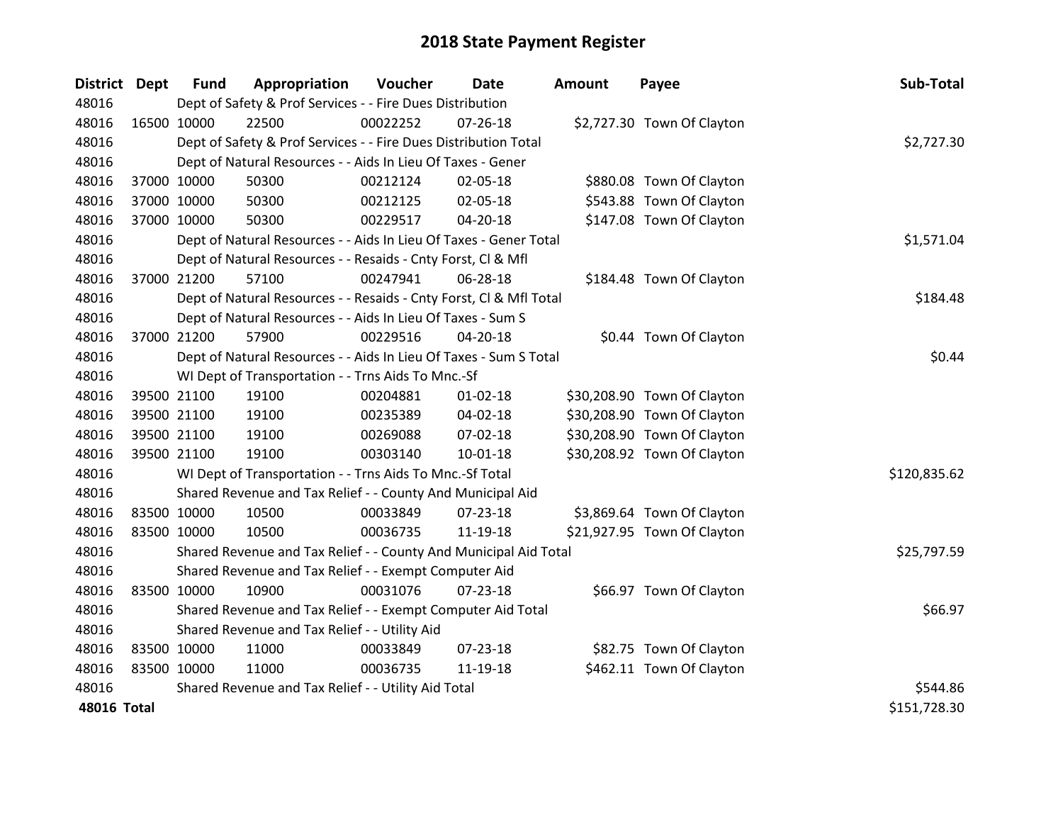# 2018 State Payment Register

| District | Dept | Fund | Appropriation | Voucher | Date | Amount | Payee | Sub-Total |
|---|---|---|---|---|---|---|---|---|
| 48016 | | Dept of Safety & Prof Services - - Fire Dues Distribution | | | | | | |
| 48016 | 16500 | 10000 | 22500 | 00022252 | 07-26-18 | $2,727.30 | Town Of Clayton | |
| 48016 | | Dept of Safety & Prof Services - - Fire Dues Distribution Total | | | | | | $2,727.30 |
| 48016 | | Dept of Natural Resources - - Aids In Lieu Of Taxes - Gener | | | | | | |
| 48016 | 37000 | 10000 | 50300 | 00212124 | 02-05-18 | $880.08 | Town Of Clayton | |
| 48016 | 37000 | 10000 | 50300 | 00212125 | 02-05-18 | $543.88 | Town Of Clayton | |
| 48016 | 37000 | 10000 | 50300 | 00229517 | 04-20-18 | $147.08 | Town Of Clayton | |
| 48016 | | Dept of Natural Resources - - Aids In Lieu Of Taxes - Gener Total | | | | | | $1,571.04 |
| 48016 | | Dept of Natural Resources - - Resaids - Cnty Forst, Cl & Mfl | | | | | | |
| 48016 | 37000 | 21200 | 57100 | 00247941 | 06-28-18 | $184.48 | Town Of Clayton | |
| 48016 | | Dept of Natural Resources - - Resaids - Cnty Forst, Cl & Mfl Total | | | | | | $184.48 |
| 48016 | | Dept of Natural Resources - - Aids In Lieu Of Taxes - Sum S | | | | | | |
| 48016 | 37000 | 21200 | 57900 | 00229516 | 04-20-18 | $0.44 | Town Of Clayton | |
| 48016 | | Dept of Natural Resources - - Aids In Lieu Of Taxes - Sum S Total | | | | | | $0.44 |
| 48016 | | WI Dept of Transportation - - Trns Aids To Mnc.-Sf | | | | | | |
| 48016 | 39500 | 21100 | 19100 | 00204881 | 01-02-18 | $30,208.90 | Town Of Clayton | |
| 48016 | 39500 | 21100 | 19100 | 00235389 | 04-02-18 | $30,208.90 | Town Of Clayton | |
| 48016 | 39500 | 21100 | 19100 | 00269088 | 07-02-18 | $30,208.90 | Town Of Clayton | |
| 48016 | 39500 | 21100 | 19100 | 00303140 | 10-01-18 | $30,208.92 | Town Of Clayton | |
| 48016 | | WI Dept of Transportation - - Trns Aids To Mnc.-Sf Total | | | | | | $120,835.62 |
| 48016 | | Shared Revenue and Tax Relief - - County And Municipal Aid | | | | | | |
| 48016 | 83500 | 10000 | 10500 | 00033849 | 07-23-18 | $3,869.64 | Town Of Clayton | |
| 48016 | 83500 | 10000 | 10500 | 00036735 | 11-19-18 | $21,927.95 | Town Of Clayton | |
| 48016 | | Shared Revenue and Tax Relief - - County And Municipal Aid Total | | | | | | $25,797.59 |
| 48016 | | Shared Revenue and Tax Relief - - Exempt Computer Aid | | | | | | |
| 48016 | 83500 | 10000 | 10900 | 00031076 | 07-23-18 | $66.97 | Town Of Clayton | |
| 48016 | | Shared Revenue and Tax Relief - - Exempt Computer Aid Total | | | | | | $66.97 |
| 48016 | | Shared Revenue and Tax Relief - - Utility Aid | | | | | | |
| 48016 | 83500 | 10000 | 11000 | 00033849 | 07-23-18 | $82.75 | Town Of Clayton | |
| 48016 | 83500 | 10000 | 11000 | 00036735 | 11-19-18 | $462.11 | Town Of Clayton | |
| 48016 | | Shared Revenue and Tax Relief - - Utility Aid Total | | | | | | $544.86 |
| **48016 Total** | | | | | | | | $151,728.30 |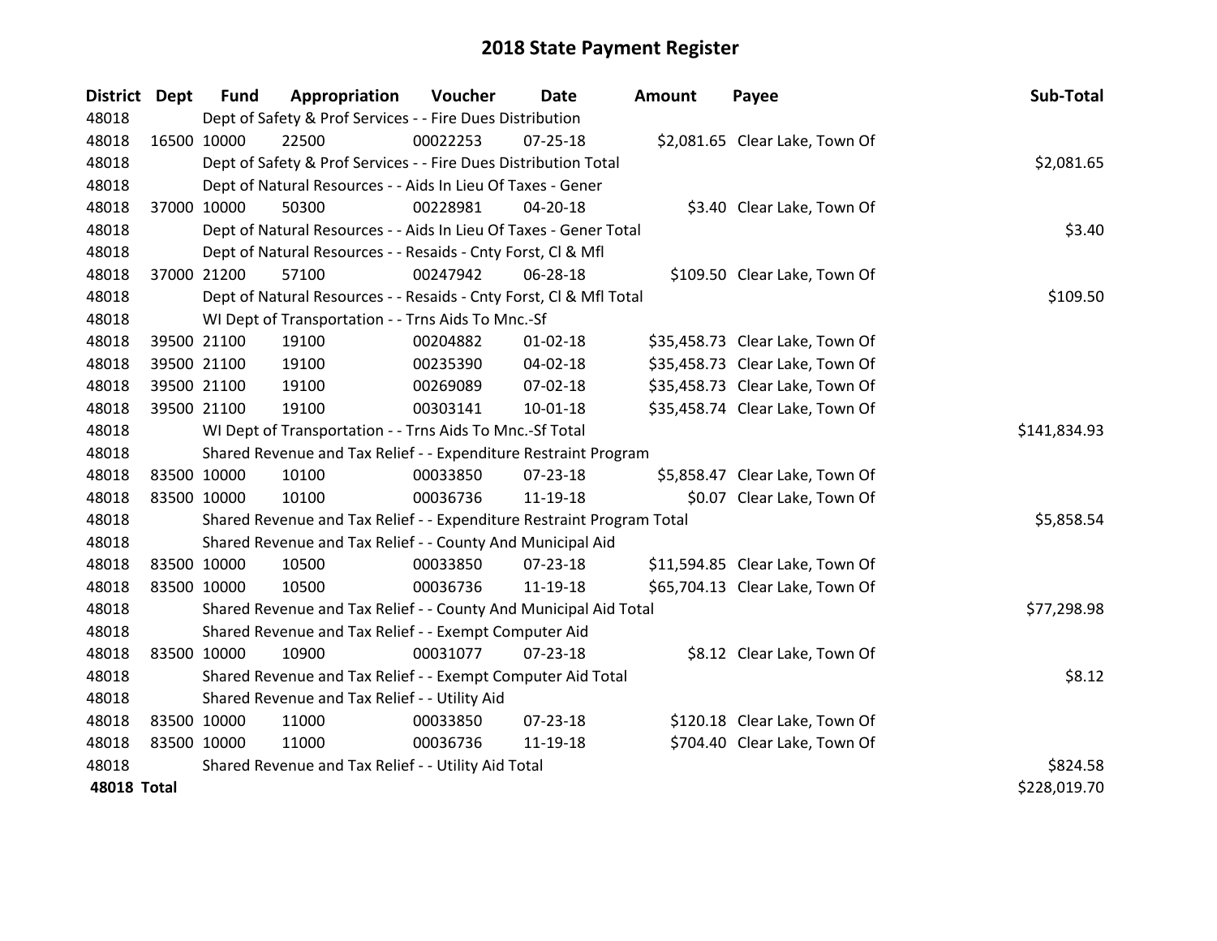# 2018 State Payment Register

| District | Dept | Fund | Appropriation | Voucher | Date | Amount | Payee | Sub-Total |
|---|---|---|---|---|---|---|---|---|
| 48018 | | Dept of Safety & Prof Services - - Fire Dues Distribution | | | | | | |
| 48018 | 16500 | 10000 | 22500 | 00022253 | 07-25-18 | $2,081.65 | Clear Lake, Town Of | |
| 48018 | | Dept of Safety & Prof Services - - Fire Dues Distribution Total | | | | | | $2,081.65 |
| 48018 | | Dept of Natural Resources - - Aids In Lieu Of Taxes - Gener | | | | | | |
| 48018 | 37000 | 10000 | 50300 | 00228981 | 04-20-18 | $3.40 | Clear Lake, Town Of | |
| 48018 | | Dept of Natural Resources - - Aids In Lieu Of Taxes - Gener Total | | | | | | $3.40 |
| 48018 | | Dept of Natural Resources - - Resaids - Cnty Forst, Cl & Mfl | | | | | | |
| 48018 | 37000 | 21200 | 57100 | 00247942 | 06-28-18 | $109.50 | Clear Lake, Town Of | |
| 48018 | | Dept of Natural Resources - - Resaids - Cnty Forst, Cl & Mfl Total | | | | | | $109.50 |
| 48018 | | WI Dept of Transportation - - Trns Aids To Mnc.-Sf | | | | | | |
| 48018 | 39500 | 21100 | 19100 | 00204882 | 01-02-18 | $35,458.73 | Clear Lake, Town Of | |
| 48018 | 39500 | 21100 | 19100 | 00235390 | 04-02-18 | $35,458.73 | Clear Lake, Town Of | |
| 48018 | 39500 | 21100 | 19100 | 00269089 | 07-02-18 | $35,458.73 | Clear Lake, Town Of | |
| 48018 | 39500 | 21100 | 19100 | 00303141 | 10-01-18 | $35,458.74 | Clear Lake, Town Of | |
| 48018 | | WI Dept of Transportation - - Trns Aids To Mnc.-Sf Total | | | | | | $141,834.93 |
| 48018 | | Shared Revenue and Tax Relief - - Expenditure Restraint Program | | | | | | |
| 48018 | 83500 | 10000 | 10100 | 00033850 | 07-23-18 | $5,858.47 | Clear Lake, Town Of | |
| 48018 | 83500 | 10000 | 10100 | 00036736 | 11-19-18 | $0.07 | Clear Lake, Town Of | |
| 48018 | | Shared Revenue and Tax Relief - - Expenditure Restraint Program Total | | | | | | $5,858.54 |
| 48018 | | Shared Revenue and Tax Relief - - County And Municipal Aid | | | | | | |
| 48018 | 83500 | 10000 | 10500 | 00033850 | 07-23-18 | $11,594.85 | Clear Lake, Town Of | |
| 48018 | 83500 | 10000 | 10500 | 00036736 | 11-19-18 | $65,704.13 | Clear Lake, Town Of | |
| 48018 | | Shared Revenue and Tax Relief - - County And Municipal Aid Total | | | | | | $77,298.98 |
| 48018 | | Shared Revenue and Tax Relief - - Exempt Computer Aid | | | | | | |
| 48018 | 83500 | 10000 | 10900 | 00031077 | 07-23-18 | $8.12 | Clear Lake, Town Of | |
| 48018 | | Shared Revenue and Tax Relief - - Exempt Computer Aid Total | | | | | | $8.12 |
| 48018 | | Shared Revenue and Tax Relief - - Utility Aid | | | | | | |
| 48018 | 83500 | 10000 | 11000 | 00033850 | 07-23-18 | $120.18 | Clear Lake, Town Of | |
| 48018 | 83500 | 10000 | 11000 | 00036736 | 11-19-18 | $704.40 | Clear Lake, Town Of | |
| 48018 | | Shared Revenue and Tax Relief - - Utility Aid Total | | | | | | $824.58 |
| **48018 Total** | | | | | | | | $228,019.70 |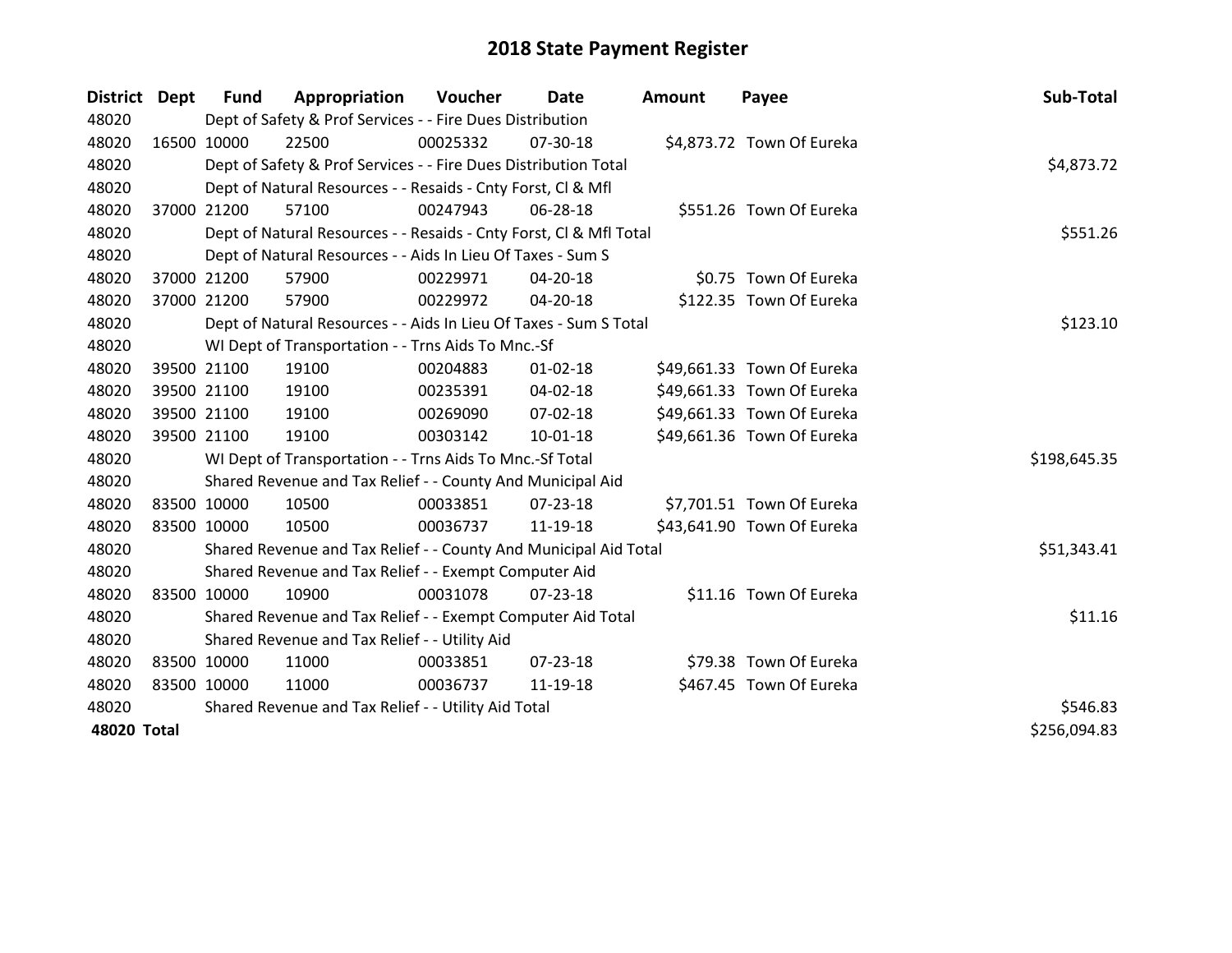# 2018 State Payment Register

| District | Dept | Fund | Appropriation | Voucher | Date | Amount | Payee | Sub-Total |
|---|---|---|---|---|---|---|---|---|
| 48020 | | Dept of Safety & Prof Services - - Fire Dues Distribution | | | | | | |
| 48020 | 16500 | 10000 | 22500 | 00025332 | 07-30-18 | $4,873.72 | Town Of Eureka | |
| 48020 | | Dept of Safety & Prof Services - - Fire Dues Distribution Total | | | | | | $4,873.72 |
| 48020 | | Dept of Natural Resources - - Resaids - Cnty Forst, Cl & Mfl | | | | | | |
| 48020 | 37000 | 21200 | 57100 | 00247943 | 06-28-18 | $551.26 | Town Of Eureka | |
| 48020 | | Dept of Natural Resources - - Resaids - Cnty Forst, Cl & Mfl Total | | | | | | $551.26 |
| 48020 | | Dept of Natural Resources - - Aids In Lieu Of Taxes - Sum S | | | | | | |
| 48020 | 37000 | 21200 | 57900 | 00229971 | 04-20-18 | $0.75 | Town Of Eureka | |
| 48020 | 37000 | 21200 | 57900 | 00229972 | 04-20-18 | $122.35 | Town Of Eureka | |
| 48020 | | Dept of Natural Resources - - Aids In Lieu Of Taxes - Sum S Total | | | | | | $123.10 |
| 48020 | | WI Dept of Transportation - - Trns Aids To Mnc.-Sf | | | | | | |
| 48020 | 39500 | 21100 | 19100 | 00204883 | 01-02-18 | $49,661.33 | Town Of Eureka | |
| 48020 | 39500 | 21100 | 19100 | 00235391 | 04-02-18 | $49,661.33 | Town Of Eureka | |
| 48020 | 39500 | 21100 | 19100 | 00269090 | 07-02-18 | $49,661.33 | Town Of Eureka | |
| 48020 | 39500 | 21100 | 19100 | 00303142 | 10-01-18 | $49,661.36 | Town Of Eureka | |
| 48020 | | WI Dept of Transportation - - Trns Aids To Mnc.-Sf Total | | | | | | $198,645.35 |
| 48020 | | Shared Revenue and Tax Relief - - County And Municipal Aid | | | | | | |
| 48020 | 83500 | 10000 | 10500 | 00033851 | 07-23-18 | $7,701.51 | Town Of Eureka | |
| 48020 | 83500 | 10000 | 10500 | 00036737 | 11-19-18 | $43,641.90 | Town Of Eureka | |
| 48020 | | Shared Revenue and Tax Relief - - County And Municipal Aid Total | | | | | | $51,343.41 |
| 48020 | | Shared Revenue and Tax Relief - - Exempt Computer Aid | | | | | | |
| 48020 | 83500 | 10000 | 10900 | 00031078 | 07-23-18 | $11.16 | Town Of Eureka | |
| 48020 | | Shared Revenue and Tax Relief - - Exempt Computer Aid Total | | | | | | $11.16 |
| 48020 | | Shared Revenue and Tax Relief - - Utility Aid | | | | | | |
| 48020 | 83500 | 10000 | 11000 | 00033851 | 07-23-18 | $79.38 | Town Of Eureka | |
| 48020 | 83500 | 10000 | 11000 | 00036737 | 11-19-18 | $467.45 | Town Of Eureka | |
| 48020 | | Shared Revenue and Tax Relief - - Utility Aid Total | | | | | | $546.83 |
| **48020 Total** | | | | | | | | $256,094.83 |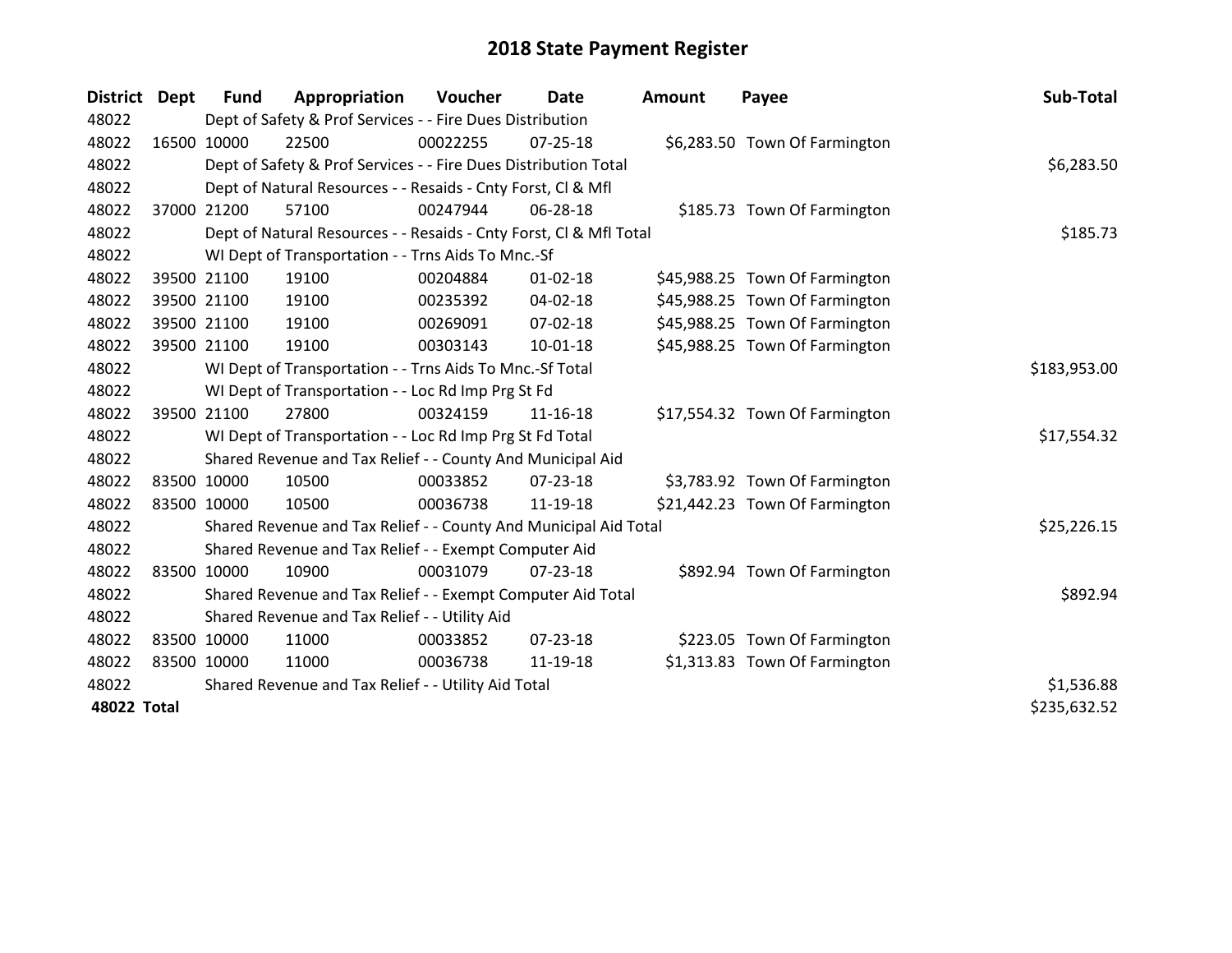# 2018 State Payment Register

| District | Dept | Fund | Appropriation | Voucher | Date | Amount | Payee | Sub-Total |
|---|---|---|---|---|---|---|---|---|
| 48022 | | Dept of Safety & Prof Services - - Fire Dues Distribution | | | | | | |
| 48022 | 16500 | 10000 | 22500 | 00022255 | 07-25-18 | $6,283.50 | Town Of Farmington | |
| 48022 | | Dept of Safety & Prof Services - - Fire Dues Distribution Total | | | | | | $6,283.50 |
| 48022 | | Dept of Natural Resources - - Resaids - Cnty Forst, Cl & Mfl | | | | | | |
| 48022 | 37000 | 21200 | 57100 | 00247944 | 06-28-18 | $185.73 | Town Of Farmington | |
| 48022 | | Dept of Natural Resources - - Resaids - Cnty Forst, Cl & Mfl Total | | | | | | $185.73 |
| 48022 | | WI Dept of Transportation - - Trns Aids To Mnc.-Sf | | | | | | |
| 48022 | 39500 | 21100 | 19100 | 00204884 | 01-02-18 | $45,988.25 | Town Of Farmington | |
| 48022 | 39500 | 21100 | 19100 | 00235392 | 04-02-18 | $45,988.25 | Town Of Farmington | |
| 48022 | 39500 | 21100 | 19100 | 00269091 | 07-02-18 | $45,988.25 | Town Of Farmington | |
| 48022 | 39500 | 21100 | 19100 | 00303143 | 10-01-18 | $45,988.25 | Town Of Farmington | |
| 48022 | | WI Dept of Transportation - - Trns Aids To Mnc.-Sf Total | | | | | | $183,953.00 |
| 48022 | | WI Dept of Transportation - - Loc Rd Imp Prg St Fd | | | | | | |
| 48022 | 39500 | 21100 | 27800 | 00324159 | 11-16-18 | $17,554.32 | Town Of Farmington | |
| 48022 | | WI Dept of Transportation - - Loc Rd Imp Prg St Fd Total | | | | | | $17,554.32 |
| 48022 | | Shared Revenue and Tax Relief - - County And Municipal Aid | | | | | | |
| 48022 | 83500 | 10000 | 10500 | 00033852 | 07-23-18 | $3,783.92 | Town Of Farmington | |
| 48022 | 83500 | 10000 | 10500 | 00036738 | 11-19-18 | $21,442.23 | Town Of Farmington | |
| 48022 | | Shared Revenue and Tax Relief - - County And Municipal Aid Total | | | | | | $25,226.15 |
| 48022 | | Shared Revenue and Tax Relief - - Exempt Computer Aid | | | | | | |
| 48022 | 83500 | 10000 | 10900 | 00031079 | 07-23-18 | $892.94 | Town Of Farmington | |
| 48022 | | Shared Revenue and Tax Relief - - Exempt Computer Aid Total | | | | | | $892.94 |
| 48022 | | Shared Revenue and Tax Relief - - Utility Aid | | | | | | |
| 48022 | 83500 | 10000 | 11000 | 00033852 | 07-23-18 | $223.05 | Town Of Farmington | |
| 48022 | 83500 | 10000 | 11000 | 00036738 | 11-19-18 | $1,313.83 | Town Of Farmington | |
| 48022 | | Shared Revenue and Tax Relief - - Utility Aid Total | | | | | | $1,536.88 |
| **48022 Total** | | | | | | | | $235,632.52 |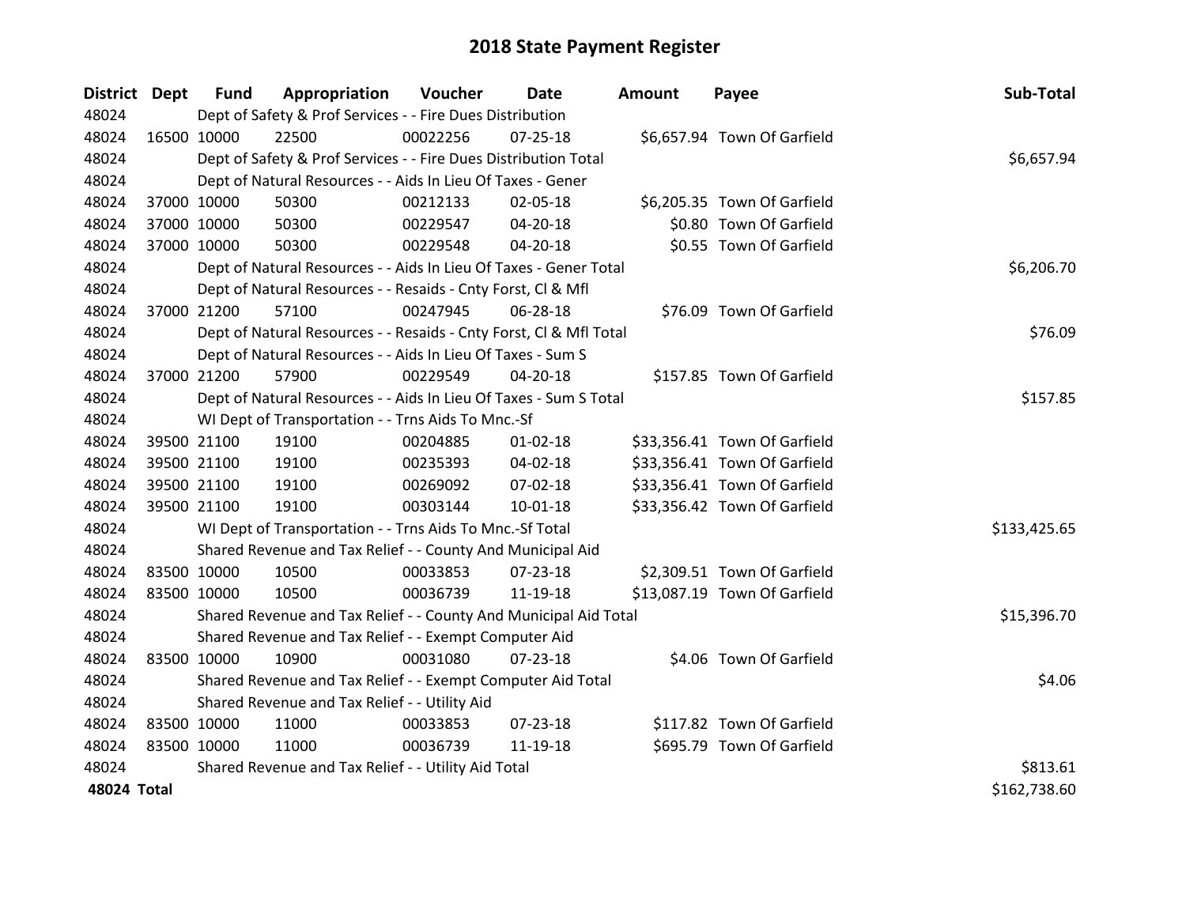# 2018 State Payment Register

| District | Dept | Fund | Appropriation | Voucher | Date | Amount | Payee | Sub-Total |
|---|---|---|---|---|---|---|---|---|
| 48024 | | Dept of Safety & Prof Services - - Fire Dues Distribution | | | | | | |
| 48024 | 16500 | 10000 | 22500 | 00022256 | 07-25-18 | $6,657.94 | Town Of Garfield | |
| 48024 | | Dept of Safety & Prof Services - - Fire Dues Distribution Total | | | | | | $6,657.94 |
| 48024 | | Dept of Natural Resources - - Aids In Lieu Of Taxes - Gener | | | | | | |
| 48024 | 37000 | 10000 | 50300 | 00212133 | 02-05-18 | $6,205.35 | Town Of Garfield | |
| 48024 | 37000 | 10000 | 50300 | 00229547 | 04-20-18 | $0.80 | Town Of Garfield | |
| 48024 | 37000 | 10000 | 50300 | 00229548 | 04-20-18 | $0.55 | Town Of Garfield | |
| 48024 | | Dept of Natural Resources - - Aids In Lieu Of Taxes - Gener Total | | | | | | $6,206.70 |
| 48024 | | Dept of Natural Resources - - Resaids - Cnty Forst, Cl & Mfl | | | | | | |
| 48024 | 37000 | 21200 | 57100 | 00247945 | 06-28-18 | $76.09 | Town Of Garfield | |
| 48024 | | Dept of Natural Resources - - Resaids - Cnty Forst, Cl & Mfl Total | | | | | | $76.09 |
| 48024 | | Dept of Natural Resources - - Aids In Lieu Of Taxes - Sum S | | | | | | |
| 48024 | 37000 | 21200 | 57900 | 00229549 | 04-20-18 | $157.85 | Town Of Garfield | |
| 48024 | | Dept of Natural Resources - - Aids In Lieu Of Taxes - Sum S Total | | | | | | $157.85 |
| 48024 | | WI Dept of Transportation - - Trns Aids To Mnc.-Sf | | | | | | |
| 48024 | 39500 | 21100 | 19100 | 00204885 | 01-02-18 | $33,356.41 | Town Of Garfield | |
| 48024 | 39500 | 21100 | 19100 | 00235393 | 04-02-18 | $33,356.41 | Town Of Garfield | |
| 48024 | 39500 | 21100 | 19100 | 00269092 | 07-02-18 | $33,356.41 | Town Of Garfield | |
| 48024 | 39500 | 21100 | 19100 | 00303144 | 10-01-18 | $33,356.42 | Town Of Garfield | |
| 48024 | | WI Dept of Transportation - - Trns Aids To Mnc.-Sf Total | | | | | | $133,425.65 |
| 48024 | | Shared Revenue and Tax Relief - - County And Municipal Aid | | | | | | |
| 48024 | 83500 | 10000 | 10500 | 00033853 | 07-23-18 | $2,309.51 | Town Of Garfield | |
| 48024 | 83500 | 10000 | 10500 | 00036739 | 11-19-18 | $13,087.19 | Town Of Garfield | |
| 48024 | | Shared Revenue and Tax Relief - - County And Municipal Aid Total | | | | | | $15,396.70 |
| 48024 | | Shared Revenue and Tax Relief - - Exempt Computer Aid | | | | | | |
| 48024 | 83500 | 10000 | 10900 | 00031080 | 07-23-18 | $4.06 | Town Of Garfield | |
| 48024 | | Shared Revenue and Tax Relief - - Exempt Computer Aid Total | | | | | | $4.06 |
| 48024 | | Shared Revenue and Tax Relief - - Utility Aid | | | | | | |
| 48024 | 83500 | 10000 | 11000 | 00033853 | 07-23-18 | $117.82 | Town Of Garfield | |
| 48024 | 83500 | 10000 | 11000 | 00036739 | 11-19-18 | $695.79 | Town Of Garfield | |
| 48024 | | Shared Revenue and Tax Relief - - Utility Aid Total | | | | | | $813.61 |
| **48024 Total** | | | | | | | | $162,738.60 |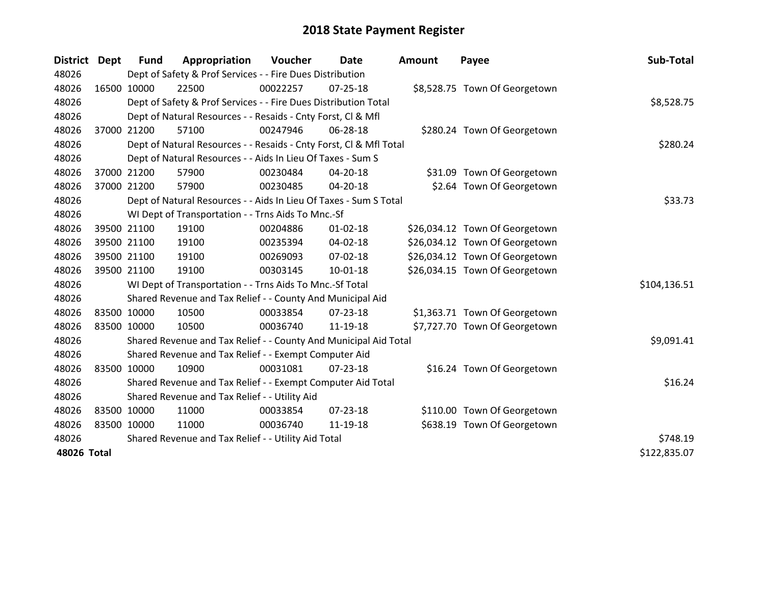# 2018 State Payment Register

| District | Dept | Fund | Appropriation | Voucher | Date | Amount | Payee | Sub-Total |
|---|---|---|---|---|---|---|---|---|
| 48026 | | Dept of Safety & Prof Services - - Fire Dues Distribution | | | | | | |
| 48026 | 16500 | 10000 | 22500 | 00022257 | 07-25-18 | $8,528.75 | Town Of Georgetown | |
| 48026 | | Dept of Safety & Prof Services - - Fire Dues Distribution Total | | | | | | $8,528.75 |
| 48026 | | Dept of Natural Resources - - Resaids - Cnty Forst, Cl & Mfl | | | | | | |
| 48026 | 37000 | 21200 | 57100 | 00247946 | 06-28-18 | $280.24 | Town Of Georgetown | |
| 48026 | | Dept of Natural Resources - - Resaids - Cnty Forst, Cl & Mfl Total | | | | | | $280.24 |
| 48026 | | Dept of Natural Resources - - Aids In Lieu Of Taxes - Sum S | | | | | | |
| 48026 | 37000 | 21200 | 57900 | 00230484 | 04-20-18 | $31.09 | Town Of Georgetown | |
| 48026 | 37000 | 21200 | 57900 | 00230485 | 04-20-18 | $2.64 | Town Of Georgetown | |
| 48026 | | Dept of Natural Resources - - Aids In Lieu Of Taxes - Sum S Total | | | | | | $33.73 |
| 48026 | | WI Dept of Transportation - - Trns Aids To Mnc.-Sf | | | | | | |
| 48026 | 39500 | 21100 | 19100 | 00204886 | 01-02-18 | $26,034.12 | Town Of Georgetown | |
| 48026 | 39500 | 21100 | 19100 | 00235394 | 04-02-18 | $26,034.12 | Town Of Georgetown | |
| 48026 | 39500 | 21100 | 19100 | 00269093 | 07-02-18 | $26,034.12 | Town Of Georgetown | |
| 48026 | 39500 | 21100 | 19100 | 00303145 | 10-01-18 | $26,034.15 | Town Of Georgetown | |
| 48026 | | WI Dept of Transportation - - Trns Aids To Mnc.-Sf Total | | | | | | $104,136.51 |
| 48026 | | Shared Revenue and Tax Relief - - County And Municipal Aid | | | | | | |
| 48026 | 83500 | 10000 | 10500 | 00033854 | 07-23-18 | $1,363.71 | Town Of Georgetown | |
| 48026 | 83500 | 10000 | 10500 | 00036740 | 11-19-18 | $7,727.70 | Town Of Georgetown | |
| 48026 | | Shared Revenue and Tax Relief - - County And Municipal Aid Total | | | | | | $9,091.41 |
| 48026 | | Shared Revenue and Tax Relief - - Exempt Computer Aid | | | | | | |
| 48026 | 83500 | 10000 | 10900 | 00031081 | 07-23-18 | $16.24 | Town Of Georgetown | |
| 48026 | | Shared Revenue and Tax Relief - - Exempt Computer Aid Total | | | | | | $16.24 |
| 48026 | | Shared Revenue and Tax Relief - - Utility Aid | | | | | | |
| 48026 | 83500 | 10000 | 11000 | 00033854 | 07-23-18 | $110.00 | Town Of Georgetown | |
| 48026 | 83500 | 10000 | 11000 | 00036740 | 11-19-18 | $638.19 | Town Of Georgetown | |
| 48026 | | Shared Revenue and Tax Relief - - Utility Aid Total | | | | | | $748.19 |
| **48026 Total** | | | | | | | | $122,835.07 |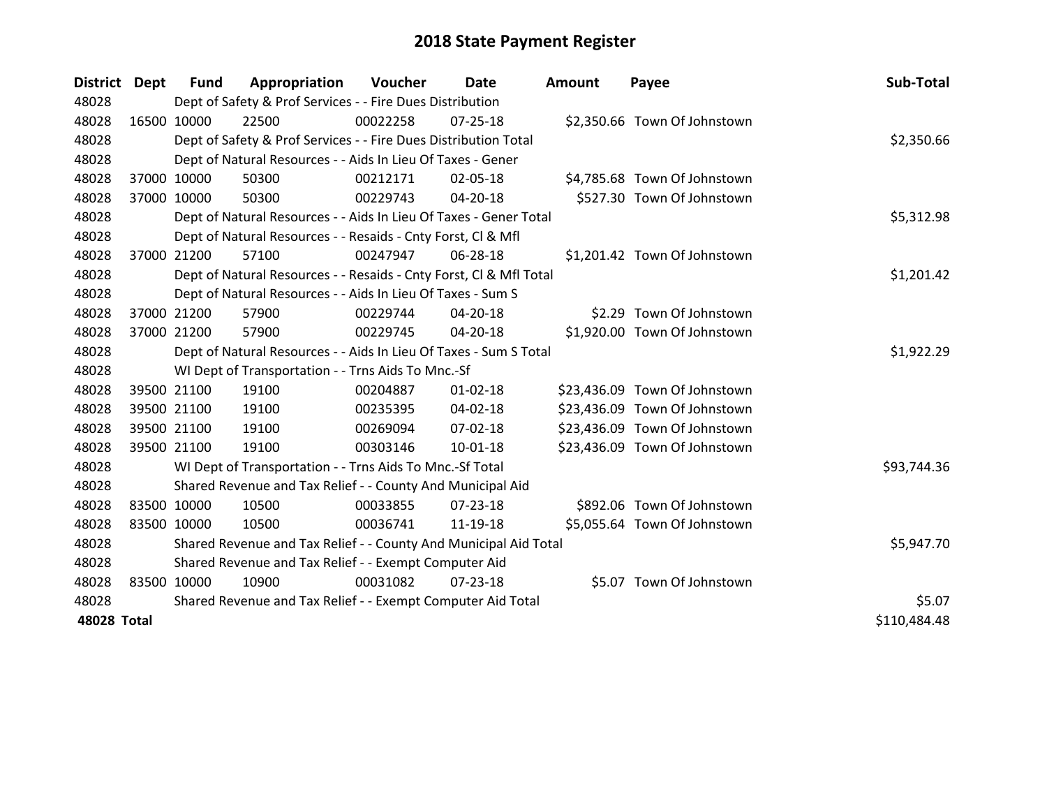# 2018 State Payment Register

| District | Dept | Fund | Appropriation | Voucher | Date | Amount | Payee | Sub-Total |
|---|---|---|---|---|---|---|---|---|
| 48028 | | Dept of Safety & Prof Services - - Fire Dues Distribution | | | | | | |
| 48028 | 16500 | 10000 | 22500 | 00022258 | 07-25-18 | $2,350.66 | Town Of Johnstown | |
| 48028 | | Dept of Safety & Prof Services - - Fire Dues Distribution Total | | | | | | $2,350.66 |
| 48028 | | Dept of Natural Resources - - Aids In Lieu Of Taxes - Gener | | | | | | |
| 48028 | 37000 | 10000 | 50300 | 00212171 | 02-05-18 | $4,785.68 | Town Of Johnstown | |
| 48028 | 37000 | 10000 | 50300 | 00229743 | 04-20-18 | $527.30 | Town Of Johnstown | |
| 48028 | | Dept of Natural Resources - - Aids In Lieu Of Taxes - Gener Total | | | | | | $5,312.98 |
| 48028 | | Dept of Natural Resources - - Resaids - Cnty Forst, Cl & Mfl | | | | | | |
| 48028 | 37000 | 21200 | 57100 | 00247947 | 06-28-18 | $1,201.42 | Town Of Johnstown | |
| 48028 | | Dept of Natural Resources - - Resaids - Cnty Forst, Cl & Mfl Total | | | | | | $1,201.42 |
| 48028 | | Dept of Natural Resources - - Aids In Lieu Of Taxes - Sum S | | | | | | |
| 48028 | 37000 | 21200 | 57900 | 00229744 | 04-20-18 | $2.29 | Town Of Johnstown | |
| 48028 | 37000 | 21200 | 57900 | 00229745 | 04-20-18 | $1,920.00 | Town Of Johnstown | |
| 48028 | | Dept of Natural Resources - - Aids In Lieu Of Taxes - Sum S Total | | | | | | $1,922.29 |
| 48028 | | WI Dept of Transportation - - Trns Aids To Mnc.-Sf | | | | | | |
| 48028 | 39500 | 21100 | 19100 | 00204887 | 01-02-18 | $23,436.09 | Town Of Johnstown | |
| 48028 | 39500 | 21100 | 19100 | 00235395 | 04-02-18 | $23,436.09 | Town Of Johnstown | |
| 48028 | 39500 | 21100 | 19100 | 00269094 | 07-02-18 | $23,436.09 | Town Of Johnstown | |
| 48028 | 39500 | 21100 | 19100 | 00303146 | 10-01-18 | $23,436.09 | Town Of Johnstown | |
| 48028 | | WI Dept of Transportation - - Trns Aids To Mnc.-Sf Total | | | | | | $93,744.36 |
| 48028 | | Shared Revenue and Tax Relief - - County And Municipal Aid | | | | | | |
| 48028 | 83500 | 10000 | 10500 | 00033855 | 07-23-18 | $892.06 | Town Of Johnstown | |
| 48028 | 83500 | 10000 | 10500 | 00036741 | 11-19-18 | $5,055.64 | Town Of Johnstown | |
| 48028 | | Shared Revenue and Tax Relief - - County And Municipal Aid Total | | | | | | $5,947.70 |
| 48028 | | Shared Revenue and Tax Relief - - Exempt Computer Aid | | | | | | |
| 48028 | 83500 | 10000 | 10900 | 00031082 | 07-23-18 | $5.07 | Town Of Johnstown | |
| 48028 | | Shared Revenue and Tax Relief - - Exempt Computer Aid Total | | | | | | $5.07 |
| **48028 Total** | | | | | | | | $110,484.48 |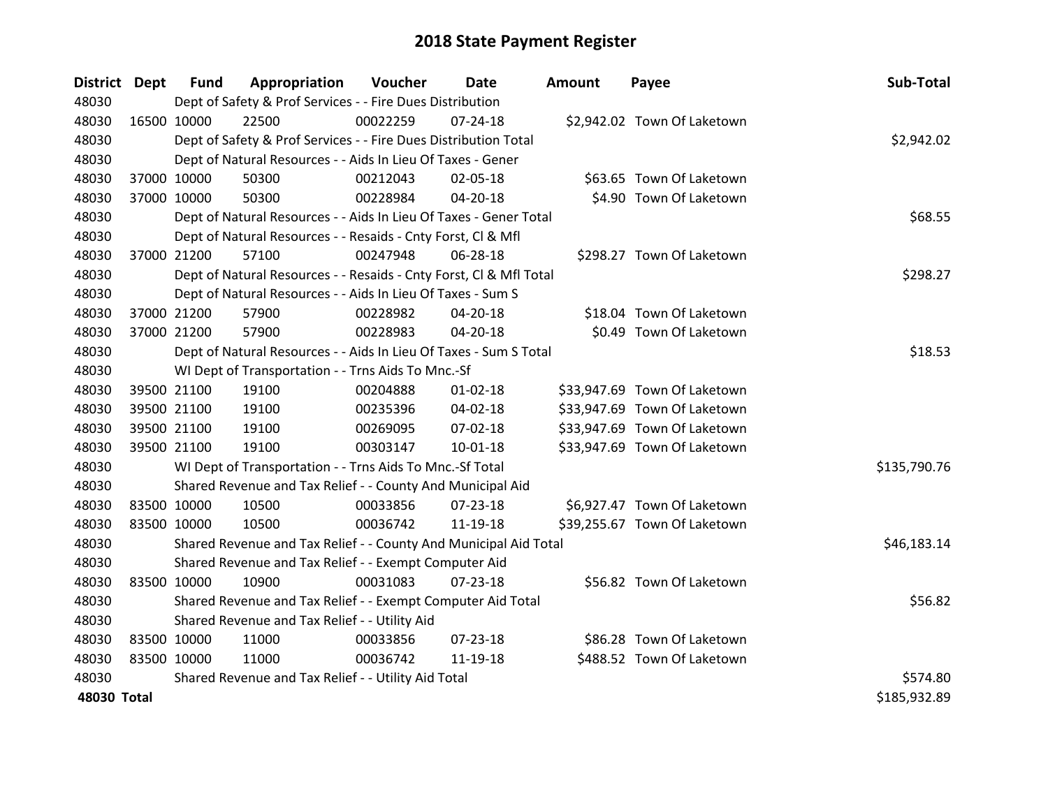# 2018 State Payment Register

| District | Dept | Fund | Appropriation | Voucher | Date | Amount | Payee | Sub-Total |
|---|---|---|---|---|---|---|---|---|
| 48030 | | Dept of Safety & Prof Services - - Fire Dues Distribution | | | | | | |
| 48030 | 16500 | 10000 | 22500 | 00022259 | 07-24-18 | $2,942.02 | Town Of Laketown | |
| 48030 | | Dept of Safety & Prof Services - - Fire Dues Distribution Total | | | | | | $2,942.02 |
| 48030 | | Dept of Natural Resources - - Aids In Lieu Of Taxes - Gener | | | | | | |
| 48030 | 37000 | 10000 | 50300 | 00212043 | 02-05-18 | $63.65 | Town Of Laketown | |
| 48030 | 37000 | 10000 | 50300 | 00228984 | 04-20-18 | $4.90 | Town Of Laketown | |
| 48030 | | Dept of Natural Resources - - Aids In Lieu Of Taxes - Gener Total | | | | | | $68.55 |
| 48030 | | Dept of Natural Resources - - Resaids - Cnty Forst, Cl & Mfl | | | | | | |
| 48030 | 37000 | 21200 | 57100 | 00247948 | 06-28-18 | $298.27 | Town Of Laketown | |
| 48030 | | Dept of Natural Resources - - Resaids - Cnty Forst, Cl & Mfl Total | | | | | | $298.27 |
| 48030 | | Dept of Natural Resources - - Aids In Lieu Of Taxes - Sum S | | | | | | |
| 48030 | 37000 | 21200 | 57900 | 00228982 | 04-20-18 | $18.04 | Town Of Laketown | |
| 48030 | 37000 | 21200 | 57900 | 00228983 | 04-20-18 | $0.49 | Town Of Laketown | |
| 48030 | | Dept of Natural Resources - - Aids In Lieu Of Taxes - Sum S Total | | | | | | $18.53 |
| 48030 | | WI Dept of Transportation - - Trns Aids To Mnc.-Sf | | | | | | |
| 48030 | 39500 | 21100 | 19100 | 00204888 | 01-02-18 | $33,947.69 | Town Of Laketown | |
| 48030 | 39500 | 21100 | 19100 | 00235396 | 04-02-18 | $33,947.69 | Town Of Laketown | |
| 48030 | 39500 | 21100 | 19100 | 00269095 | 07-02-18 | $33,947.69 | Town Of Laketown | |
| 48030 | 39500 | 21100 | 19100 | 00303147 | 10-01-18 | $33,947.69 | Town Of Laketown | |
| 48030 | | WI Dept of Transportation - - Trns Aids To Mnc.-Sf Total | | | | | | $135,790.76 |
| 48030 | | Shared Revenue and Tax Relief - - County And Municipal Aid | | | | | | |
| 48030 | 83500 | 10000 | 10500 | 00033856 | 07-23-18 | $6,927.47 | Town Of Laketown | |
| 48030 | 83500 | 10000 | 10500 | 00036742 | 11-19-18 | $39,255.67 | Town Of Laketown | |
| 48030 | | Shared Revenue and Tax Relief - - County And Municipal Aid Total | | | | | | $46,183.14 |
| 48030 | | Shared Revenue and Tax Relief - - Exempt Computer Aid | | | | | | |
| 48030 | 83500 | 10000 | 10900 | 00031083 | 07-23-18 | $56.82 | Town Of Laketown | |
| 48030 | | Shared Revenue and Tax Relief - - Exempt Computer Aid Total | | | | | | $56.82 |
| 48030 | | Shared Revenue and Tax Relief - - Utility Aid | | | | | | |
| 48030 | 83500 | 10000 | 11000 | 00033856 | 07-23-18 | $86.28 | Town Of Laketown | |
| 48030 | 83500 | 10000 | 11000 | 00036742 | 11-19-18 | $488.52 | Town Of Laketown | |
| 48030 | | Shared Revenue and Tax Relief - - Utility Aid Total | | | | | | $574.80 |
| **48030 Total** | | | | | | | | $185,932.89 |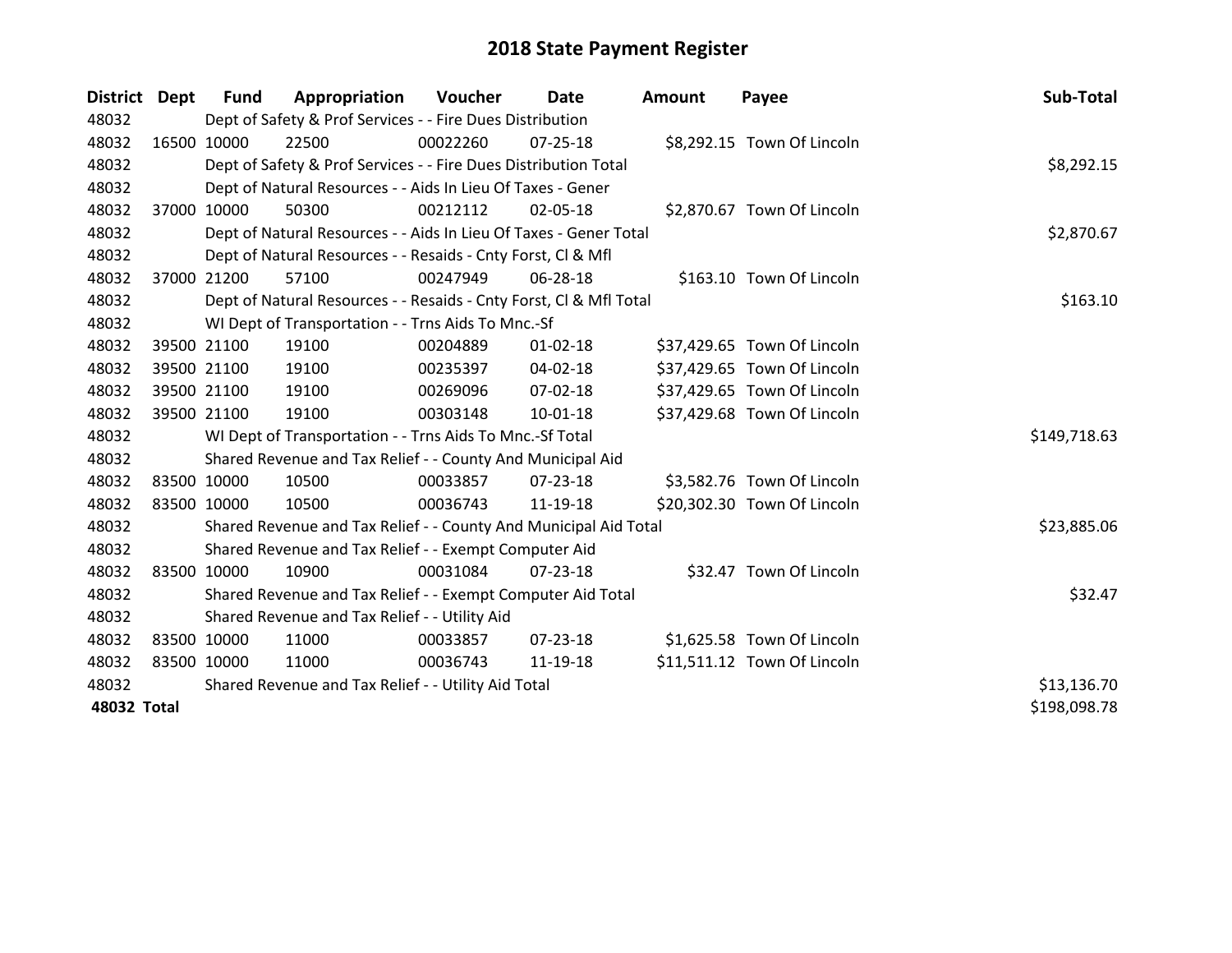# 2018 State Payment Register

| District | Dept | Fund | Appropriation | Voucher | Date | Amount | Payee | Sub-Total |
|---|---|---|---|---|---|---|---|---|
| 48032 | | Dept of Safety & Prof Services - - Fire Dues Distribution | | | | | | |
| 48032 | 16500 | 10000 | 22500 | 00022260 | 07-25-18 | $8,292.15 | Town Of Lincoln | |
| 48032 | | Dept of Safety & Prof Services - - Fire Dues Distribution Total | | | | | | $8,292.15 |
| 48032 | | Dept of Natural Resources - - Aids In Lieu Of Taxes - Gener | | | | | | |
| 48032 | 37000 | 10000 | 50300 | 00212112 | 02-05-18 | $2,870.67 | Town Of Lincoln | |
| 48032 | | Dept of Natural Resources - - Aids In Lieu Of Taxes - Gener Total | | | | | | $2,870.67 |
| 48032 | | Dept of Natural Resources - - Resaids - Cnty Forst, Cl & Mfl | | | | | | |
| 48032 | 37000 | 21200 | 57100 | 00247949 | 06-28-18 | $163.10 | Town Of Lincoln | |
| 48032 | | Dept of Natural Resources - - Resaids - Cnty Forst, Cl & Mfl Total | | | | | | $163.10 |
| 48032 | | WI Dept of Transportation - - Trns Aids To Mnc.-Sf | | | | | | |
| 48032 | 39500 | 21100 | 19100 | 00204889 | 01-02-18 | $37,429.65 | Town Of Lincoln | |
| 48032 | 39500 | 21100 | 19100 | 00235397 | 04-02-18 | $37,429.65 | Town Of Lincoln | |
| 48032 | 39500 | 21100 | 19100 | 00269096 | 07-02-18 | $37,429.65 | Town Of Lincoln | |
| 48032 | 39500 | 21100 | 19100 | 00303148 | 10-01-18 | $37,429.68 | Town Of Lincoln | |
| 48032 | | WI Dept of Transportation - - Trns Aids To Mnc.-Sf Total | | | | | | $149,718.63 |
| 48032 | | Shared Revenue and Tax Relief - - County And Municipal Aid | | | | | | |
| 48032 | 83500 | 10000 | 10500 | 00033857 | 07-23-18 | $3,582.76 | Town Of Lincoln | |
| 48032 | 83500 | 10000 | 10500 | 00036743 | 11-19-18 | $20,302.30 | Town Of Lincoln | |
| 48032 | | Shared Revenue and Tax Relief - - County And Municipal Aid Total | | | | | | $23,885.06 |
| 48032 | | Shared Revenue and Tax Relief - - Exempt Computer Aid | | | | | | |
| 48032 | 83500 | 10000 | 10900 | 00031084 | 07-23-18 | $32.47 | Town Of Lincoln | |
| 48032 | | Shared Revenue and Tax Relief - - Exempt Computer Aid Total | | | | | | $32.47 |
| 48032 | | Shared Revenue and Tax Relief - - Utility Aid | | | | | | |
| 48032 | 83500 | 10000 | 11000 | 00033857 | 07-23-18 | $1,625.58 | Town Of Lincoln | |
| 48032 | 83500 | 10000 | 11000 | 00036743 | 11-19-18 | $11,511.12 | Town Of Lincoln | |
| 48032 | | Shared Revenue and Tax Relief - - Utility Aid Total | | | | | | $13,136.70 |
| **48032 Total** | | | | | | | | $198,098.78 |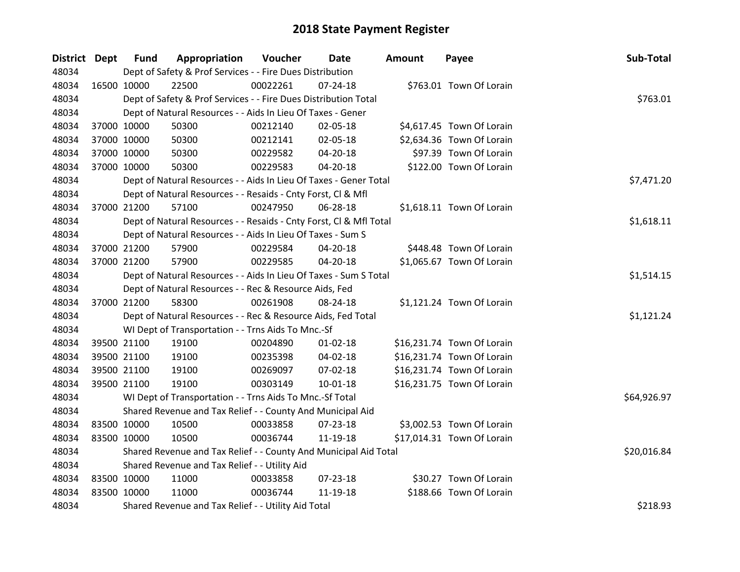# 2018 State Payment Register

| District | Dept | Fund | Appropriation | Voucher | Date | Amount | Payee | Sub-Total |
|---|---|---|---|---|---|---|---|---|
| 48034 | | Dept of Safety & Prof Services - - Fire Dues Distribution | | | | | | |
| 48034 | 16500 | 10000 | 22500 | 00022261 | 07-24-18 | $763.01 | Town Of Lorain | |
| 48034 | | Dept of Safety & Prof Services - - Fire Dues Distribution Total | | | | | | $763.01 |
| 48034 | | Dept of Natural Resources - - Aids In Lieu Of Taxes - Gener | | | | | | |
| 48034 | 37000 | 10000 | 50300 | 00212140 | 02-05-18 | $4,617.45 | Town Of Lorain | |
| 48034 | 37000 | 10000 | 50300 | 00212141 | 02-05-18 | $2,634.36 | Town Of Lorain | |
| 48034 | 37000 | 10000 | 50300 | 00229582 | 04-20-18 | $97.39 | Town Of Lorain | |
| 48034 | 37000 | 10000 | 50300 | 00229583 | 04-20-18 | $122.00 | Town Of Lorain | |
| 48034 | | Dept of Natural Resources - - Aids In Lieu Of Taxes - Gener Total | | | | | | $7,471.20 |
| 48034 | | Dept of Natural Resources - - Resaids - Cnty Forst, Cl & Mfl | | | | | | |
| 48034 | 37000 | 21200 | 57100 | 00247950 | 06-28-18 | $1,618.11 | Town Of Lorain | |
| 48034 | | Dept of Natural Resources - - Resaids - Cnty Forst, Cl & Mfl Total | | | | | | $1,618.11 |
| 48034 | | Dept of Natural Resources - - Aids In Lieu Of Taxes - Sum S | | | | | | |
| 48034 | 37000 | 21200 | 57900 | 00229584 | 04-20-18 | $448.48 | Town Of Lorain | |
| 48034 | 37000 | 21200 | 57900 | 00229585 | 04-20-18 | $1,065.67 | Town Of Lorain | |
| 48034 | | Dept of Natural Resources - - Aids In Lieu Of Taxes - Sum S Total | | | | | | $1,514.15 |
| 48034 | | Dept of Natural Resources - - Rec & Resource Aids, Fed | | | | | | |
| 48034 | 37000 | 21200 | 58300 | 00261908 | 08-24-18 | $1,121.24 | Town Of Lorain | |
| 48034 | | Dept of Natural Resources - - Rec & Resource Aids, Fed Total | | | | | | $1,121.24 |
| 48034 | | WI Dept of Transportation - - Trns Aids To Mnc.-Sf | | | | | | |
| 48034 | 39500 | 21100 | 19100 | 00204890 | 01-02-18 | $16,231.74 | Town Of Lorain | |
| 48034 | 39500 | 21100 | 19100 | 00235398 | 04-02-18 | $16,231.74 | Town Of Lorain | |
| 48034 | 39500 | 21100 | 19100 | 00269097 | 07-02-18 | $16,231.74 | Town Of Lorain | |
| 48034 | 39500 | 21100 | 19100 | 00303149 | 10-01-18 | $16,231.75 | Town Of Lorain | |
| 48034 | | WI Dept of Transportation - - Trns Aids To Mnc.-Sf Total | | | | | | $64,926.97 |
| 48034 | | Shared Revenue and Tax Relief - - County And Municipal Aid | | | | | | |
| 48034 | 83500 | 10000 | 10500 | 00033858 | 07-23-18 | $3,002.53 | Town Of Lorain | |
| 48034 | 83500 | 10000 | 10500 | 00036744 | 11-19-18 | $17,014.31 | Town Of Lorain | |
| 48034 | | Shared Revenue and Tax Relief - - County And Municipal Aid Total | | | | | | $20,016.84 |
| 48034 | | Shared Revenue and Tax Relief - - Utility Aid | | | | | | |
| 48034 | 83500 | 10000 | 11000 | 00033858 | 07-23-18 | $30.27 | Town Of Lorain | |
| 48034 | 83500 | 10000 | 11000 | 00036744 | 11-19-18 | $188.66 | Town Of Lorain | |
| 48034 | | Shared Revenue and Tax Relief - - Utility Aid Total | | | | | | $218.93 |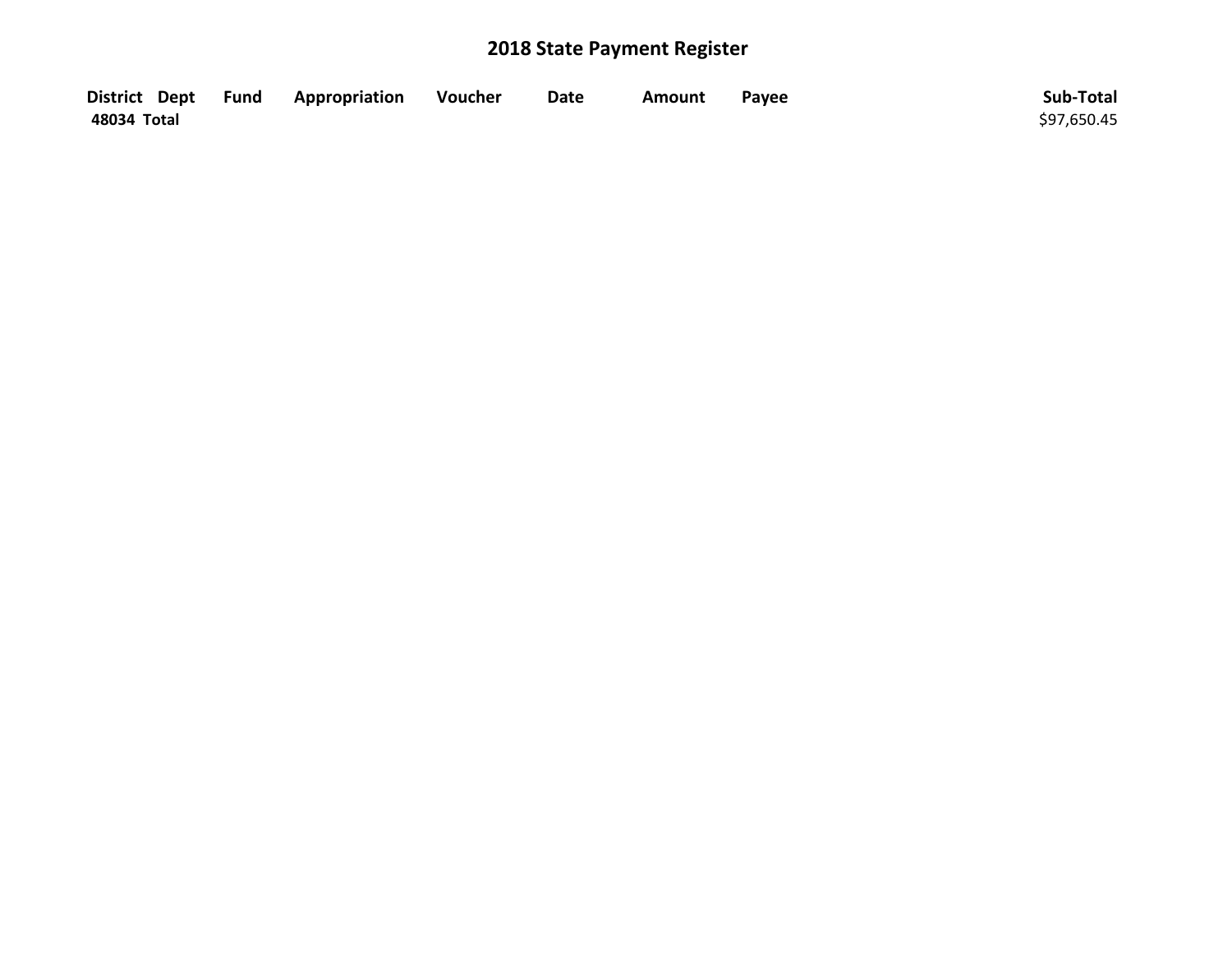# 2018 State Payment Register

| District | Dept | Fund | Appropriation | Voucher | Date | Amount | Payee | Sub-Total |
|---|---|---|---|---|---|---|---|---|
| **48034 Total** | | | | | | | | $97,650.45 |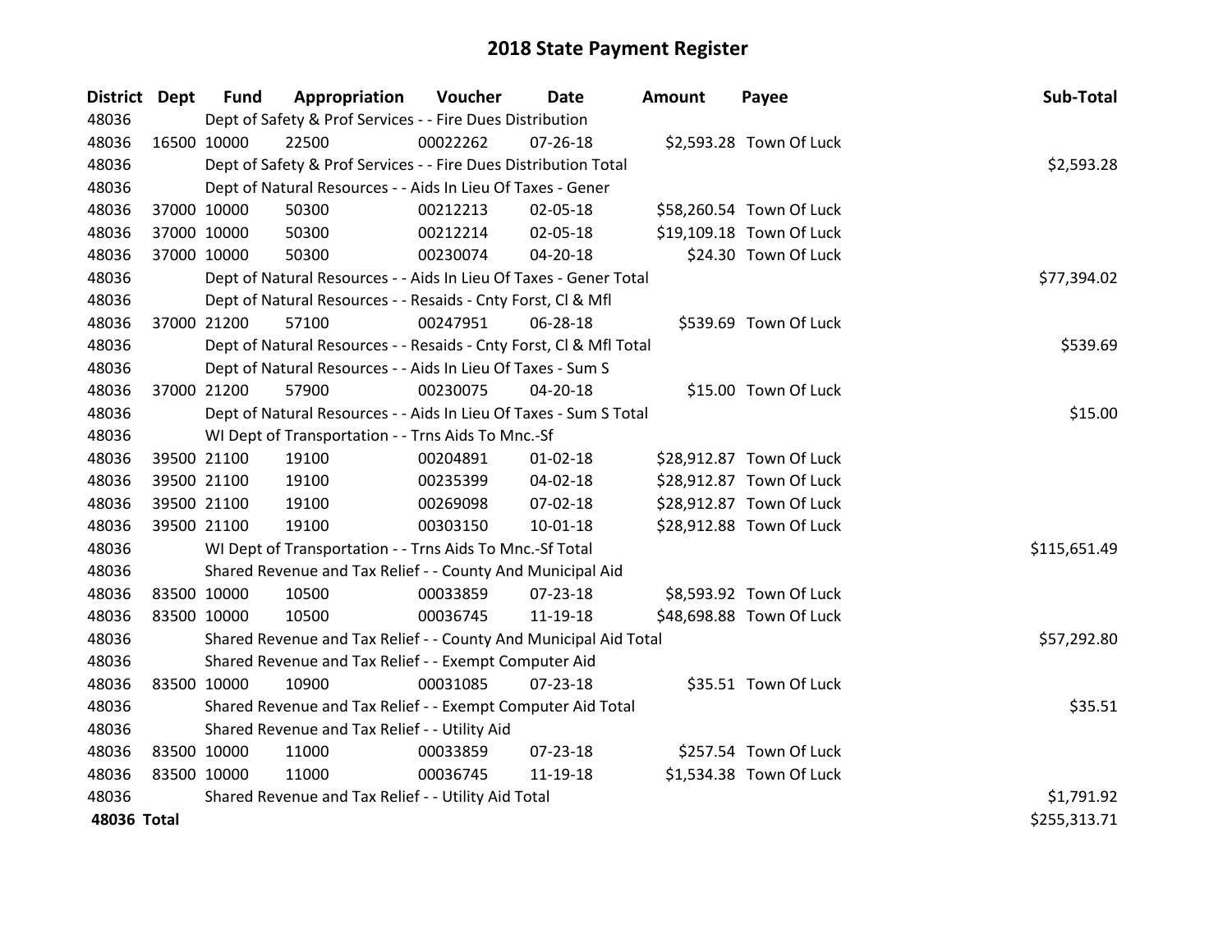# 2018 State Payment Register

| District | Dept | Fund | Appropriation | Voucher | Date | Amount | Payee | Sub-Total |
|---|---|---|---|---|---|---|---|---|
| 48036 | | Dept of Safety & Prof Services - - Fire Dues Distribution | | | | | | |
| 48036 | 16500 | 10000 | 22500 | 00022262 | 07-26-18 | $2,593.28 | Town Of Luck | |
| 48036 | | Dept of Safety & Prof Services - - Fire Dues Distribution Total | | | | | | $2,593.28 |
| 48036 | | Dept of Natural Resources - - Aids In Lieu Of Taxes - Gener | | | | | | |
| 48036 | 37000 | 10000 | 50300 | 00212213 | 02-05-18 | $58,260.54 | Town Of Luck | |
| 48036 | 37000 | 10000 | 50300 | 00212214 | 02-05-18 | $19,109.18 | Town Of Luck | |
| 48036 | 37000 | 10000 | 50300 | 00230074 | 04-20-18 | $24.30 | Town Of Luck | |
| 48036 | | Dept of Natural Resources - - Aids In Lieu Of Taxes - Gener Total | | | | | | $77,394.02 |
| 48036 | | Dept of Natural Resources - - Resaids - Cnty Forst, Cl & Mfl | | | | | | |
| 48036 | 37000 | 21200 | 57100 | 00247951 | 06-28-18 | $539.69 | Town Of Luck | |
| 48036 | | Dept of Natural Resources - - Resaids - Cnty Forst, Cl & Mfl Total | | | | | | $539.69 |
| 48036 | | Dept of Natural Resources - - Aids In Lieu Of Taxes - Sum S | | | | | | |
| 48036 | 37000 | 21200 | 57900 | 00230075 | 04-20-18 | $15.00 | Town Of Luck | |
| 48036 | | Dept of Natural Resources - - Aids In Lieu Of Taxes - Sum S Total | | | | | | $15.00 |
| 48036 | | WI Dept of Transportation - - Trns Aids To Mnc.-Sf | | | | | | |
| 48036 | 39500 | 21100 | 19100 | 00204891 | 01-02-18 | $28,912.87 | Town Of Luck | |
| 48036 | 39500 | 21100 | 19100 | 00235399 | 04-02-18 | $28,912.87 | Town Of Luck | |
| 48036 | 39500 | 21100 | 19100 | 00269098 | 07-02-18 | $28,912.87 | Town Of Luck | |
| 48036 | 39500 | 21100 | 19100 | 00303150 | 10-01-18 | $28,912.88 | Town Of Luck | |
| 48036 | | WI Dept of Transportation - - Trns Aids To Mnc.-Sf Total | | | | | | $115,651.49 |
| 48036 | | Shared Revenue and Tax Relief - - County And Municipal Aid | | | | | | |
| 48036 | 83500 | 10000 | 10500 | 00033859 | 07-23-18 | $8,593.92 | Town Of Luck | |
| 48036 | 83500 | 10000 | 10500 | 00036745 | 11-19-18 | $48,698.88 | Town Of Luck | |
| 48036 | | Shared Revenue and Tax Relief - - County And Municipal Aid Total | | | | | | $57,292.80 |
| 48036 | | Shared Revenue and Tax Relief - - Exempt Computer Aid | | | | | | |
| 48036 | 83500 | 10000 | 10900 | 00031085 | 07-23-18 | $35.51 | Town Of Luck | |
| 48036 | | Shared Revenue and Tax Relief - - Exempt Computer Aid Total | | | | | | $35.51 |
| 48036 | | Shared Revenue and Tax Relief - - Utility Aid | | | | | | |
| 48036 | 83500 | 10000 | 11000 | 00033859 | 07-23-18 | $257.54 | Town Of Luck | |
| 48036 | 83500 | 10000 | 11000 | 00036745 | 11-19-18 | $1,534.38 | Town Of Luck | |
| 48036 | | Shared Revenue and Tax Relief - - Utility Aid Total | | | | | | $1,791.92 |
| **48036 Total** | | | | | | | | $255,313.71 |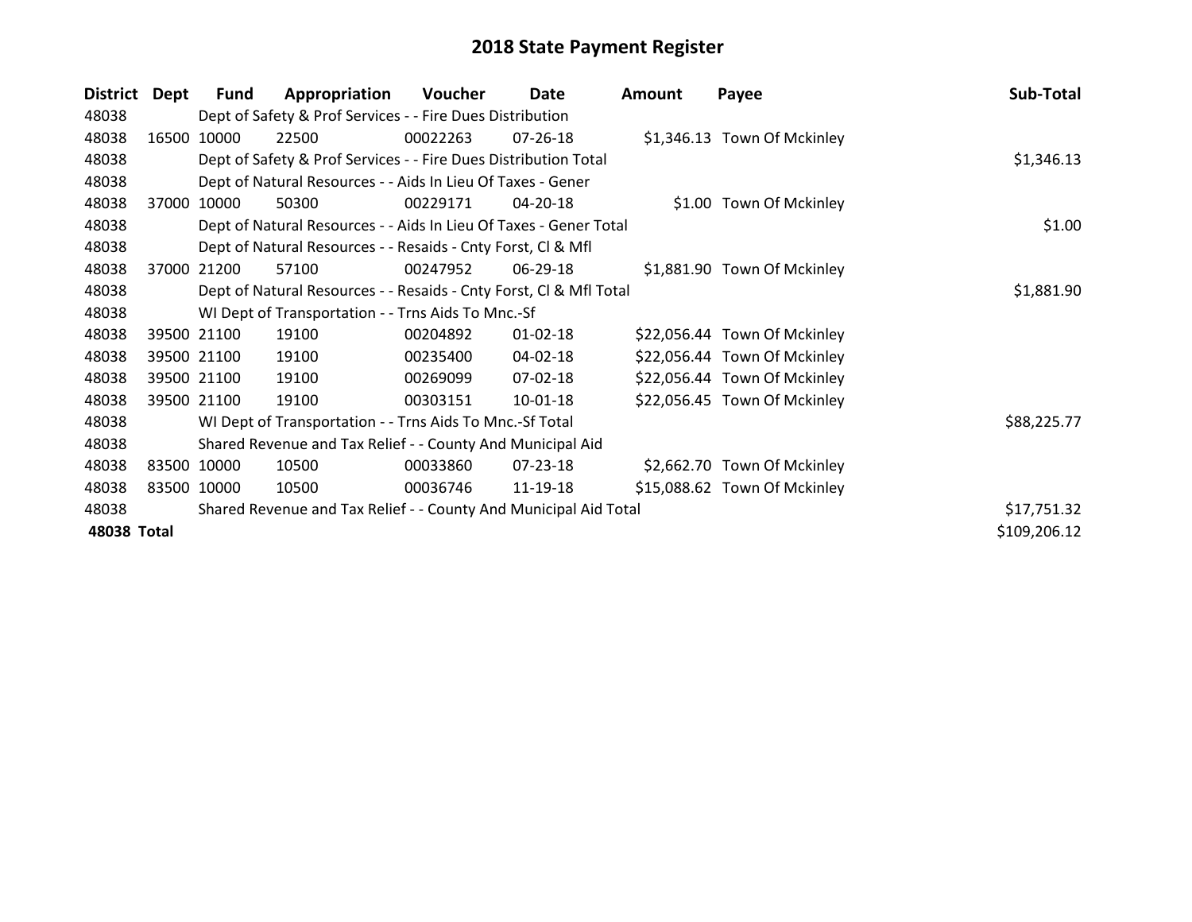# 2018 State Payment Register

| District | Dept | Fund | Appropriation | Voucher | Date | Amount | Payee | Sub-Total |
|---|---|---|---|---|---|---|---|---|
| 48038 | | Dept of Safety & Prof Services - - Fire Dues Distribution | | | | | | |
| 48038 | 16500 | 10000 | 22500 | 00022263 | 07-26-18 | $1,346.13 | Town Of Mckinley | |
| 48038 | | Dept of Safety & Prof Services - - Fire Dues Distribution Total | | | | | | $1,346.13 |
| 48038 | | Dept of Natural Resources - - Aids In Lieu Of Taxes - Gener | | | | | | |
| 48038 | 37000 | 10000 | 50300 | 00229171 | 04-20-18 | $1.00 | Town Of Mckinley | |
| 48038 | | Dept of Natural Resources - - Aids In Lieu Of Taxes - Gener Total | | | | | | $1.00 |
| 48038 | | Dept of Natural Resources - - Resaids - Cnty Forst, Cl & Mfl | | | | | | |
| 48038 | 37000 | 21200 | 57100 | 00247952 | 06-29-18 | $1,881.90 | Town Of Mckinley | |
| 48038 | | Dept of Natural Resources - - Resaids - Cnty Forst, Cl & Mfl Total | | | | | | $1,881.90 |
| 48038 | | WI Dept of Transportation - - Trns Aids To Mnc.-Sf | | | | | | |
| 48038 | 39500 | 21100 | 19100 | 00204892 | 01-02-18 | $22,056.44 | Town Of Mckinley | |
| 48038 | 39500 | 21100 | 19100 | 00235400 | 04-02-18 | $22,056.44 | Town Of Mckinley | |
| 48038 | 39500 | 21100 | 19100 | 00269099 | 07-02-18 | $22,056.44 | Town Of Mckinley | |
| 48038 | 39500 | 21100 | 19100 | 00303151 | 10-01-18 | $22,056.45 | Town Of Mckinley | |
| 48038 | | WI Dept of Transportation - - Trns Aids To Mnc.-Sf Total | | | | | | $88,225.77 |
| 48038 | | Shared Revenue and Tax Relief - - County And Municipal Aid | | | | | | |
| 48038 | 83500 | 10000 | 10500 | 00033860 | 07-23-18 | $2,662.70 | Town Of Mckinley | |
| 48038 | 83500 | 10000 | 10500 | 00036746 | 11-19-18 | $15,088.62 | Town Of Mckinley | |
| 48038 | | Shared Revenue and Tax Relief - - County And Municipal Aid Total | | | | | | $17,751.32 |
| **48038 Total** | | | | | | | | $109,206.12 |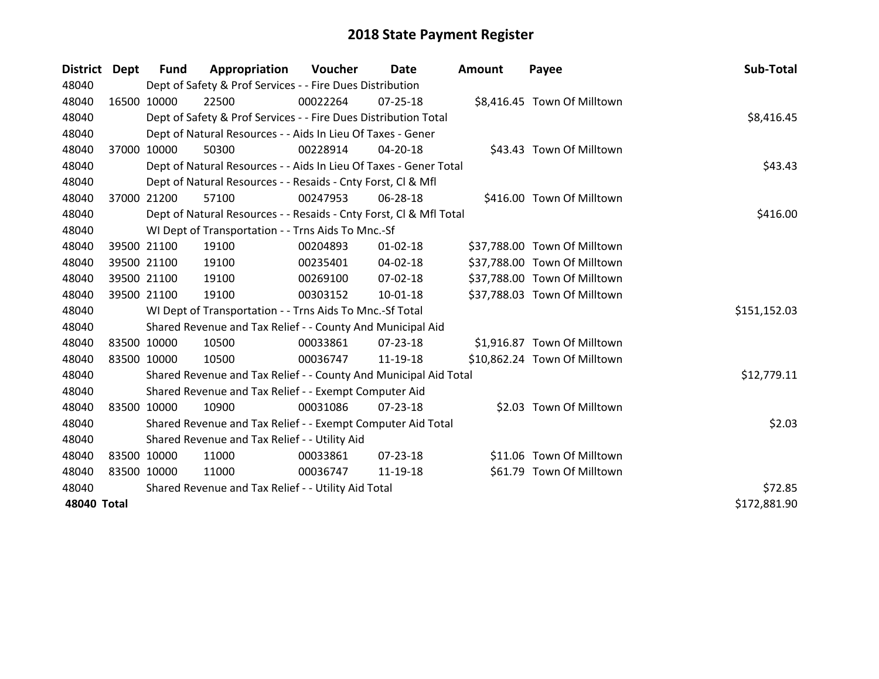# 2018 State Payment Register

| District | Dept | Fund | Appropriation | Voucher | Date | Amount | Payee | Sub-Total |
|---|---|---|---|---|---|---|---|---|
| 48040 | | Dept of Safety & Prof Services - - Fire Dues Distribution | | | | | | |
| 48040 | 16500 | 10000 | 22500 | 00022264 | 07-25-18 | $8,416.45 | Town Of Milltown | |
| 48040 | | Dept of Safety & Prof Services - - Fire Dues Distribution Total | | | | | | $8,416.45 |
| 48040 | | Dept of Natural Resources - - Aids In Lieu Of Taxes - Gener | | | | | | |
| 48040 | 37000 | 10000 | 50300 | 00228914 | 04-20-18 | $43.43 | Town Of Milltown | |
| 48040 | | Dept of Natural Resources - - Aids In Lieu Of Taxes - Gener Total | | | | | | $43.43 |
| 48040 | | Dept of Natural Resources - - Resaids - Cnty Forst, Cl & Mfl | | | | | | |
| 48040 | 37000 | 21200 | 57100 | 00247953 | 06-28-18 | $416.00 | Town Of Milltown | |
| 48040 | | Dept of Natural Resources - - Resaids - Cnty Forst, Cl & Mfl Total | | | | | | $416.00 |
| 48040 | | WI Dept of Transportation - - Trns Aids To Mnc.-Sf | | | | | | |
| 48040 | 39500 | 21100 | 19100 | 00204893 | 01-02-18 | $37,788.00 | Town Of Milltown | |
| 48040 | 39500 | 21100 | 19100 | 00235401 | 04-02-18 | $37,788.00 | Town Of Milltown | |
| 48040 | 39500 | 21100 | 19100 | 00269100 | 07-02-18 | $37,788.00 | Town Of Milltown | |
| 48040 | 39500 | 21100 | 19100 | 00303152 | 10-01-18 | $37,788.03 | Town Of Milltown | |
| 48040 | | WI Dept of Transportation - - Trns Aids To Mnc.-Sf Total | | | | | | $151,152.03 |
| 48040 | | Shared Revenue and Tax Relief - - County And Municipal Aid | | | | | | |
| 48040 | 83500 | 10000 | 10500 | 00033861 | 07-23-18 | $1,916.87 | Town Of Milltown | |
| 48040 | 83500 | 10000 | 10500 | 00036747 | 11-19-18 | $10,862.24 | Town Of Milltown | |
| 48040 | | Shared Revenue and Tax Relief - - County And Municipal Aid Total | | | | | | $12,779.11 |
| 48040 | | Shared Revenue and Tax Relief - - Exempt Computer Aid | | | | | | |
| 48040 | 83500 | 10000 | 10900 | 00031086 | 07-23-18 | $2.03 | Town Of Milltown | |
| 48040 | | Shared Revenue and Tax Relief - - Exempt Computer Aid Total | | | | | | $2.03 |
| 48040 | | Shared Revenue and Tax Relief - - Utility Aid | | | | | | |
| 48040 | 83500 | 10000 | 11000 | 00033861 | 07-23-18 | $11.06 | Town Of Milltown | |
| 48040 | 83500 | 10000 | 11000 | 00036747 | 11-19-18 | $61.79 | Town Of Milltown | |
| 48040 | | Shared Revenue and Tax Relief - - Utility Aid Total | | | | | | $72.85 |
| **48040 Total** | | | | | | | | $172,881.90 |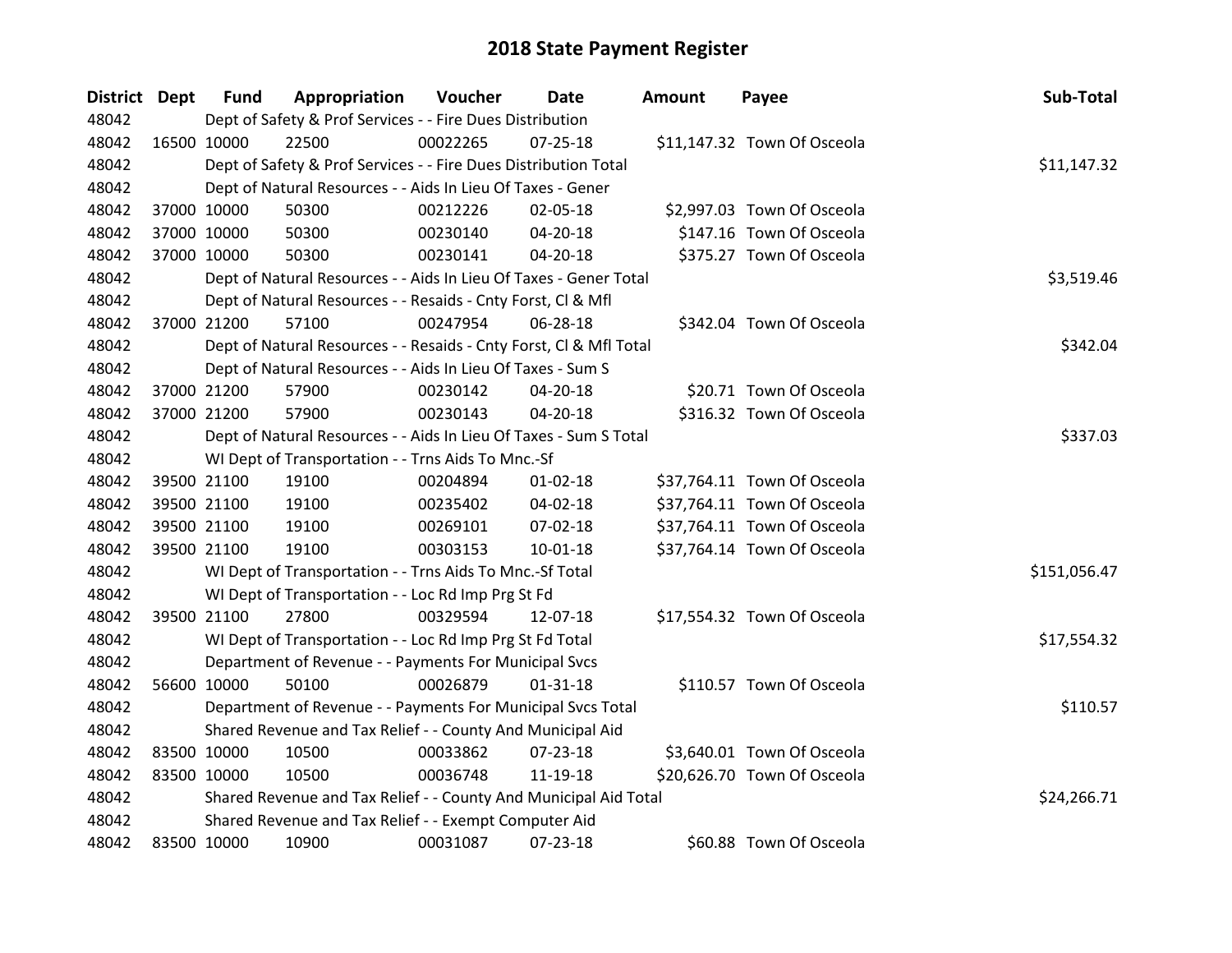# 2018 State Payment Register

| District | Dept | Fund | Appropriation | Voucher | Date | Amount | Payee | Sub-Total |
|---|---|---|---|---|---|---|---|---|
| 48042 | | Dept of Safety & Prof Services - - Fire Dues Distribution | | | | | | |
| 48042 | 16500 | 10000 | 22500 | 00022265 | 07-25-18 | $11,147.32 | Town Of Osceola | |
| 48042 | | Dept of Safety & Prof Services - - Fire Dues Distribution Total | | | | | | $11,147.32 |
| 48042 | | Dept of Natural Resources - - Aids In Lieu Of Taxes - Gener | | | | | | |
| 48042 | 37000 | 10000 | 50300 | 00212226 | 02-05-18 | $2,997.03 | Town Of Osceola | |
| 48042 | 37000 | 10000 | 50300 | 00230140 | 04-20-18 | $147.16 | Town Of Osceola | |
| 48042 | 37000 | 10000 | 50300 | 00230141 | 04-20-18 | $375.27 | Town Of Osceola | |
| 48042 | | Dept of Natural Resources - - Aids In Lieu Of Taxes - Gener Total | | | | | | $3,519.46 |
| 48042 | | Dept of Natural Resources - - Resaids - Cnty Forst, Cl & Mfl | | | | | | |
| 48042 | 37000 | 21200 | 57100 | 00247954 | 06-28-18 | $342.04 | Town Of Osceola | |
| 48042 | | Dept of Natural Resources - - Resaids - Cnty Forst, Cl & Mfl Total | | | | | | $342.04 |
| 48042 | | Dept of Natural Resources - - Aids In Lieu Of Taxes - Sum S | | | | | | |
| 48042 | 37000 | 21200 | 57900 | 00230142 | 04-20-18 | $20.71 | Town Of Osceola | |
| 48042 | 37000 | 21200 | 57900 | 00230143 | 04-20-18 | $316.32 | Town Of Osceola | |
| 48042 | | Dept of Natural Resources - - Aids In Lieu Of Taxes - Sum S Total | | | | | | $337.03 |
| 48042 | | WI Dept of Transportation - - Trns Aids To Mnc.-Sf | | | | | | |
| 48042 | 39500 | 21100 | 19100 | 00204894 | 01-02-18 | $37,764.11 | Town Of Osceola | |
| 48042 | 39500 | 21100 | 19100 | 00235402 | 04-02-18 | $37,764.11 | Town Of Osceola | |
| 48042 | 39500 | 21100 | 19100 | 00269101 | 07-02-18 | $37,764.11 | Town Of Osceola | |
| 48042 | 39500 | 21100 | 19100 | 00303153 | 10-01-18 | $37,764.14 | Town Of Osceola | |
| 48042 | | WI Dept of Transportation - - Trns Aids To Mnc.-Sf Total | | | | | | $151,056.47 |
| 48042 | | WI Dept of Transportation - - Loc Rd Imp Prg St Fd | | | | | | |
| 48042 | 39500 | 21100 | 27800 | 00329594 | 12-07-18 | $17,554.32 | Town Of Osceola | |
| 48042 | | WI Dept of Transportation - - Loc Rd Imp Prg St Fd Total | | | | | | $17,554.32 |
| 48042 | | Department of Revenue - - Payments For Municipal Svcs | | | | | | |
| 48042 | 56600 | 10000 | 50100 | 00026879 | 01-31-18 | $110.57 | Town Of Osceola | |
| 48042 | | Department of Revenue - - Payments For Municipal Svcs Total | | | | | | $110.57 |
| 48042 | | Shared Revenue and Tax Relief - - County And Municipal Aid | | | | | | |
| 48042 | 83500 | 10000 | 10500 | 00033862 | 07-23-18 | $3,640.01 | Town Of Osceola | |
| 48042 | 83500 | 10000 | 10500 | 00036748 | 11-19-18 | $20,626.70 | Town Of Osceola | |
| 48042 | | Shared Revenue and Tax Relief - - County And Municipal Aid Total | | | | | | $24,266.71 |
| 48042 | | Shared Revenue and Tax Relief - - Exempt Computer Aid | | | | | | |
| 48042 | 83500 | 10000 | 10900 | 00031087 | 07-23-18 | $60.88 | Town Of Osceola | |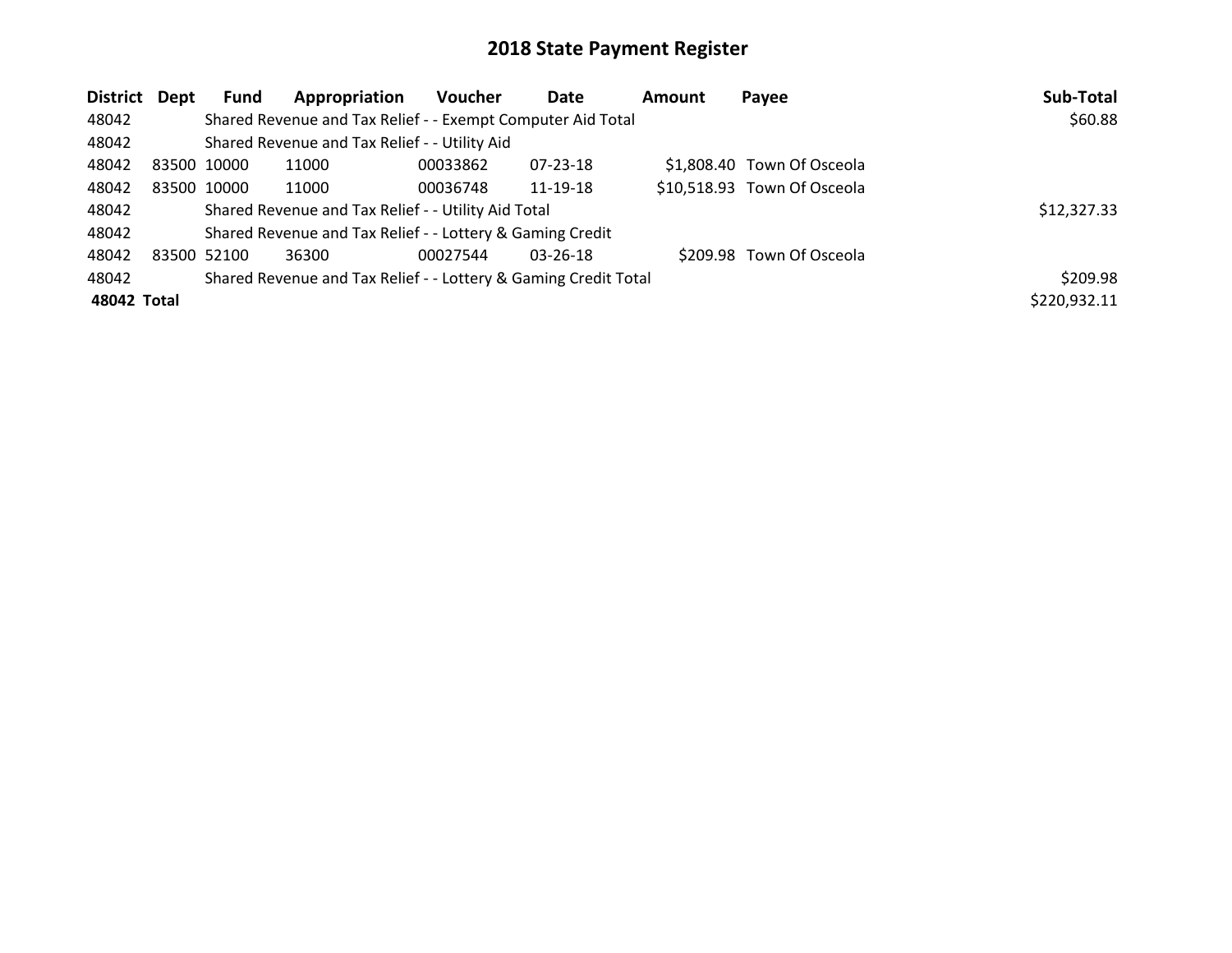# 2018 State Payment Register

| District | Dept | Fund | Appropriation | Voucher | Date | Amount | Payee | Sub-Total |
|---|---|---|---|---|---|---|---|---|
| 48042 | | Shared Revenue and Tax Relief - - Exempt Computer Aid Total | | | | | | $60.88 |
| 48042 | | Shared Revenue and Tax Relief - - Utility Aid | | | | | | |
| 48042 | 83500 | 10000 | 11000 | 00033862 | 07-23-18 | $1,808.40 | Town Of Osceola | |
| 48042 | 83500 | 10000 | 11000 | 00036748 | 11-19-18 | $10,518.93 | Town Of Osceola | |
| 48042 | | Shared Revenue and Tax Relief - - Utility Aid Total | | | | | | $12,327.33 |
| 48042 | | Shared Revenue and Tax Relief - - Lottery & Gaming Credit | | | | | | |
| 48042 | 83500 | 52100 | 36300 | 00027544 | 03-26-18 | $209.98 | Town Of Osceola | |
| 48042 | | Shared Revenue and Tax Relief - - Lottery & Gaming Credit Total | | | | | | $209.98 |
| **48042** | **Total** | | | | | | | $220,932.11 |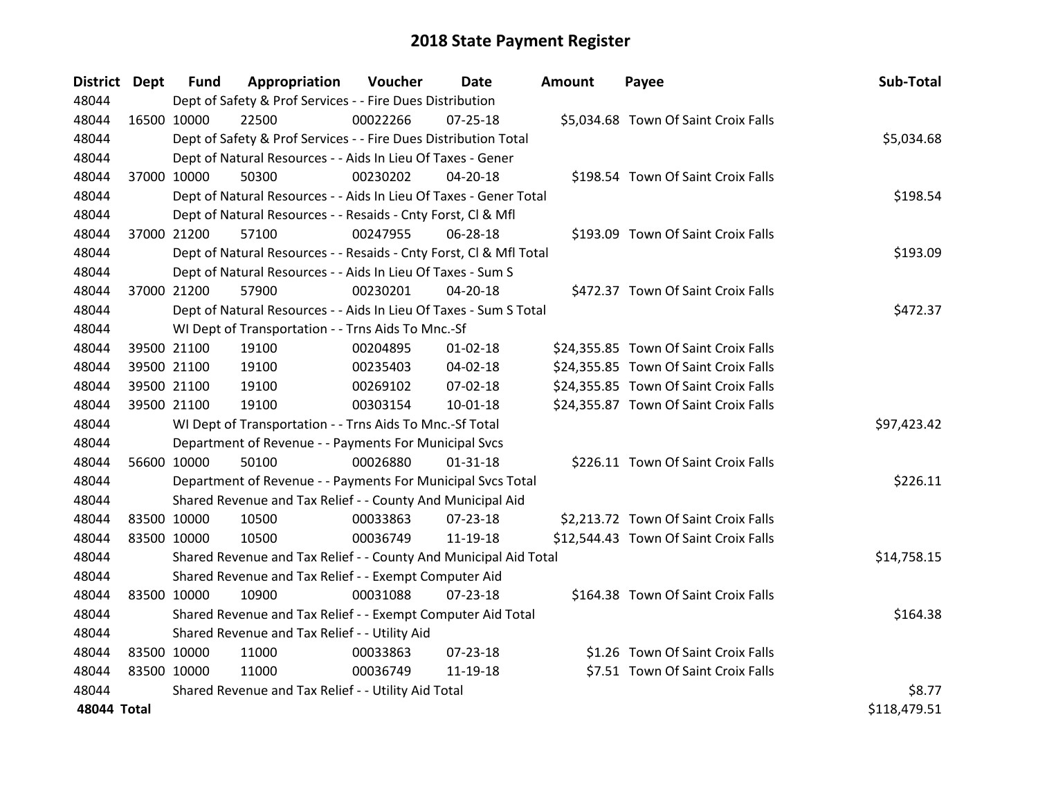# 2018 State Payment Register

| District | Dept | Fund | Appropriation | Voucher | Date | Amount | Payee | Sub-Total |
|---|---|---|---|---|---|---|---|---|
| 48044 | | Dept of Safety & Prof Services - - Fire Dues Distribution | | | | | | |
| 48044 | 16500 | 10000 | 22500 | 00022266 | 07-25-18 | $5,034.68 | Town Of Saint Croix Falls | |
| 48044 | | Dept of Safety & Prof Services - - Fire Dues Distribution Total | | | | | | $5,034.68 |
| 48044 | | Dept of Natural Resources - - Aids In Lieu Of Taxes - Gener | | | | | | |
| 48044 | 37000 | 10000 | 50300 | 00230202 | 04-20-18 | $198.54 | Town Of Saint Croix Falls | |
| 48044 | | Dept of Natural Resources - - Aids In Lieu Of Taxes - Gener Total | | | | | | $198.54 |
| 48044 | | Dept of Natural Resources - - Resaids - Cnty Forst, Cl & Mfl | | | | | | |
| 48044 | 37000 | 21200 | 57100 | 00247955 | 06-28-18 | $193.09 | Town Of Saint Croix Falls | |
| 48044 | | Dept of Natural Resources - - Resaids - Cnty Forst, Cl & Mfl Total | | | | | | $193.09 |
| 48044 | | Dept of Natural Resources - - Aids In Lieu Of Taxes - Sum S | | | | | | |
| 48044 | 37000 | 21200 | 57900 | 00230201 | 04-20-18 | $472.37 | Town Of Saint Croix Falls | |
| 48044 | | Dept of Natural Resources - - Aids In Lieu Of Taxes - Sum S Total | | | | | | $472.37 |
| 48044 | | WI Dept of Transportation - - Trns Aids To Mnc.-Sf | | | | | | |
| 48044 | 39500 | 21100 | 19100 | 00204895 | 01-02-18 | $24,355.85 | Town Of Saint Croix Falls | |
| 48044 | 39500 | 21100 | 19100 | 00235403 | 04-02-18 | $24,355.85 | Town Of Saint Croix Falls | |
| 48044 | 39500 | 21100 | 19100 | 00269102 | 07-02-18 | $24,355.85 | Town Of Saint Croix Falls | |
| 48044 | 39500 | 21100 | 19100 | 00303154 | 10-01-18 | $24,355.87 | Town Of Saint Croix Falls | |
| 48044 | | WI Dept of Transportation - - Trns Aids To Mnc.-Sf Total | | | | | | $97,423.42 |
| 48044 | | Department of Revenue - - Payments For Municipal Svcs | | | | | | |
| 48044 | 56600 | 10000 | 50100 | 00026880 | 01-31-18 | $226.11 | Town Of Saint Croix Falls | |
| 48044 | | Department of Revenue - - Payments For Municipal Svcs Total | | | | | | $226.11 |
| 48044 | | Shared Revenue and Tax Relief - - County And Municipal Aid | | | | | | |
| 48044 | 83500 | 10000 | 10500 | 00033863 | 07-23-18 | $2,213.72 | Town Of Saint Croix Falls | |
| 48044 | 83500 | 10000 | 10500 | 00036749 | 11-19-18 | $12,544.43 | Town Of Saint Croix Falls | |
| 48044 | | Shared Revenue and Tax Relief - - County And Municipal Aid Total | | | | | | $14,758.15 |
| 48044 | | Shared Revenue and Tax Relief - - Exempt Computer Aid | | | | | | |
| 48044 | 83500 | 10000 | 10900 | 00031088 | 07-23-18 | $164.38 | Town Of Saint Croix Falls | |
| 48044 | | Shared Revenue and Tax Relief - - Exempt Computer Aid Total | | | | | | $164.38 |
| 48044 | | Shared Revenue and Tax Relief - - Utility Aid | | | | | | |
| 48044 | 83500 | 10000 | 11000 | 00033863 | 07-23-18 | $1.26 | Town Of Saint Croix Falls | |
| 48044 | 83500 | 10000 | 11000 | 00036749 | 11-19-18 | $7.51 | Town Of Saint Croix Falls | |
| 48044 | | Shared Revenue and Tax Relief - - Utility Aid Total | | | | | | $8.77 |
| **48044 Total** | | | | | | | | $118,479.51 |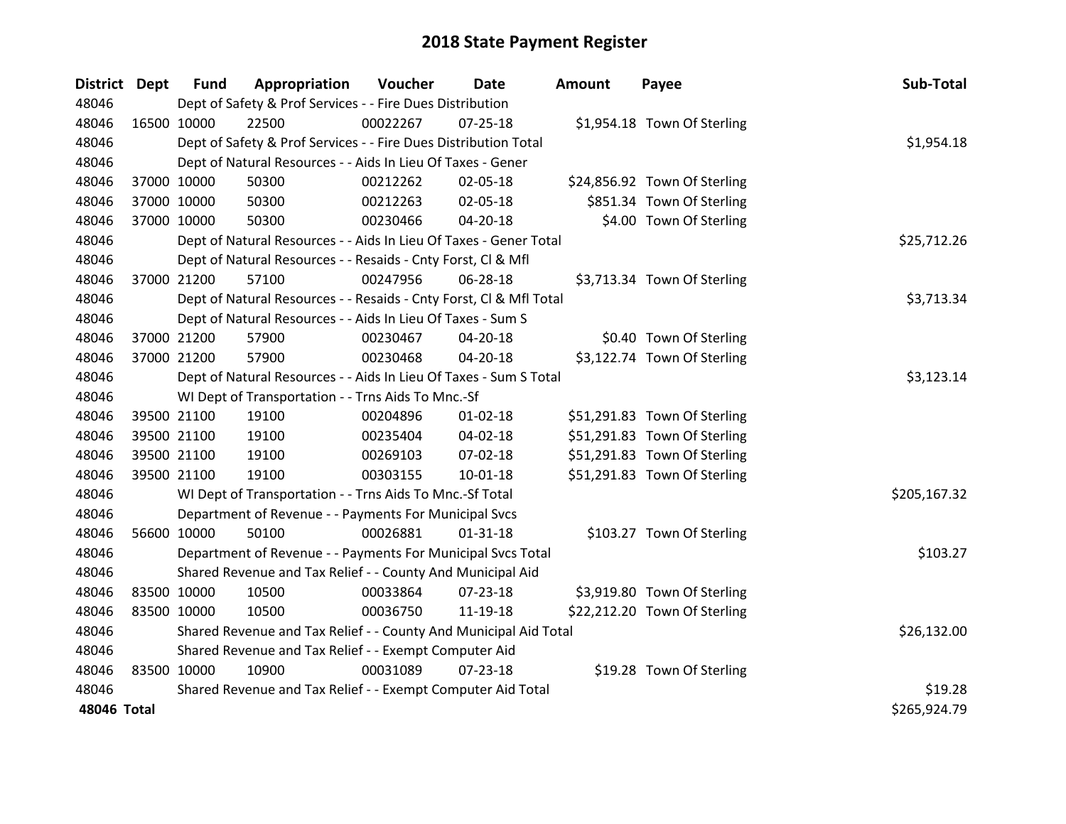# 2018 State Payment Register

| District | Dept | Fund | Appropriation | Voucher | Date | Amount | Payee | Sub-Total |
|---|---|---|---|---|---|---|---|---|
| 48046 | | Dept of Safety & Prof Services - - Fire Dues Distribution | | | | | | |
| 48046 | 16500 | 10000 | 22500 | 00022267 | 07-25-18 | $1,954.18 | Town Of Sterling | |
| 48046 | | Dept of Safety & Prof Services - - Fire Dues Distribution Total | | | | | | $1,954.18 |
| 48046 | | Dept of Natural Resources - - Aids In Lieu Of Taxes - Gener | | | | | | |
| 48046 | 37000 | 10000 | 50300 | 00212262 | 02-05-18 | $24,856.92 | Town Of Sterling | |
| 48046 | 37000 | 10000 | 50300 | 00212263 | 02-05-18 | $851.34 | Town Of Sterling | |
| 48046 | 37000 | 10000 | 50300 | 00230466 | 04-20-18 | $4.00 | Town Of Sterling | |
| 48046 | | Dept of Natural Resources - - Aids In Lieu Of Taxes - Gener Total | | | | | | $25,712.26 |
| 48046 | | Dept of Natural Resources - - Resaids - Cnty Forst, Cl & Mfl | | | | | | |
| 48046 | 37000 | 21200 | 57100 | 00247956 | 06-28-18 | $3,713.34 | Town Of Sterling | |
| 48046 | | Dept of Natural Resources - - Resaids - Cnty Forst, Cl & Mfl Total | | | | | | $3,713.34 |
| 48046 | | Dept of Natural Resources - - Aids In Lieu Of Taxes - Sum S | | | | | | |
| 48046 | 37000 | 21200 | 57900 | 00230467 | 04-20-18 | $0.40 | Town Of Sterling | |
| 48046 | 37000 | 21200 | 57900 | 00230468 | 04-20-18 | $3,122.74 | Town Of Sterling | |
| 48046 | | Dept of Natural Resources - - Aids In Lieu Of Taxes - Sum S Total | | | | | | $3,123.14 |
| 48046 | | WI Dept of Transportation - - Trns Aids To Mnc.-Sf | | | | | | |
| 48046 | 39500 | 21100 | 19100 | 00204896 | 01-02-18 | $51,291.83 | Town Of Sterling | |
| 48046 | 39500 | 21100 | 19100 | 00235404 | 04-02-18 | $51,291.83 | Town Of Sterling | |
| 48046 | 39500 | 21100 | 19100 | 00269103 | 07-02-18 | $51,291.83 | Town Of Sterling | |
| 48046 | 39500 | 21100 | 19100 | 00303155 | 10-01-18 | $51,291.83 | Town Of Sterling | |
| 48046 | | WI Dept of Transportation - - Trns Aids To Mnc.-Sf Total | | | | | | $205,167.32 |
| 48046 | | Department of Revenue - - Payments For Municipal Svcs | | | | | | |
| 48046 | 56600 | 10000 | 50100 | 00026881 | 01-31-18 | $103.27 | Town Of Sterling | |
| 48046 | | Department of Revenue - - Payments For Municipal Svcs Total | | | | | | $103.27 |
| 48046 | | Shared Revenue and Tax Relief - - County And Municipal Aid | | | | | | |
| 48046 | 83500 | 10000 | 10500 | 00033864 | 07-23-18 | $3,919.80 | Town Of Sterling | |
| 48046 | 83500 | 10000 | 10500 | 00036750 | 11-19-18 | $22,212.20 | Town Of Sterling | |
| 48046 | | Shared Revenue and Tax Relief - - County And Municipal Aid Total | | | | | | $26,132.00 |
| 48046 | | Shared Revenue and Tax Relief - - Exempt Computer Aid | | | | | | |
| 48046 | 83500 | 10000 | 10900 | 00031089 | 07-23-18 | $19.28 | Town Of Sterling | |
| 48046 | | Shared Revenue and Tax Relief - - Exempt Computer Aid Total | | | | | | $19.28 |
| **48046 Total** | | | | | | | | $265,924.79 |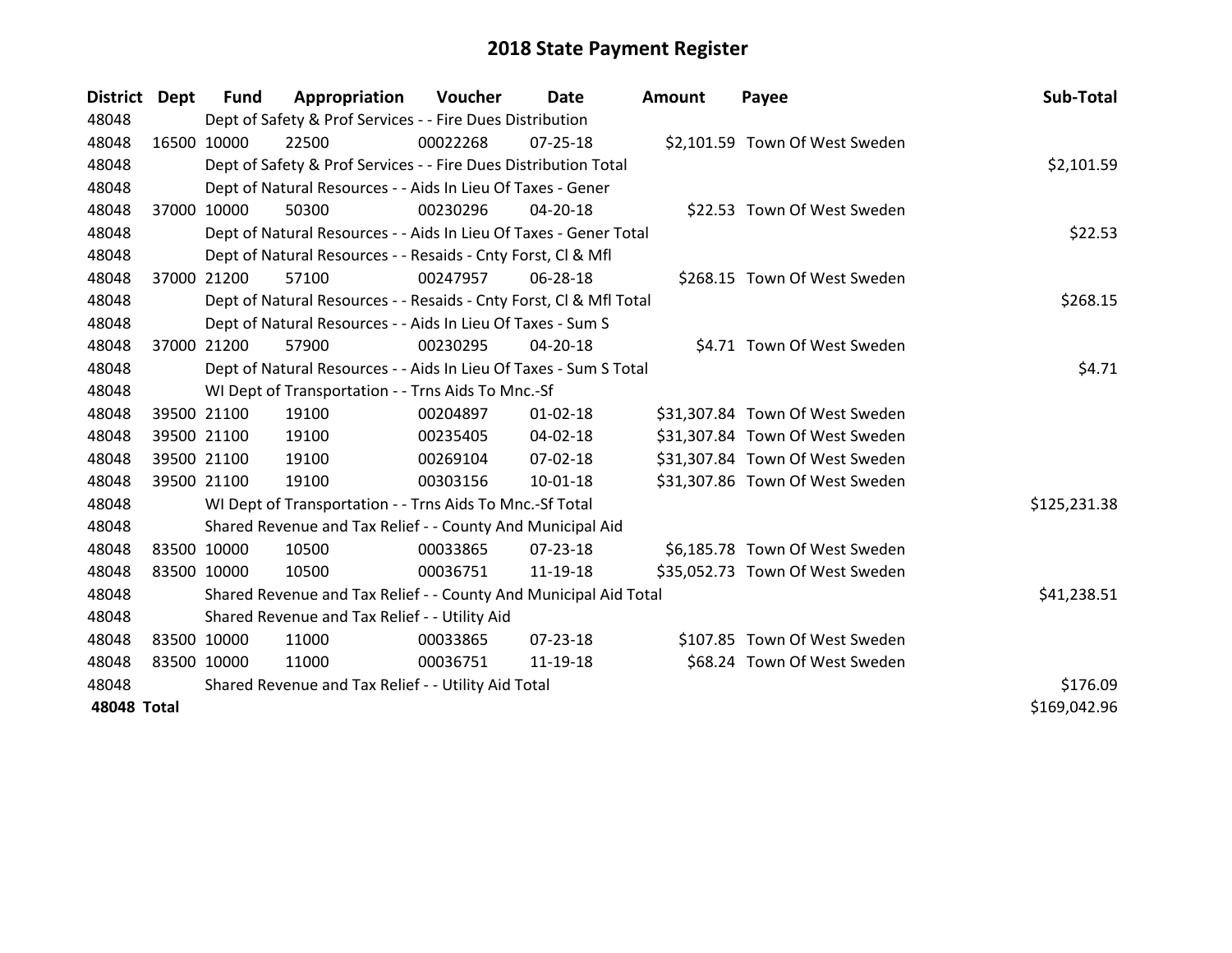# 2018 State Payment Register

| District | Dept | Fund | Appropriation | Voucher | Date | Amount | Payee | Sub-Total |
|---|---|---|---|---|---|---|---|---|
| 48048 | | Dept of Safety & Prof Services - - Fire Dues Distribution | | | | | | |
| 48048 | 16500 | 10000 | 22500 | 00022268 | 07-25-18 | $2,101.59 | Town Of West Sweden | |
| 48048 | | Dept of Safety & Prof Services - - Fire Dues Distribution Total | | | | | | $2,101.59 |
| 48048 | | Dept of Natural Resources - - Aids In Lieu Of Taxes - Gener | | | | | | |
| 48048 | 37000 | 10000 | 50300 | 00230296 | 04-20-18 | $22.53 | Town Of West Sweden | |
| 48048 | | Dept of Natural Resources - - Aids In Lieu Of Taxes - Gener Total | | | | | | $22.53 |
| 48048 | | Dept of Natural Resources - - Resaids - Cnty Forst, Cl & Mfl | | | | | | |
| 48048 | 37000 | 21200 | 57100 | 00247957 | 06-28-18 | $268.15 | Town Of West Sweden | |
| 48048 | | Dept of Natural Resources - - Resaids - Cnty Forst, Cl & Mfl Total | | | | | | $268.15 |
| 48048 | | Dept of Natural Resources - - Aids In Lieu Of Taxes - Sum S | | | | | | |
| 48048 | 37000 | 21200 | 57900 | 00230295 | 04-20-18 | $4.71 | Town Of West Sweden | |
| 48048 | | Dept of Natural Resources - - Aids In Lieu Of Taxes - Sum S Total | | | | | | $4.71 |
| 48048 | | WI Dept of Transportation - - Trns Aids To Mnc.-Sf | | | | | | |
| 48048 | 39500 | 21100 | 19100 | 00204897 | 01-02-18 | $31,307.84 | Town Of West Sweden | |
| 48048 | 39500 | 21100 | 19100 | 00235405 | 04-02-18 | $31,307.84 | Town Of West Sweden | |
| 48048 | 39500 | 21100 | 19100 | 00269104 | 07-02-18 | $31,307.84 | Town Of West Sweden | |
| 48048 | 39500 | 21100 | 19100 | 00303156 | 10-01-18 | $31,307.86 | Town Of West Sweden | |
| 48048 | | WI Dept of Transportation - - Trns Aids To Mnc.-Sf Total | | | | | | $125,231.38 |
| 48048 | | Shared Revenue and Tax Relief - - County And Municipal Aid | | | | | | |
| 48048 | 83500 | 10000 | 10500 | 00033865 | 07-23-18 | $6,185.78 | Town Of West Sweden | |
| 48048 | 83500 | 10000 | 10500 | 00036751 | 11-19-18 | $35,052.73 | Town Of West Sweden | |
| 48048 | | Shared Revenue and Tax Relief - - County And Municipal Aid Total | | | | | | $41,238.51 |
| 48048 | | Shared Revenue and Tax Relief - - Utility Aid | | | | | | |
| 48048 | 83500 | 10000 | 11000 | 00033865 | 07-23-18 | $107.85 | Town Of West Sweden | |
| 48048 | 83500 | 10000 | 11000 | 00036751 | 11-19-18 | $68.24 | Town Of West Sweden | |
| 48048 | | Shared Revenue and Tax Relief - - Utility Aid Total | | | | | | $176.09 |
| **48048 Total** | | | | | | | | $169,042.96 |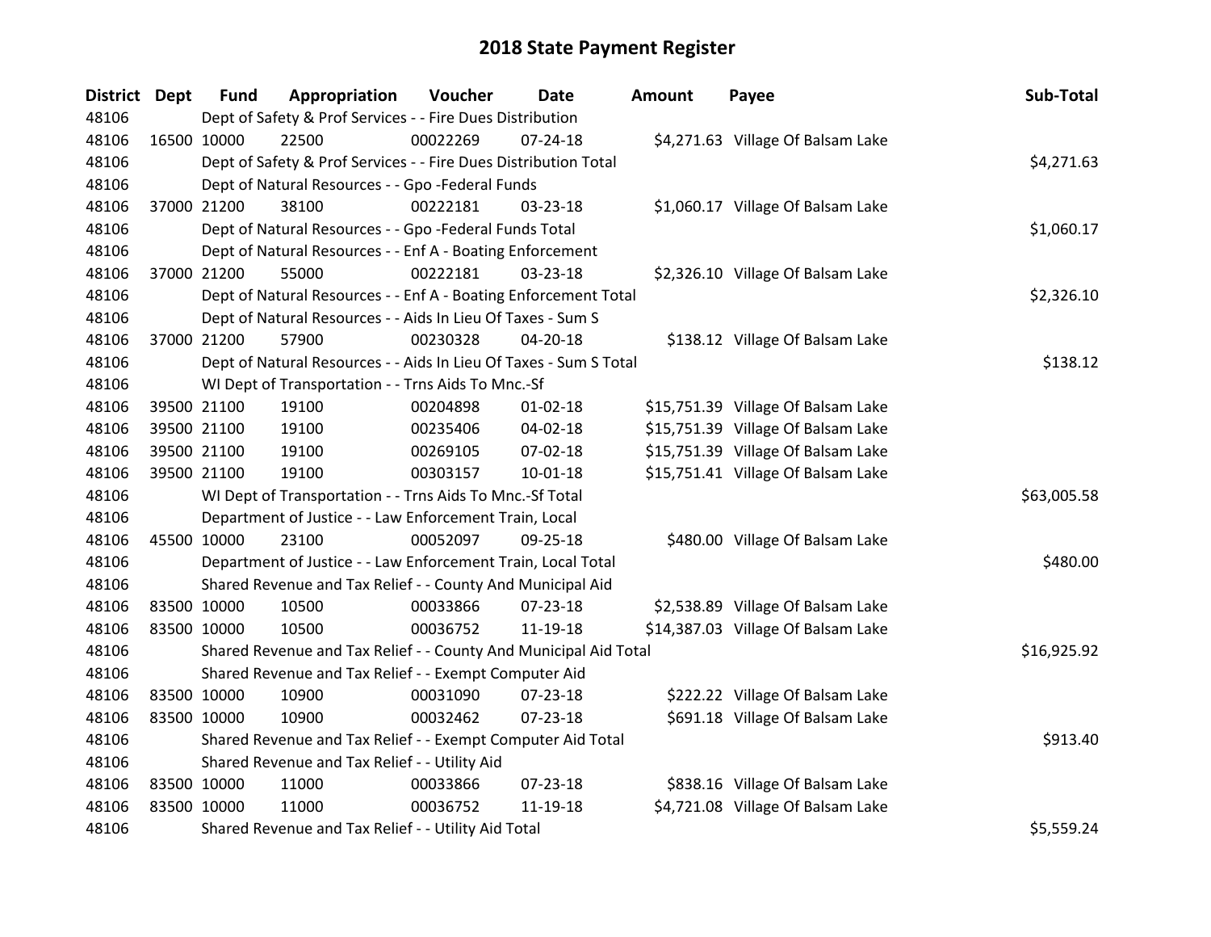# 2018 State Payment Register

| District | Dept | Fund | Appropriation | Voucher | Date | Amount | Payee | Sub-Total |
|---|---|---|---|---|---|---|---|---|
| 48106 | | Dept of Safety & Prof Services - - Fire Dues Distribution | | | | | | |
| 48106 | 16500 | 10000 | 22500 | 00022269 | 07-24-18 | $4,271.63 | Village Of Balsam Lake | |
| 48106 | | Dept of Safety & Prof Services - - Fire Dues Distribution Total | | | | | | $4,271.63 |
| 48106 | | Dept of Natural Resources - - Gpo -Federal Funds | | | | | | |
| 48106 | 37000 | 21200 | 38100 | 00222181 | 03-23-18 | $1,060.17 | Village Of Balsam Lake | |
| 48106 | | Dept of Natural Resources - - Gpo -Federal Funds Total | | | | | | $1,060.17 |
| 48106 | | Dept of Natural Resources - - Enf A - Boating Enforcement | | | | | | |
| 48106 | 37000 | 21200 | 55000 | 00222181 | 03-23-18 | $2,326.10 | Village Of Balsam Lake | |
| 48106 | | Dept of Natural Resources - - Enf A - Boating Enforcement Total | | | | | | $2,326.10 |
| 48106 | | Dept of Natural Resources - - Aids In Lieu Of Taxes - Sum S | | | | | | |
| 48106 | 37000 | 21200 | 57900 | 00230328 | 04-20-18 | $138.12 | Village Of Balsam Lake | |
| 48106 | | Dept of Natural Resources - - Aids In Lieu Of Taxes - Sum S Total | | | | | | $138.12 |
| 48106 | | WI Dept of Transportation - - Trns Aids To Mnc.-Sf | | | | | | |
| 48106 | 39500 | 21100 | 19100 | 00204898 | 01-02-18 | $15,751.39 | Village Of Balsam Lake | |
| 48106 | 39500 | 21100 | 19100 | 00235406 | 04-02-18 | $15,751.39 | Village Of Balsam Lake | |
| 48106 | 39500 | 21100 | 19100 | 00269105 | 07-02-18 | $15,751.39 | Village Of Balsam Lake | |
| 48106 | 39500 | 21100 | 19100 | 00303157 | 10-01-18 | $15,751.41 | Village Of Balsam Lake | |
| 48106 | | WI Dept of Transportation - - Trns Aids To Mnc.-Sf Total | | | | | | $63,005.58 |
| 48106 | | Department of Justice - - Law Enforcement Train, Local | | | | | | |
| 48106 | 45500 | 10000 | 23100 | 00052097 | 09-25-18 | $480.00 | Village Of Balsam Lake | |
| 48106 | | Department of Justice - - Law Enforcement Train, Local Total | | | | | | $480.00 |
| 48106 | | Shared Revenue and Tax Relief - - County And Municipal Aid | | | | | | |
| 48106 | 83500 | 10000 | 10500 | 00033866 | 07-23-18 | $2,538.89 | Village Of Balsam Lake | |
| 48106 | 83500 | 10000 | 10500 | 00036752 | 11-19-18 | $14,387.03 | Village Of Balsam Lake | |
| 48106 | | Shared Revenue and Tax Relief - - County And Municipal Aid Total | | | | | | $16,925.92 |
| 48106 | | Shared Revenue and Tax Relief - - Exempt Computer Aid | | | | | | |
| 48106 | 83500 | 10000 | 10900 | 00031090 | 07-23-18 | $222.22 | Village Of Balsam Lake | |
| 48106 | 83500 | 10000 | 10900 | 00032462 | 07-23-18 | $691.18 | Village Of Balsam Lake | |
| 48106 | | Shared Revenue and Tax Relief - - Exempt Computer Aid Total | | | | | | $913.40 |
| 48106 | | Shared Revenue and Tax Relief - - Utility Aid | | | | | | |
| 48106 | 83500 | 10000 | 11000 | 00033866 | 07-23-18 | $838.16 | Village Of Balsam Lake | |
| 48106 | 83500 | 10000 | 11000 | 00036752 | 11-19-18 | $4,721.08 | Village Of Balsam Lake | |
| 48106 | | Shared Revenue and Tax Relief - - Utility Aid Total | | | | | | $5,559.24 |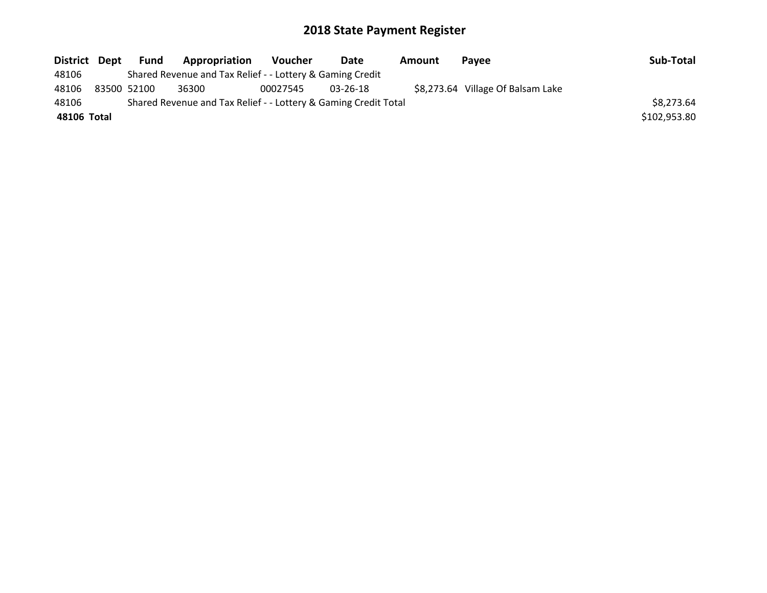## 2018 State Payment Register

| District | Dept | Fund | Appropriation | Voucher | Date | Amount | Payee | Sub-Total |
|---|---|---|---|---|---|---|---|---|
| 48106 | | Shared Revenue and Tax Relief - - Lottery & Gaming Credit | | | | | | |
| 48106 | 83500 | 52100 | 36300 | 00027545 | 03-26-18 | $8,273.64 | Village Of Balsam Lake | |
| 48106 | | Shared Revenue and Tax Relief - - Lottery & Gaming Credit Total | | | | | | $8,273.64 |
| **48106** | **Total** | | | | | | | $102,953.80 |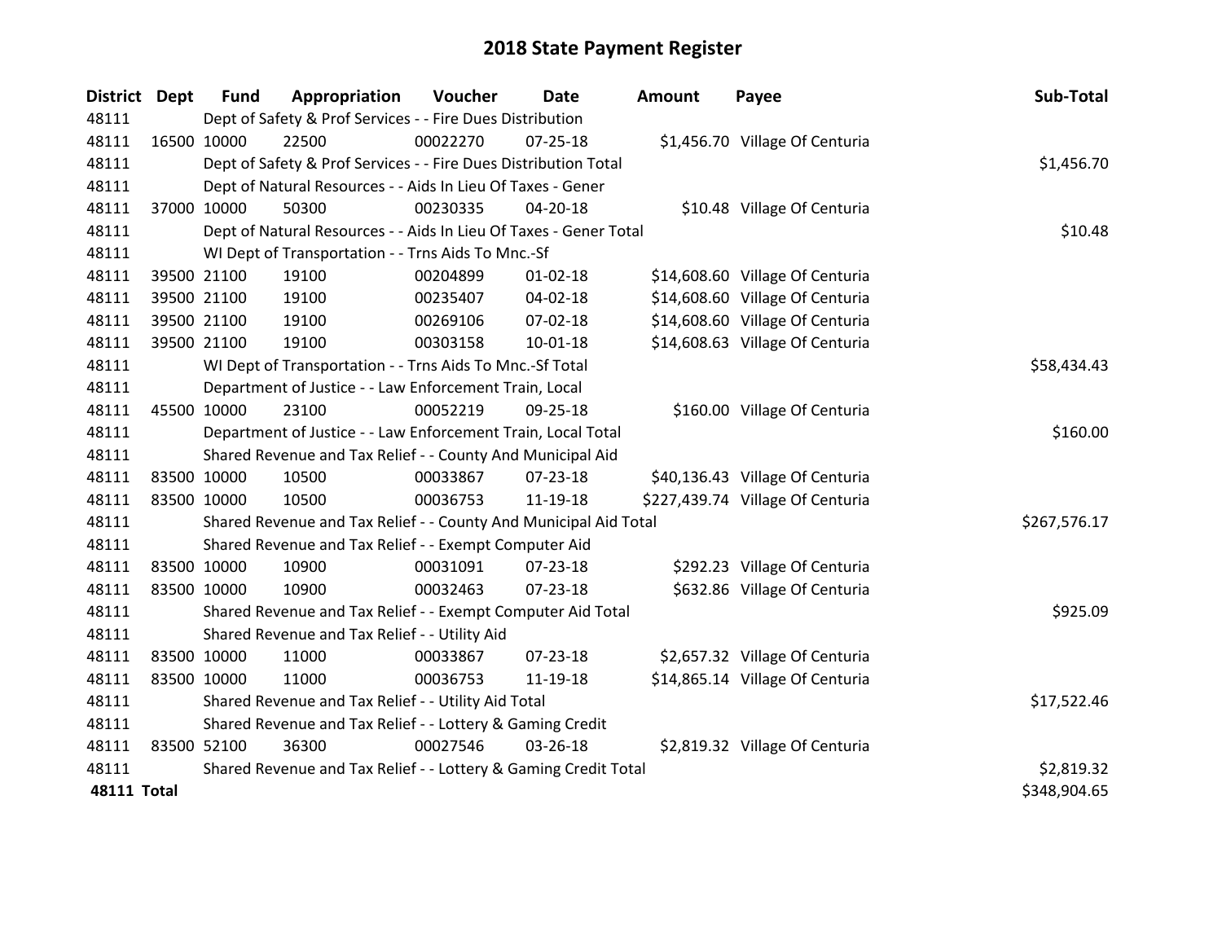# 2018 State Payment Register

| District | Dept | Fund | Appropriation | Voucher | Date | Amount | Payee | Sub-Total |
|---|---|---|---|---|---|---|---|---|
| 48111 | | Dept of Safety & Prof Services - - Fire Dues Distribution | | | | | | |
| 48111 | 16500 | 10000 | 22500 | 00022270 | 07-25-18 | $1,456.70 | Village Of Centuria | |
| 48111 | | Dept of Safety & Prof Services - - Fire Dues Distribution Total | | | | | | $1,456.70 |
| 48111 | | Dept of Natural Resources - - Aids In Lieu Of Taxes - Gener | | | | | | |
| 48111 | 37000 | 10000 | 50300 | 00230335 | 04-20-18 | $10.48 | Village Of Centuria | |
| 48111 | | Dept of Natural Resources - - Aids In Lieu Of Taxes - Gener Total | | | | | | $10.48 |
| 48111 | | WI Dept of Transportation - - Trns Aids To Mnc.-Sf | | | | | | |
| 48111 | 39500 | 21100 | 19100 | 00204899 | 01-02-18 | $14,608.60 | Village Of Centuria | |
| 48111 | 39500 | 21100 | 19100 | 00235407 | 04-02-18 | $14,608.60 | Village Of Centuria | |
| 48111 | 39500 | 21100 | 19100 | 00269106 | 07-02-18 | $14,608.60 | Village Of Centuria | |
| 48111 | 39500 | 21100 | 19100 | 00303158 | 10-01-18 | $14,608.63 | Village Of Centuria | |
| 48111 | | WI Dept of Transportation - - Trns Aids To Mnc.-Sf Total | | | | | | $58,434.43 |
| 48111 | | Department of Justice - - Law Enforcement Train, Local | | | | | | |
| 48111 | 45500 | 10000 | 23100 | 00052219 | 09-25-18 | $160.00 | Village Of Centuria | |
| 48111 | | Department of Justice - - Law Enforcement Train, Local Total | | | | | | $160.00 |
| 48111 | | Shared Revenue and Tax Relief - - County And Municipal Aid | | | | | | |
| 48111 | 83500 | 10000 | 10500 | 00033867 | 07-23-18 | $40,136.43 | Village Of Centuria | |
| 48111 | 83500 | 10000 | 10500 | 00036753 | 11-19-18 | $227,439.74 | Village Of Centuria | |
| 48111 | | Shared Revenue and Tax Relief - - County And Municipal Aid Total | | | | | | $267,576.17 |
| 48111 | | Shared Revenue and Tax Relief - - Exempt Computer Aid | | | | | | |
| 48111 | 83500 | 10000 | 10900 | 00031091 | 07-23-18 | $292.23 | Village Of Centuria | |
| 48111 | 83500 | 10000 | 10900 | 00032463 | 07-23-18 | $632.86 | Village Of Centuria | |
| 48111 | | Shared Revenue and Tax Relief - - Exempt Computer Aid Total | | | | | | $925.09 |
| 48111 | | Shared Revenue and Tax Relief - - Utility Aid | | | | | | |
| 48111 | 83500 | 10000 | 11000 | 00033867 | 07-23-18 | $2,657.32 | Village Of Centuria | |
| 48111 | 83500 | 10000 | 11000 | 00036753 | 11-19-18 | $14,865.14 | Village Of Centuria | |
| 48111 | | Shared Revenue and Tax Relief - - Utility Aid Total | | | | | | $17,522.46 |
| 48111 | | Shared Revenue and Tax Relief - - Lottery & Gaming Credit | | | | | | |
| 48111 | 83500 | 52100 | 36300 | 00027546 | 03-26-18 | $2,819.32 | Village Of Centuria | |
| 48111 | | Shared Revenue and Tax Relief - - Lottery & Gaming Credit Total | | | | | | $2,819.32 |
| **48111 Total** | | | | | | | | $348,904.65 |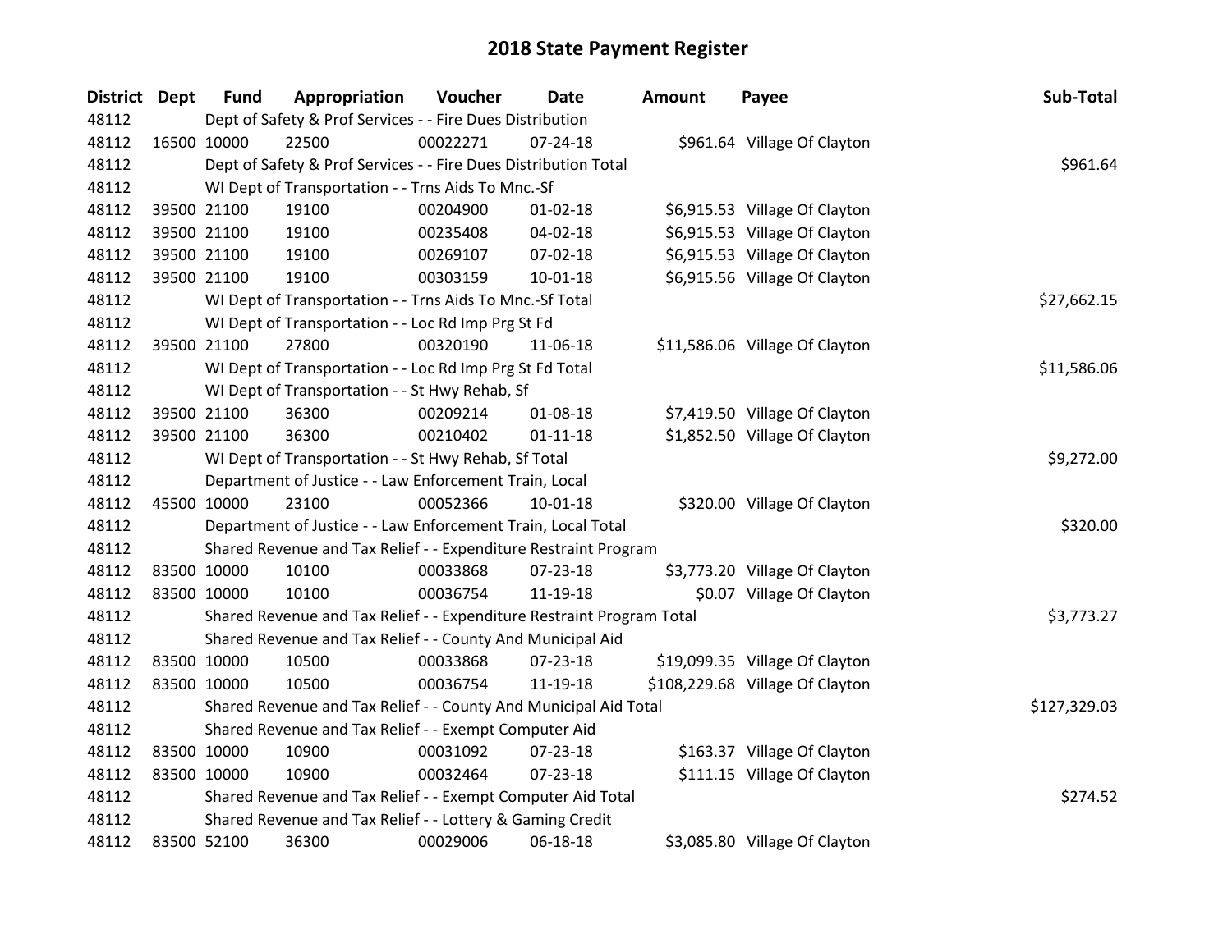# 2018 State Payment Register

| District | Dept | Fund | Appropriation | Voucher | Date | Amount | Payee | Sub-Total |
|---|---|---|---|---|---|---|---|---|
| 48112 | | Dept of Safety & Prof Services - - Fire Dues Distribution | | | | | | |
| 48112 | 16500 | 10000 | 22500 | 00022271 | 07-24-18 | $961.64 | Village Of Clayton | |
| 48112 | | Dept of Safety & Prof Services - - Fire Dues Distribution Total | | | | | | $961.64 |
| 48112 | | WI Dept of Transportation - - Trns Aids To Mnc.-Sf | | | | | | |
| 48112 | 39500 | 21100 | 19100 | 00204900 | 01-02-18 | $6,915.53 | Village Of Clayton | |
| 48112 | 39500 | 21100 | 19100 | 00235408 | 04-02-18 | $6,915.53 | Village Of Clayton | |
| 48112 | 39500 | 21100 | 19100 | 00269107 | 07-02-18 | $6,915.53 | Village Of Clayton | |
| 48112 | 39500 | 21100 | 19100 | 00303159 | 10-01-18 | $6,915.56 | Village Of Clayton | |
| 48112 | | WI Dept of Transportation - - Trns Aids To Mnc.-Sf Total | | | | | | $27,662.15 |
| 48112 | | WI Dept of Transportation - - Loc Rd Imp Prg St Fd | | | | | | |
| 48112 | 39500 | 21100 | 27800 | 00320190 | 11-06-18 | $11,586.06 | Village Of Clayton | |
| 48112 | | WI Dept of Transportation - - Loc Rd Imp Prg St Fd Total | | | | | | $11,586.06 |
| 48112 | | WI Dept of Transportation - - St Hwy Rehab, Sf | | | | | | |
| 48112 | 39500 | 21100 | 36300 | 00209214 | 01-08-18 | $7,419.50 | Village Of Clayton | |
| 48112 | 39500 | 21100 | 36300 | 00210402 | 01-11-18 | $1,852.50 | Village Of Clayton | |
| 48112 | | WI Dept of Transportation - - St Hwy Rehab, Sf Total | | | | | | $9,272.00 |
| 48112 | | Department of Justice - - Law Enforcement Train, Local | | | | | | |
| 48112 | 45500 | 10000 | 23100 | 00052366 | 10-01-18 | $320.00 | Village Of Clayton | |
| 48112 | | Department of Justice - - Law Enforcement Train, Local Total | | | | | | $320.00 |
| 48112 | | Shared Revenue and Tax Relief - - Expenditure Restraint Program | | | | | | |
| 48112 | 83500 | 10000 | 10100 | 00033868 | 07-23-18 | $3,773.20 | Village Of Clayton | |
| 48112 | 83500 | 10000 | 10100 | 00036754 | 11-19-18 | $0.07 | Village Of Clayton | |
| 48112 | | Shared Revenue and Tax Relief - - Expenditure Restraint Program Total | | | | | | $3,773.27 |
| 48112 | | Shared Revenue and Tax Relief - - County And Municipal Aid | | | | | | |
| 48112 | 83500 | 10000 | 10500 | 00033868 | 07-23-18 | $19,099.35 | Village Of Clayton | |
| 48112 | 83500 | 10000 | 10500 | 00036754 | 11-19-18 | $108,229.68 | Village Of Clayton | |
| 48112 | | Shared Revenue and Tax Relief - - County And Municipal Aid Total | | | | | | $127,329.03 |
| 48112 | | Shared Revenue and Tax Relief - - Exempt Computer Aid | | | | | | |
| 48112 | 83500 | 10000 | 10900 | 00031092 | 07-23-18 | $163.37 | Village Of Clayton | |
| 48112 | 83500 | 10000 | 10900 | 00032464 | 07-23-18 | $111.15 | Village Of Clayton | |
| 48112 | | Shared Revenue and Tax Relief - - Exempt Computer Aid Total | | | | | | $274.52 |
| 48112 | | Shared Revenue and Tax Relief - - Lottery & Gaming Credit | | | | | | |
| 48112 | 83500 | 52100 | 36300 | 00029006 | 06-18-18 | $3,085.80 | Village Of Clayton | |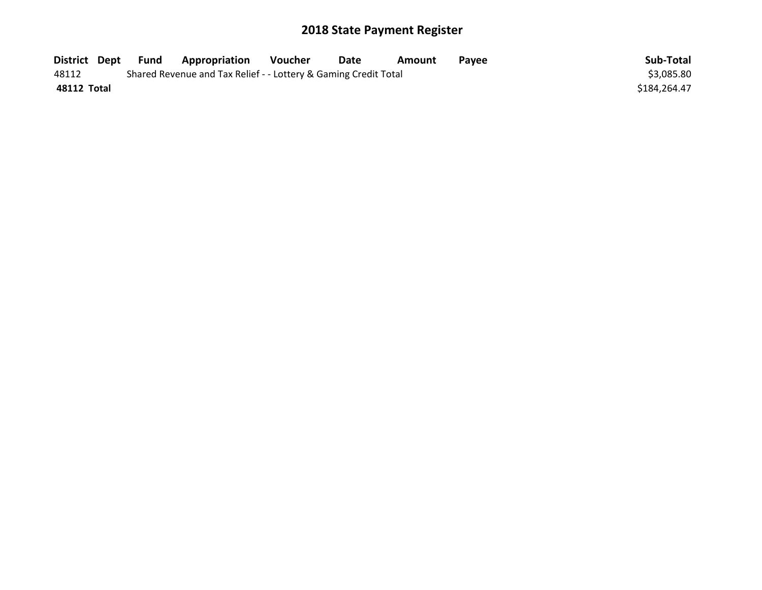# 2018 State Payment Register

| District | Dept | Fund | Appropriation | Voucher | Date | Amount | Payee | Sub-Total |
|---|---|---|---|---|---|---|---|---|
| 48112 | | Shared Revenue and Tax Relief - - Lottery & Gaming Credit Total | | | | | | $3,085.80 |
| **48112 Total** | | | | | | | | $184,264.47 |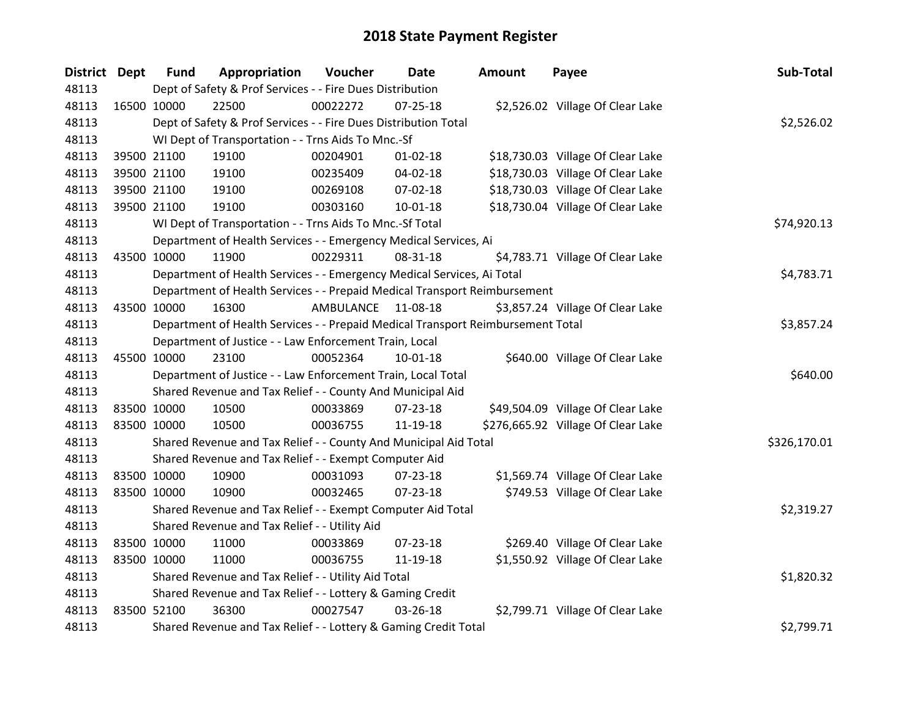# 2018 State Payment Register

| District | Dept | Fund | Appropriation | Voucher | Date | Amount | Payee | Sub-Total |
|---|---|---|---|---|---|---|---|---|
| 48113 | | Dept of Safety & Prof Services - - Fire Dues Distribution | | | | | | |
| 48113 | 16500 | 10000 | 22500 | 00022272 | 07-25-18 | $2,526.02 | Village Of Clear Lake | |
| 48113 | | Dept of Safety & Prof Services - - Fire Dues Distribution Total | | | | | | $2,526.02 |
| 48113 | | WI Dept of Transportation - - Trns Aids To Mnc.-Sf | | | | | | |
| 48113 | 39500 | 21100 | 19100 | 00204901 | 01-02-18 | $18,730.03 | Village Of Clear Lake | |
| 48113 | 39500 | 21100 | 19100 | 00235409 | 04-02-18 | $18,730.03 | Village Of Clear Lake | |
| 48113 | 39500 | 21100 | 19100 | 00269108 | 07-02-18 | $18,730.03 | Village Of Clear Lake | |
| 48113 | 39500 | 21100 | 19100 | 00303160 | 10-01-18 | $18,730.04 | Village Of Clear Lake | |
| 48113 | | WI Dept of Transportation - - Trns Aids To Mnc.-Sf Total | | | | | | $74,920.13 |
| 48113 | | Department of Health Services - - Emergency Medical Services, Ai | | | | | | |
| 48113 | 43500 | 10000 | 11900 | 00229311 | 08-31-18 | $4,783.71 | Village Of Clear Lake | |
| 48113 | | Department of Health Services - - Emergency Medical Services, Ai Total | | | | | | $4,783.71 |
| 48113 | | Department of Health Services - - Prepaid Medical Transport Reimbursement | | | | | | |
| 48113 | 43500 | 10000 | 16300 | AMBULANCE | 11-08-18 | $3,857.24 | Village Of Clear Lake | |
| 48113 | | Department of Health Services - - Prepaid Medical Transport Reimbursement Total | | | | | | $3,857.24 |
| 48113 | | Department of Justice - - Law Enforcement Train, Local | | | | | | |
| 48113 | 45500 | 10000 | 23100 | 00052364 | 10-01-18 | $640.00 | Village Of Clear Lake | |
| 48113 | | Department of Justice - - Law Enforcement Train, Local Total | | | | | | $640.00 |
| 48113 | | Shared Revenue and Tax Relief - - County And Municipal Aid | | | | | | |
| 48113 | 83500 | 10000 | 10500 | 00033869 | 07-23-18 | $49,504.09 | Village Of Clear Lake | |
| 48113 | 83500 | 10000 | 10500 | 00036755 | 11-19-18 | $276,665.92 | Village Of Clear Lake | |
| 48113 | | Shared Revenue and Tax Relief - - County And Municipal Aid Total | | | | | | $326,170.01 |
| 48113 | | Shared Revenue and Tax Relief - - Exempt Computer Aid | | | | | | |
| 48113 | 83500 | 10000 | 10900 | 00031093 | 07-23-18 | $1,569.74 | Village Of Clear Lake | |
| 48113 | 83500 | 10000 | 10900 | 00032465 | 07-23-18 | $749.53 | Village Of Clear Lake | |
| 48113 | | Shared Revenue and Tax Relief - - Exempt Computer Aid Total | | | | | | $2,319.27 |
| 48113 | | Shared Revenue and Tax Relief - - Utility Aid | | | | | | |
| 48113 | 83500 | 10000 | 11000 | 00033869 | 07-23-18 | $269.40 | Village Of Clear Lake | |
| 48113 | 83500 | 10000 | 11000 | 00036755 | 11-19-18 | $1,550.92 | Village Of Clear Lake | |
| 48113 | | Shared Revenue and Tax Relief - - Utility Aid Total | | | | | | $1,820.32 |
| 48113 | | Shared Revenue and Tax Relief - - Lottery & Gaming Credit | | | | | | |
| 48113 | 83500 | 52100 | 36300 | 00027547 | 03-26-18 | $2,799.71 | Village Of Clear Lake | |
| 48113 | | Shared Revenue and Tax Relief - - Lottery & Gaming Credit Total | | | | | | $2,799.71 |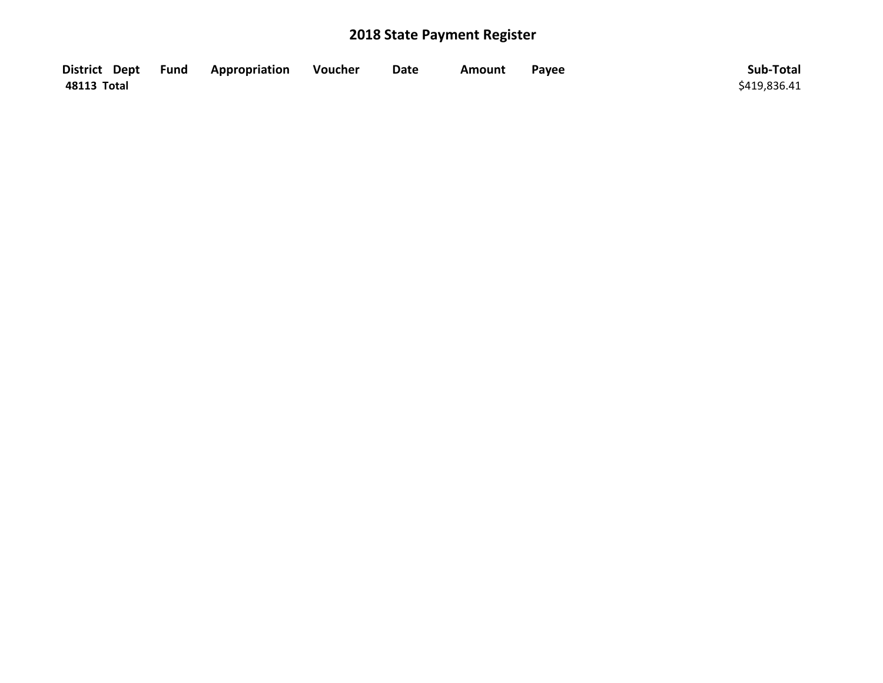# 2018 State Payment Register

| District | Dept | Fund | Appropriation | Voucher | Date | Amount | Payee | Sub-Total |
|---|---|---|---|---|---|---|---|---|
| **48113 Total** | | | | | | | | $419,836.41 |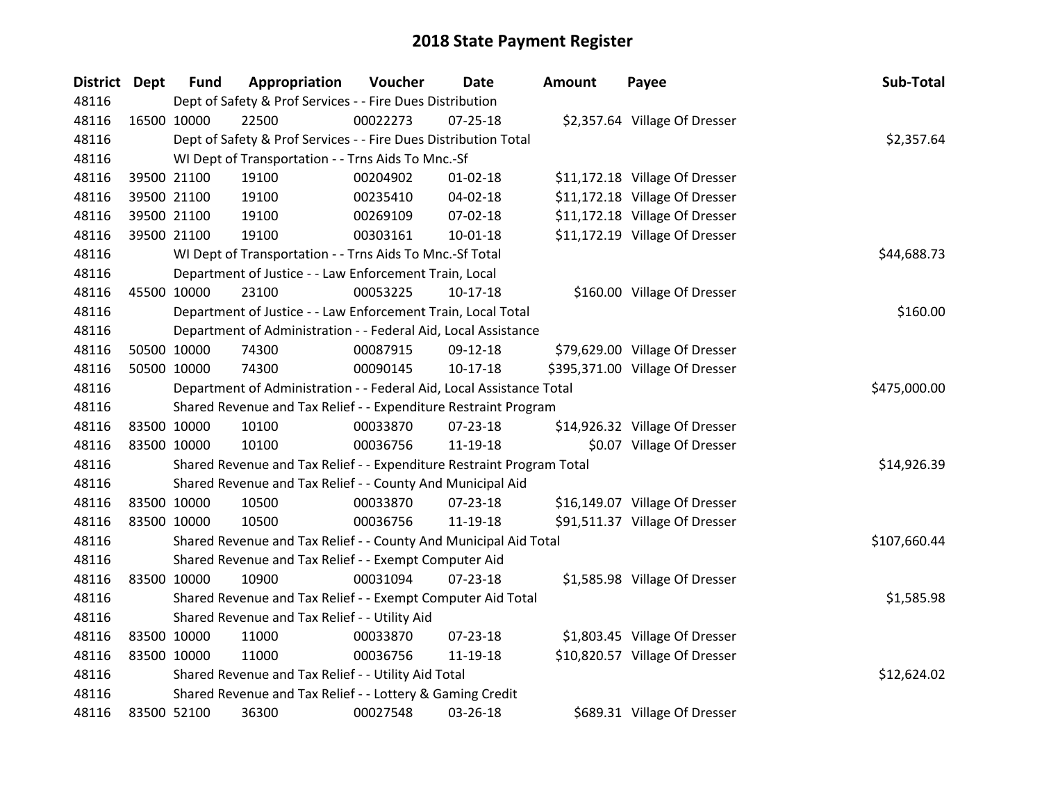# 2018 State Payment Register

| District | Dept | Fund | Appropriation | Voucher | Date | Amount | Payee | Sub-Total |
|---|---|---|---|---|---|---|---|---|
| 48116 | | Dept of Safety & Prof Services - - Fire Dues Distribution | | | | | | |
| 48116 | 16500 | 10000 | 22500 | 00022273 | 07-25-18 | $2,357.64 | Village Of Dresser | |
| 48116 | | Dept of Safety & Prof Services - - Fire Dues Distribution Total | | | | | | $2,357.64 |
| 48116 | | WI Dept of Transportation - - Trns Aids To Mnc.-Sf | | | | | | |
| 48116 | 39500 | 21100 | 19100 | 00204902 | 01-02-18 | $11,172.18 | Village Of Dresser | |
| 48116 | 39500 | 21100 | 19100 | 00235410 | 04-02-18 | $11,172.18 | Village Of Dresser | |
| 48116 | 39500 | 21100 | 19100 | 00269109 | 07-02-18 | $11,172.18 | Village Of Dresser | |
| 48116 | 39500 | 21100 | 19100 | 00303161 | 10-01-18 | $11,172.19 | Village Of Dresser | |
| 48116 | | WI Dept of Transportation - - Trns Aids To Mnc.-Sf Total | | | | | | $44,688.73 |
| 48116 | | Department of Justice - - Law Enforcement Train, Local | | | | | | |
| 48116 | 45500 | 10000 | 23100 | 00053225 | 10-17-18 | $160.00 | Village Of Dresser | |
| 48116 | | Department of Justice - - Law Enforcement Train, Local Total | | | | | | $160.00 |
| 48116 | | Department of Administration - - Federal Aid, Local Assistance | | | | | | |
| 48116 | 50500 | 10000 | 74300 | 00087915 | 09-12-18 | $79,629.00 | Village Of Dresser | |
| 48116 | 50500 | 10000 | 74300 | 00090145 | 10-17-18 | $395,371.00 | Village Of Dresser | |
| 48116 | | Department of Administration - - Federal Aid, Local Assistance Total | | | | | | $475,000.00 |
| 48116 | | Shared Revenue and Tax Relief - - Expenditure Restraint Program | | | | | | |
| 48116 | 83500 | 10000 | 10100 | 00033870 | 07-23-18 | $14,926.32 | Village Of Dresser | |
| 48116 | 83500 | 10000 | 10100 | 00036756 | 11-19-18 | $0.07 | Village Of Dresser | |
| 48116 | | Shared Revenue and Tax Relief - - Expenditure Restraint Program Total | | | | | | $14,926.39 |
| 48116 | | Shared Revenue and Tax Relief - - County And Municipal Aid | | | | | | |
| 48116 | 83500 | 10000 | 10500 | 00033870 | 07-23-18 | $16,149.07 | Village Of Dresser | |
| 48116 | 83500 | 10000 | 10500 | 00036756 | 11-19-18 | $91,511.37 | Village Of Dresser | |
| 48116 | | Shared Revenue and Tax Relief - - County And Municipal Aid Total | | | | | | $107,660.44 |
| 48116 | | Shared Revenue and Tax Relief - - Exempt Computer Aid | | | | | | |
| 48116 | 83500 | 10000 | 10900 | 00031094 | 07-23-18 | $1,585.98 | Village Of Dresser | |
| 48116 | | Shared Revenue and Tax Relief - - Exempt Computer Aid Total | | | | | | $1,585.98 |
| 48116 | | Shared Revenue and Tax Relief - - Utility Aid | | | | | | |
| 48116 | 83500 | 10000 | 11000 | 00033870 | 07-23-18 | $1,803.45 | Village Of Dresser | |
| 48116 | 83500 | 10000 | 11000 | 00036756 | 11-19-18 | $10,820.57 | Village Of Dresser | |
| 48116 | | Shared Revenue and Tax Relief - - Utility Aid Total | | | | | | $12,624.02 |
| 48116 | | Shared Revenue and Tax Relief - - Lottery & Gaming Credit | | | | | | |
| 48116 | 83500 | 52100 | 36300 | 00027548 | 03-26-18 | $689.31 | Village Of Dresser | |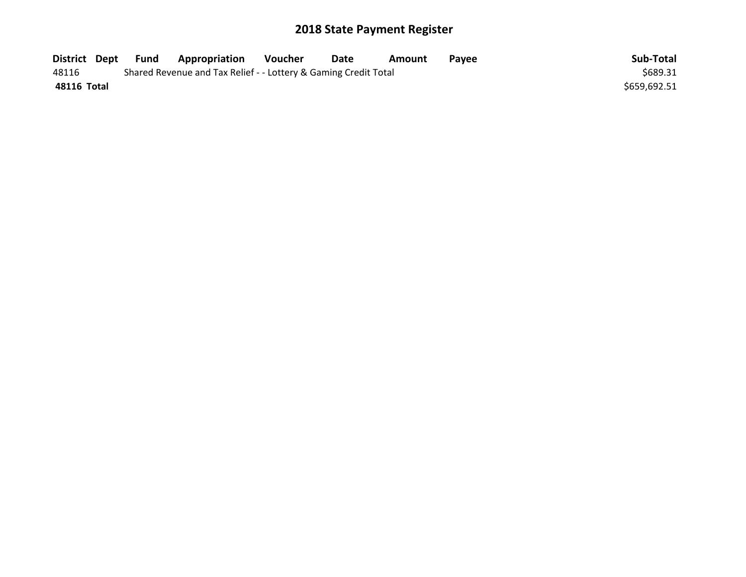# 2018 State Payment Register

| District | Dept | Fund | Appropriation | Voucher | Date | Amount | Payee | Sub-Total |
|---|---|---|---|---|---|---|---|---|
| 48116 | | Shared Revenue and Tax Relief - - Lottery & Gaming Credit Total | | | | | | $689.31 |
| **48116 Total** | | | | | | | | $659,692.51 |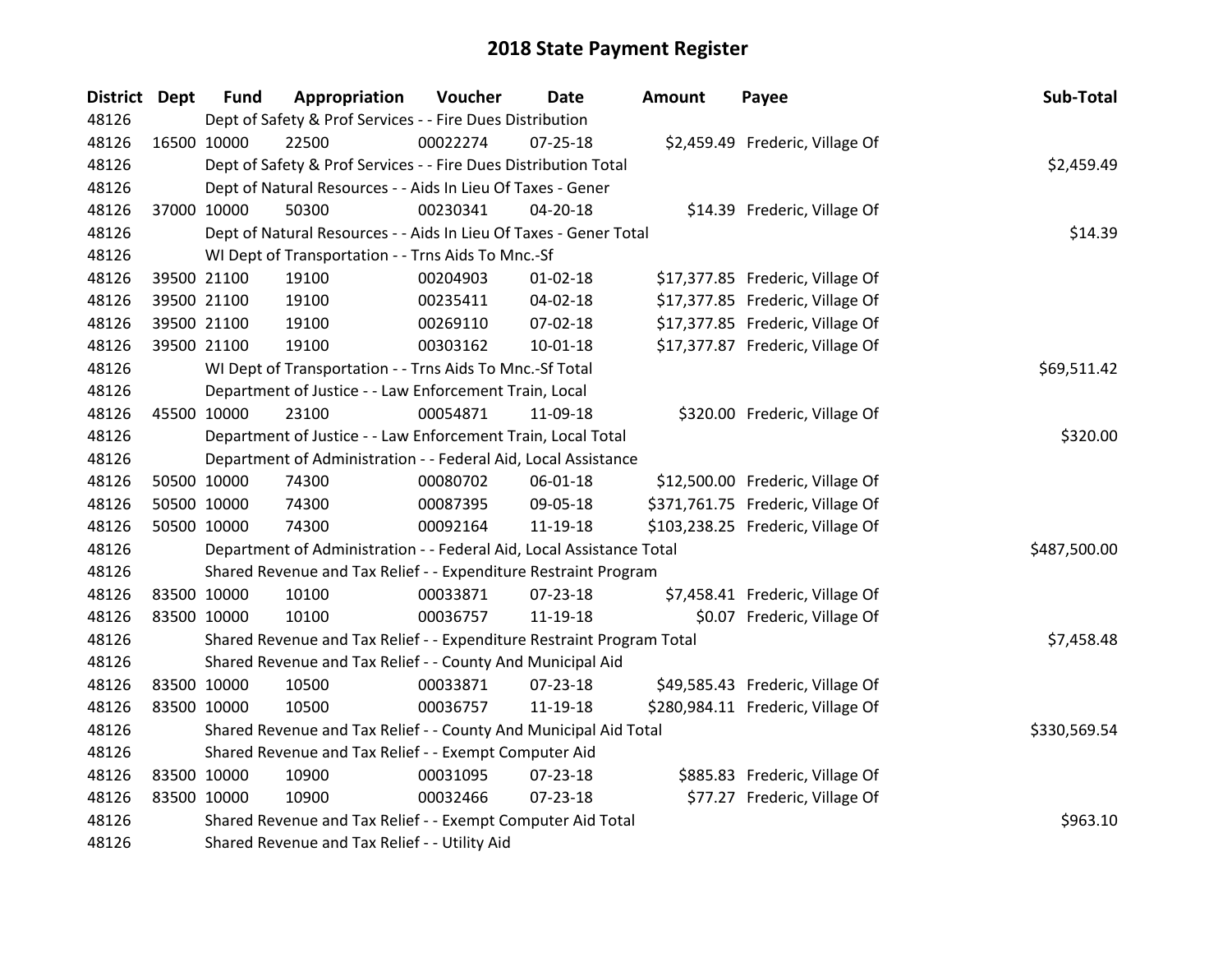# 2018 State Payment Register

| District | Dept | Fund | Appropriation | Voucher | Date | Amount | Payee | Sub-Total |
|---|---|---|---|---|---|---|---|---|
| 48126 | | Dept of Safety & Prof Services - - Fire Dues Distribution | | | | | | |
| 48126 | 16500 | 10000 | 22500 | 00022274 | 07-25-18 | $2,459.49 | Frederic, Village Of | |
| 48126 | | Dept of Safety & Prof Services - - Fire Dues Distribution Total | | | | | | $2,459.49 |
| 48126 | | Dept of Natural Resources - - Aids In Lieu Of Taxes - Gener | | | | | | |
| 48126 | 37000 | 10000 | 50300 | 00230341 | 04-20-18 | $14.39 | Frederic, Village Of | |
| 48126 | | Dept of Natural Resources - - Aids In Lieu Of Taxes - Gener Total | | | | | | $14.39 |
| 48126 | | WI Dept of Transportation - - Trns Aids To Mnc.-Sf | | | | | | |
| 48126 | 39500 | 21100 | 19100 | 00204903 | 01-02-18 | $17,377.85 | Frederic, Village Of | |
| 48126 | 39500 | 21100 | 19100 | 00235411 | 04-02-18 | $17,377.85 | Frederic, Village Of | |
| 48126 | 39500 | 21100 | 19100 | 00269110 | 07-02-18 | $17,377.85 | Frederic, Village Of | |
| 48126 | 39500 | 21100 | 19100 | 00303162 | 10-01-18 | $17,377.87 | Frederic, Village Of | |
| 48126 | | WI Dept of Transportation - - Trns Aids To Mnc.-Sf Total | | | | | | $69,511.42 |
| 48126 | | Department of Justice - - Law Enforcement Train, Local | | | | | | |
| 48126 | 45500 | 10000 | 23100 | 00054871 | 11-09-18 | $320.00 | Frederic, Village Of | |
| 48126 | | Department of Justice - - Law Enforcement Train, Local Total | | | | | | $320.00 |
| 48126 | | Department of Administration - - Federal Aid, Local Assistance | | | | | | |
| 48126 | 50500 | 10000 | 74300 | 00080702 | 06-01-18 | $12,500.00 | Frederic, Village Of | |
| 48126 | 50500 | 10000 | 74300 | 00087395 | 09-05-18 | $371,761.75 | Frederic, Village Of | |
| 48126 | 50500 | 10000 | 74300 | 00092164 | 11-19-18 | $103,238.25 | Frederic, Village Of | |
| 48126 | | Department of Administration - - Federal Aid, Local Assistance Total | | | | | | $487,500.00 |
| 48126 | | Shared Revenue and Tax Relief - - Expenditure Restraint Program | | | | | | |
| 48126 | 83500 | 10000 | 10100 | 00033871 | 07-23-18 | $7,458.41 | Frederic, Village Of | |
| 48126 | 83500 | 10000 | 10100 | 00036757 | 11-19-18 | $0.07 | Frederic, Village Of | |
| 48126 | | Shared Revenue and Tax Relief - - Expenditure Restraint Program Total | | | | | | $7,458.48 |
| 48126 | | Shared Revenue and Tax Relief - - County And Municipal Aid | | | | | | |
| 48126 | 83500 | 10000 | 10500 | 00033871 | 07-23-18 | $49,585.43 | Frederic, Village Of | |
| 48126 | 83500 | 10000 | 10500 | 00036757 | 11-19-18 | $280,984.11 | Frederic, Village Of | |
| 48126 | | Shared Revenue and Tax Relief - - County And Municipal Aid Total | | | | | | $330,569.54 |
| 48126 | | Shared Revenue and Tax Relief - - Exempt Computer Aid | | | | | | |
| 48126 | 83500 | 10000 | 10900 | 00031095 | 07-23-18 | $885.83 | Frederic, Village Of | |
| 48126 | 83500 | 10000 | 10900 | 00032466 | 07-23-18 | $77.27 | Frederic, Village Of | |
| 48126 | | Shared Revenue and Tax Relief - - Exempt Computer Aid Total | | | | | | $963.10 |
| 48126 | | Shared Revenue and Tax Relief - - Utility Aid | | | | | | |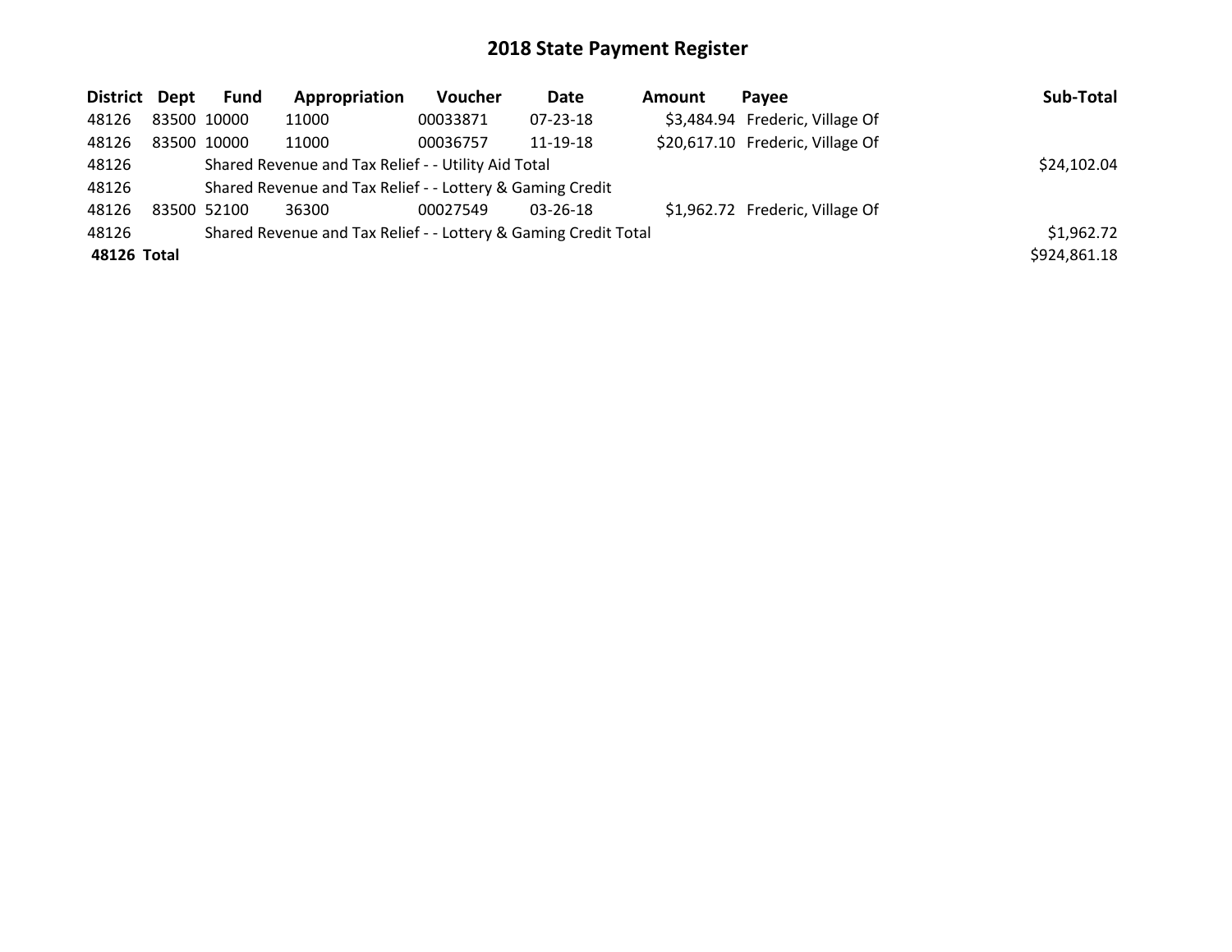# 2018 State Payment Register

| District | Dept | Fund | Appropriation | Voucher | Date | Amount | Payee | Sub-Total |
|---|---|---|---|---|---|---|---|---|
| 48126 | 83500 | 10000 | 11000 | 00033871 | 07-23-18 | $3,484.94 | Frederic, Village Of | |
| 48126 | 83500 | 10000 | 11000 | 00036757 | 11-19-18 | $20,617.10 | Frederic, Village Of | |
| 48126 | | Shared Revenue and Tax Relief - - Utility Aid Total | | | | | | $24,102.04 |
| 48126 | | Shared Revenue and Tax Relief - - Lottery & Gaming Credit | | | | | | |
| 48126 | 83500 | 52100 | 36300 | 00027549 | 03-26-18 | $1,962.72 | Frederic, Village Of | |
| 48126 | | Shared Revenue and Tax Relief - - Lottery & Gaming Credit Total | | | | | | $1,962.72 |
| **48126 Total** | | | | | | | | $924,861.18 |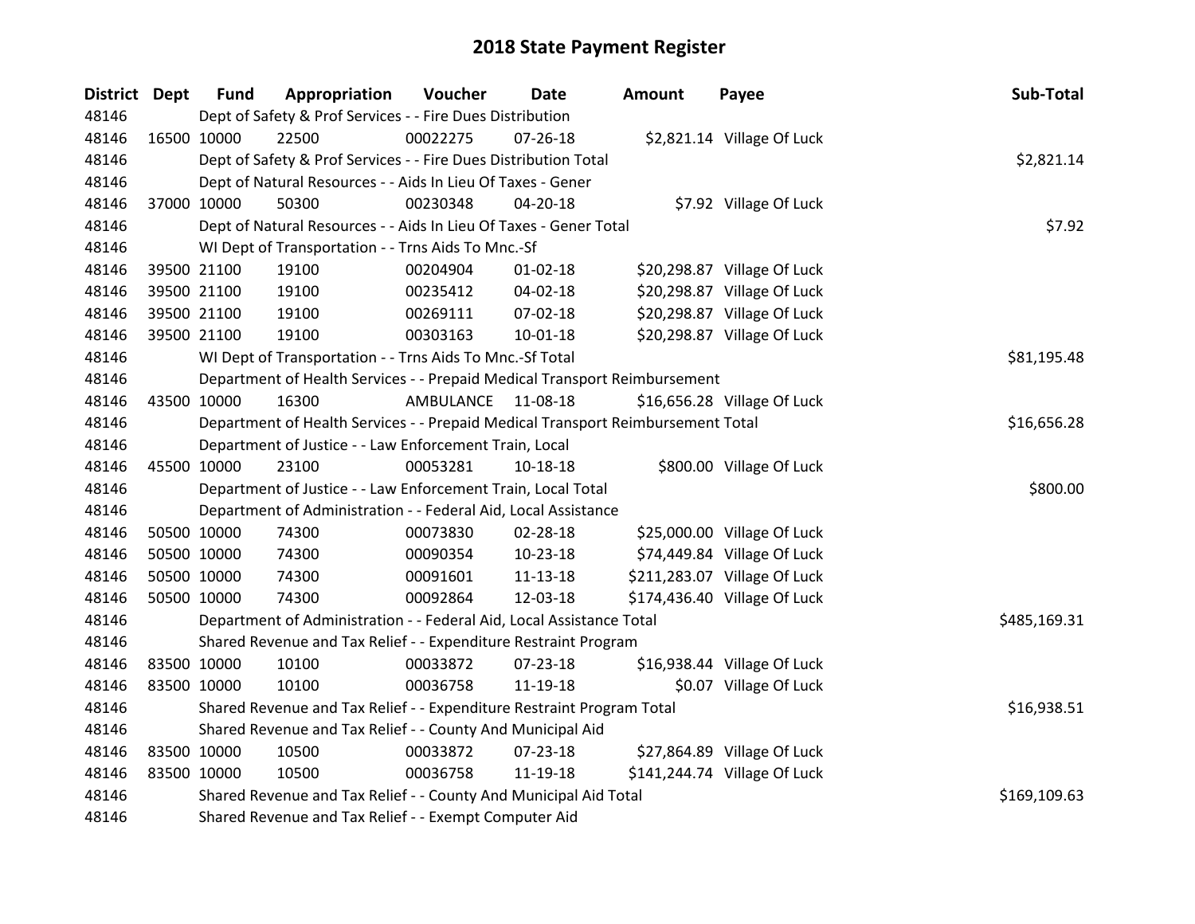# 2018 State Payment Register

| District | Dept | Fund | Appropriation | Voucher | Date | Amount | Payee | Sub-Total |
|---|---|---|---|---|---|---|---|---|
| 48146 | | Dept of Safety & Prof Services - - Fire Dues Distribution | | | | | | |
| 48146 | 16500 | 10000 | 22500 | 00022275 | 07-26-18 | $2,821.14 | Village Of Luck | |
| 48146 | | Dept of Safety & Prof Services - - Fire Dues Distribution Total | | | | | | $2,821.14 |
| 48146 | | Dept of Natural Resources - - Aids In Lieu Of Taxes - Gener | | | | | | |
| 48146 | 37000 | 10000 | 50300 | 00230348 | 04-20-18 | $7.92 | Village Of Luck | |
| 48146 | | Dept of Natural Resources - - Aids In Lieu Of Taxes - Gener Total | | | | | | $7.92 |
| 48146 | | WI Dept of Transportation - - Trns Aids To Mnc.-Sf | | | | | | |
| 48146 | 39500 | 21100 | 19100 | 00204904 | 01-02-18 | $20,298.87 | Village Of Luck | |
| 48146 | 39500 | 21100 | 19100 | 00235412 | 04-02-18 | $20,298.87 | Village Of Luck | |
| 48146 | 39500 | 21100 | 19100 | 00269111 | 07-02-18 | $20,298.87 | Village Of Luck | |
| 48146 | 39500 | 21100 | 19100 | 00303163 | 10-01-18 | $20,298.87 | Village Of Luck | |
| 48146 | | WI Dept of Transportation - - Trns Aids To Mnc.-Sf Total | | | | | | $81,195.48 |
| 48146 | | Department of Health Services - - Prepaid Medical Transport Reimbursement | | | | | | |
| 48146 | 43500 | 10000 | 16300 | AMBULANCE | 11-08-18 | $16,656.28 | Village Of Luck | |
| 48146 | | Department of Health Services - - Prepaid Medical Transport Reimbursement Total | | | | | | $16,656.28 |
| 48146 | | Department of Justice - - Law Enforcement Train, Local | | | | | | |
| 48146 | 45500 | 10000 | 23100 | 00053281 | 10-18-18 | $800.00 | Village Of Luck | |
| 48146 | | Department of Justice - - Law Enforcement Train, Local Total | | | | | | $800.00 |
| 48146 | | Department of Administration - - Federal Aid, Local Assistance | | | | | | |
| 48146 | 50500 | 10000 | 74300 | 00073830 | 02-28-18 | $25,000.00 | Village Of Luck | |
| 48146 | 50500 | 10000 | 74300 | 00090354 | 10-23-18 | $74,449.84 | Village Of Luck | |
| 48146 | 50500 | 10000 | 74300 | 00091601 | 11-13-18 | $211,283.07 | Village Of Luck | |
| 48146 | 50500 | 10000 | 74300 | 00092864 | 12-03-18 | $174,436.40 | Village Of Luck | |
| 48146 | | Department of Administration - - Federal Aid, Local Assistance Total | | | | | | $485,169.31 |
| 48146 | | Shared Revenue and Tax Relief - - Expenditure Restraint Program | | | | | | |
| 48146 | 83500 | 10000 | 10100 | 00033872 | 07-23-18 | $16,938.44 | Village Of Luck | |
| 48146 | 83500 | 10000 | 10100 | 00036758 | 11-19-18 | $0.07 | Village Of Luck | |
| 48146 | | Shared Revenue and Tax Relief - - Expenditure Restraint Program Total | | | | | | $16,938.51 |
| 48146 | | Shared Revenue and Tax Relief - - County And Municipal Aid | | | | | | |
| 48146 | 83500 | 10000 | 10500 | 00033872 | 07-23-18 | $27,864.89 | Village Of Luck | |
| 48146 | 83500 | 10000 | 10500 | 00036758 | 11-19-18 | $141,244.74 | Village Of Luck | |
| 48146 | | Shared Revenue and Tax Relief - - County And Municipal Aid Total | | | | | | $169,109.63 |
| 48146 | | Shared Revenue and Tax Relief - - Exempt Computer Aid | | | | | | |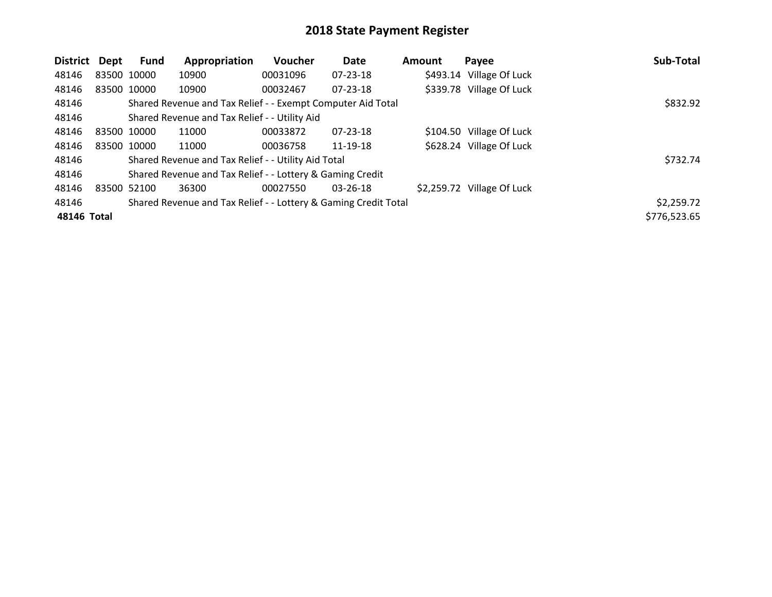# 2018 State Payment Register

| District | Dept | Fund | Appropriation | Voucher | Date | Amount | Payee | Sub-Total |
|---|---|---|---|---|---|---|---|---|
| 48146 | 83500 | 10000 | 10900 | 00031096 | 07-23-18 | $493.14 | Village Of Luck | |
| 48146 | 83500 | 10000 | 10900 | 00032467 | 07-23-18 | $339.78 | Village Of Luck | |
| 48146 | | Shared Revenue and Tax Relief - - Exempt Computer Aid Total | | | | | | $832.92 |
| 48146 | | Shared Revenue and Tax Relief - - Utility Aid | | | | | | |
| 48146 | 83500 | 10000 | 11000 | 00033872 | 07-23-18 | $104.50 | Village Of Luck | |
| 48146 | 83500 | 10000 | 11000 | 00036758 | 11-19-18 | $628.24 | Village Of Luck | |
| 48146 | | Shared Revenue and Tax Relief - - Utility Aid Total | | | | | | $732.74 |
| 48146 | | Shared Revenue and Tax Relief - - Lottery & Gaming Credit | | | | | | |
| 48146 | 83500 | 52100 | 36300 | 00027550 | 03-26-18 | $2,259.72 | Village Of Luck | |
| 48146 | | Shared Revenue and Tax Relief - - Lottery & Gaming Credit Total | | | | | | $2,259.72 |
| **48146 Total** | | | | | | | | $776,523.65 |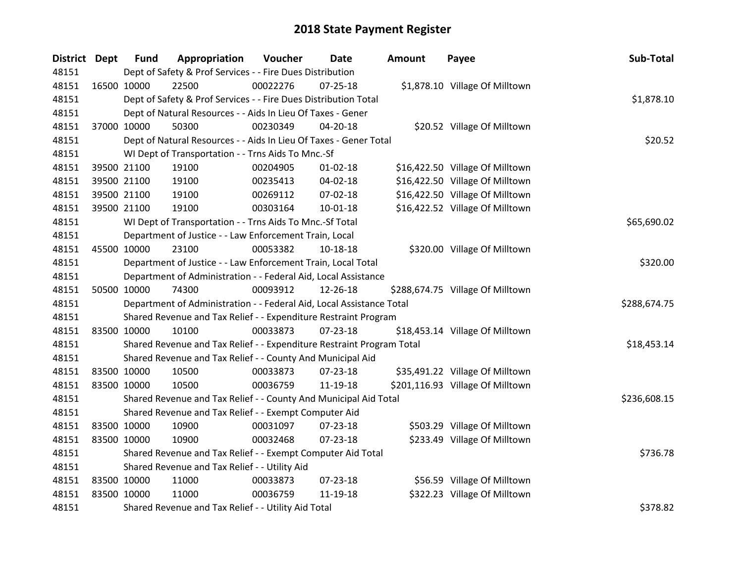# 2018 State Payment Register

| District | Dept | Fund | Appropriation | Voucher | Date | Amount | Payee | Sub-Total |
|---|---|---|---|---|---|---|---|---|
| 48151 | | Dept of Safety & Prof Services - - Fire Dues Distribution | | | | | | |
| 48151 | 16500 | 10000 | 22500 | 00022276 | 07-25-18 | $1,878.10 | Village Of Milltown | |
| 48151 | | Dept of Safety & Prof Services - - Fire Dues Distribution Total | | | | | | $1,878.10 |
| 48151 | | Dept of Natural Resources - - Aids In Lieu Of Taxes - Gener | | | | | | |
| 48151 | 37000 | 10000 | 50300 | 00230349 | 04-20-18 | $20.52 | Village Of Milltown | |
| 48151 | | Dept of Natural Resources - - Aids In Lieu Of Taxes - Gener Total | | | | | | $20.52 |
| 48151 | | WI Dept of Transportation - - Trns Aids To Mnc.-Sf | | | | | | |
| 48151 | 39500 | 21100 | 19100 | 00204905 | 01-02-18 | $16,422.50 | Village Of Milltown | |
| 48151 | 39500 | 21100 | 19100 | 00235413 | 04-02-18 | $16,422.50 | Village Of Milltown | |
| 48151 | 39500 | 21100 | 19100 | 00269112 | 07-02-18 | $16,422.50 | Village Of Milltown | |
| 48151 | 39500 | 21100 | 19100 | 00303164 | 10-01-18 | $16,422.52 | Village Of Milltown | |
| 48151 | | WI Dept of Transportation - - Trns Aids To Mnc.-Sf Total | | | | | | $65,690.02 |
| 48151 | | Department of Justice - - Law Enforcement Train, Local | | | | | | |
| 48151 | 45500 | 10000 | 23100 | 00053382 | 10-18-18 | $320.00 | Village Of Milltown | |
| 48151 | | Department of Justice - - Law Enforcement Train, Local Total | | | | | | $320.00 |
| 48151 | | Department of Administration - - Federal Aid, Local Assistance | | | | | | |
| 48151 | 50500 | 10000 | 74300 | 00093912 | 12-26-18 | $288,674.75 | Village Of Milltown | |
| 48151 | | Department of Administration - - Federal Aid, Local Assistance Total | | | | | | $288,674.75 |
| 48151 | | Shared Revenue and Tax Relief - - Expenditure Restraint Program | | | | | | |
| 48151 | 83500 | 10000 | 10100 | 00033873 | 07-23-18 | $18,453.14 | Village Of Milltown | |
| 48151 | | Shared Revenue and Tax Relief - - Expenditure Restraint Program Total | | | | | | $18,453.14 |
| 48151 | | Shared Revenue and Tax Relief - - County And Municipal Aid | | | | | | |
| 48151 | 83500 | 10000 | 10500 | 00033873 | 07-23-18 | $35,491.22 | Village Of Milltown | |
| 48151 | 83500 | 10000 | 10500 | 00036759 | 11-19-18 | $201,116.93 | Village Of Milltown | |
| 48151 | | Shared Revenue and Tax Relief - - County And Municipal Aid Total | | | | | | $236,608.15 |
| 48151 | | Shared Revenue and Tax Relief - - Exempt Computer Aid | | | | | | |
| 48151 | 83500 | 10000 | 10900 | 00031097 | 07-23-18 | $503.29 | Village Of Milltown | |
| 48151 | 83500 | 10000 | 10900 | 00032468 | 07-23-18 | $233.49 | Village Of Milltown | |
| 48151 | | Shared Revenue and Tax Relief - - Exempt Computer Aid Total | | | | | | $736.78 |
| 48151 | | Shared Revenue and Tax Relief - - Utility Aid | | | | | | |
| 48151 | 83500 | 10000 | 11000 | 00033873 | 07-23-18 | $56.59 | Village Of Milltown | |
| 48151 | 83500 | 10000 | 11000 | 00036759 | 11-19-18 | $322.23 | Village Of Milltown | |
| 48151 | | Shared Revenue and Tax Relief - - Utility Aid Total | | | | | | $378.82 |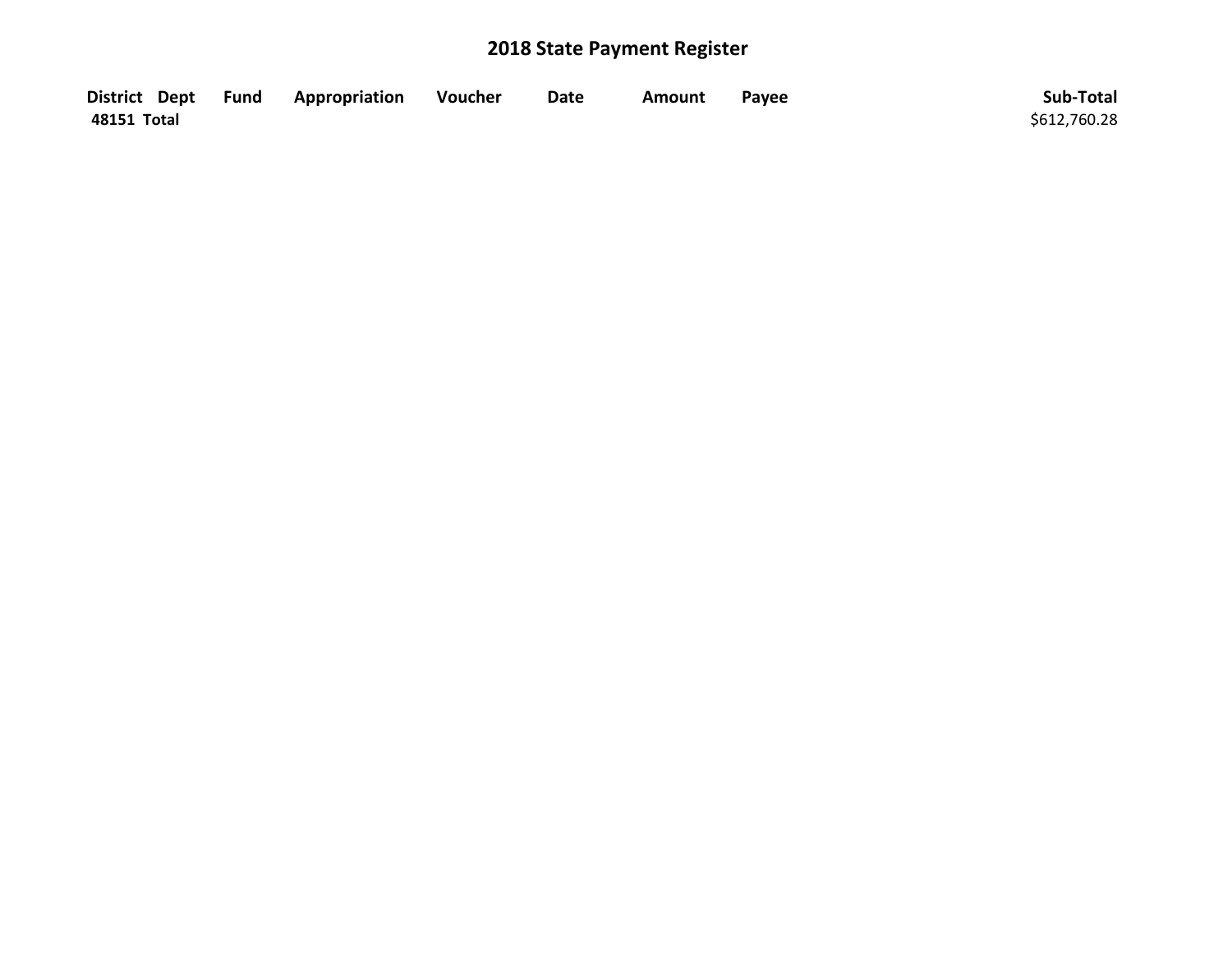# 2018 State Payment Register

| District | Dept | Fund | Appropriation | Voucher | Date | Amount | Payee | Sub-Total |
|---|---|---|---|---|---|---|---|---|
| **48151 Total** | | | | | | | | $612,760.28 |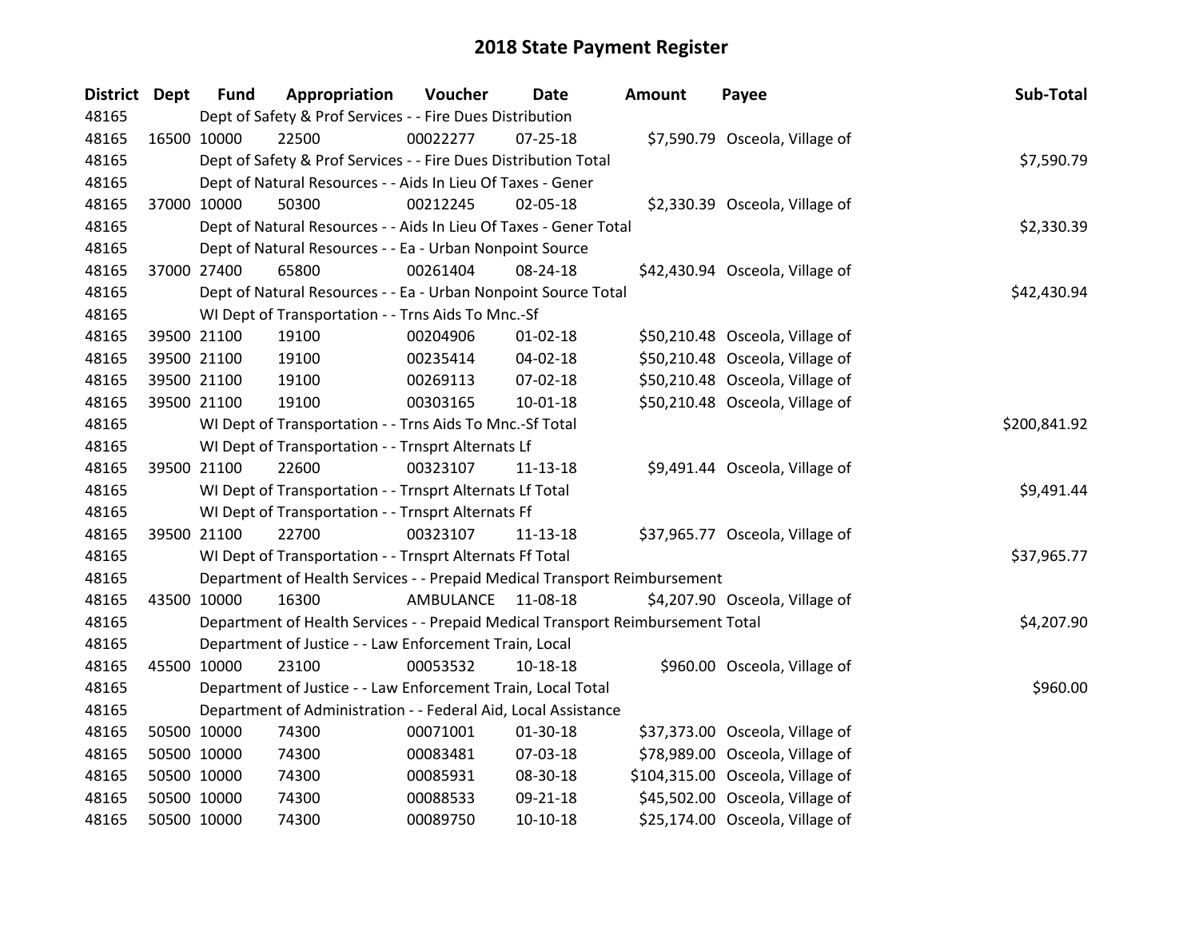# 2018 State Payment Register

| District | Dept | Fund | Appropriation | Voucher | Date | Amount | Payee | Sub-Total |
|---|---|---|---|---|---|---|---|---|
| 48165 | | Dept of Safety & Prof Services - - Fire Dues Distribution | | | | | | |
| 48165 | 16500 | 10000 | 22500 | 00022277 | 07-25-18 | $7,590.79 | Osceola, Village of | |
| 48165 | | Dept of Safety & Prof Services - - Fire Dues Distribution Total | | | | | | $7,590.79 |
| 48165 | | Dept of Natural Resources - - Aids In Lieu Of Taxes - Gener | | | | | | |
| 48165 | 37000 | 10000 | 50300 | 00212245 | 02-05-18 | $2,330.39 | Osceola, Village of | |
| 48165 | | Dept of Natural Resources - - Aids In Lieu Of Taxes - Gener Total | | | | | | $2,330.39 |
| 48165 | | Dept of Natural Resources - - Ea - Urban Nonpoint Source | | | | | | |
| 48165 | 37000 | 27400 | 65800 | 00261404 | 08-24-18 | $42,430.94 | Osceola, Village of | |
| 48165 | | Dept of Natural Resources - - Ea - Urban Nonpoint Source Total | | | | | | $42,430.94 |
| 48165 | | WI Dept of Transportation - - Trns Aids To Mnc.-Sf | | | | | | |
| 48165 | 39500 | 21100 | 19100 | 00204906 | 01-02-18 | $50,210.48 | Osceola, Village of | |
| 48165 | 39500 | 21100 | 19100 | 00235414 | 04-02-18 | $50,210.48 | Osceola, Village of | |
| 48165 | 39500 | 21100 | 19100 | 00269113 | 07-02-18 | $50,210.48 | Osceola, Village of | |
| 48165 | 39500 | 21100 | 19100 | 00303165 | 10-01-18 | $50,210.48 | Osceola, Village of | |
| 48165 | | WI Dept of Transportation - - Trns Aids To Mnc.-Sf Total | | | | | | $200,841.92 |
| 48165 | | WI Dept of Transportation - - Trnsprt Alternats Lf | | | | | | |
| 48165 | 39500 | 21100 | 22600 | 00323107 | 11-13-18 | $9,491.44 | Osceola, Village of | |
| 48165 | | WI Dept of Transportation - - Trnsprt Alternats Lf Total | | | | | | $9,491.44 |
| 48165 | | WI Dept of Transportation - - Trnsprt Alternats Ff | | | | | | |
| 48165 | 39500 | 21100 | 22700 | 00323107 | 11-13-18 | $37,965.77 | Osceola, Village of | |
| 48165 | | WI Dept of Transportation - - Trnsprt Alternats Ff Total | | | | | | $37,965.77 |
| 48165 | | Department of Health Services - - Prepaid Medical Transport Reimbursement | | | | | | |
| 48165 | 43500 | 10000 | 16300 | AMBULANCE | 11-08-18 | $4,207.90 | Osceola, Village of | |
| 48165 | | Department of Health Services - - Prepaid Medical Transport Reimbursement Total | | | | | | $4,207.90 |
| 48165 | | Department of Justice - - Law Enforcement Train, Local | | | | | | |
| 48165 | 45500 | 10000 | 23100 | 00053532 | 10-18-18 | $960.00 | Osceola, Village of | |
| 48165 | | Department of Justice - - Law Enforcement Train, Local Total | | | | | | $960.00 |
| 48165 | | Department of Administration - - Federal Aid, Local Assistance | | | | | | |
| 48165 | 50500 | 10000 | 74300 | 00071001 | 01-30-18 | $37,373.00 | Osceola, Village of | |
| 48165 | 50500 | 10000 | 74300 | 00083481 | 07-03-18 | $78,989.00 | Osceola, Village of | |
| 48165 | 50500 | 10000 | 74300 | 00085931 | 08-30-18 | $104,315.00 | Osceola, Village of | |
| 48165 | 50500 | 10000 | 74300 | 00088533 | 09-21-18 | $45,502.00 | Osceola, Village of | |
| 48165 | 50500 | 10000 | 74300 | 00089750 | 10-10-18 | $25,174.00 | Osceola, Village of | |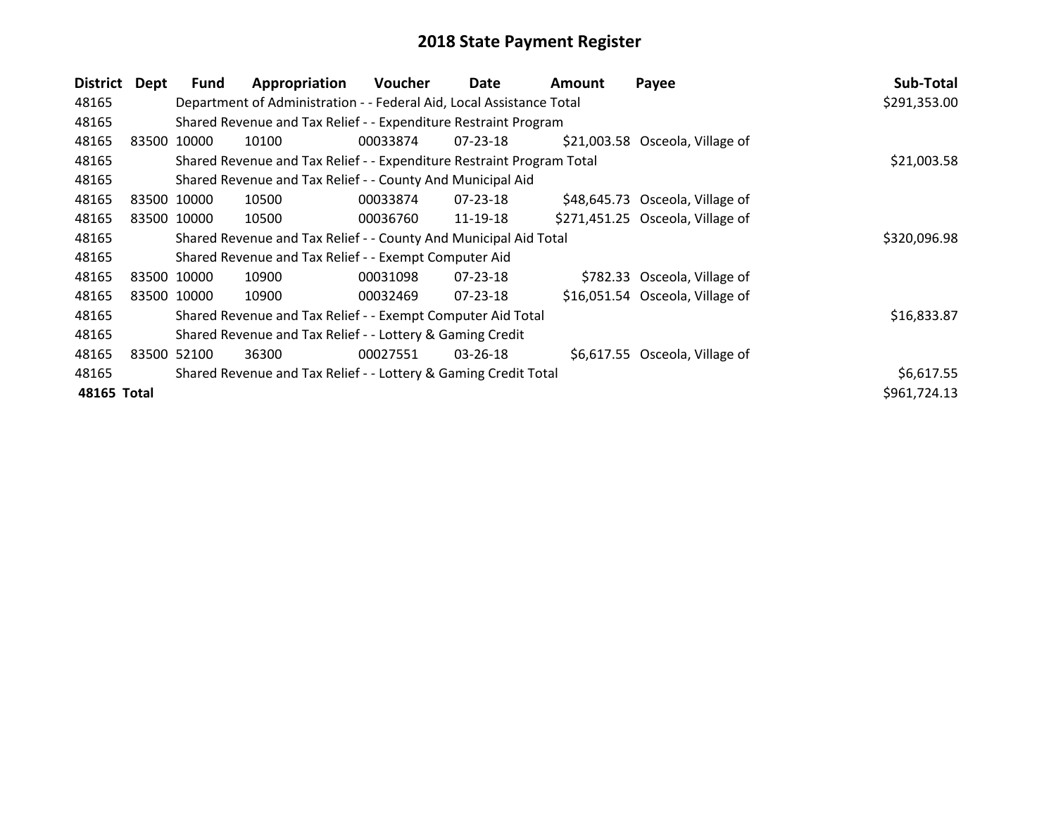# 2018 State Payment Register

| District | Dept | Fund | Appropriation | Voucher | Date | Amount | Payee | Sub-Total |
|---|---|---|---|---|---|---|---|---|
| 48165 | | Department of Administration - - Federal Aid, Local Assistance Total | | | | | | $291,353.00 |
| 48165 | | Shared Revenue and Tax Relief - - Expenditure Restraint Program | | | | | | |
| 48165 | 83500 | 10000 | 10100 | 00033874 | 07-23-18 | $21,003.58 | Osceola, Village of | |
| 48165 | | Shared Revenue and Tax Relief - - Expenditure Restraint Program Total | | | | | | $21,003.58 |
| 48165 | | Shared Revenue and Tax Relief - - County And Municipal Aid | | | | | | |
| 48165 | 83500 | 10000 | 10500 | 00033874 | 07-23-18 | $48,645.73 | Osceola, Village of | |
| 48165 | 83500 | 10000 | 10500 | 00036760 | 11-19-18 | $271,451.25 | Osceola, Village of | |
| 48165 | | Shared Revenue and Tax Relief - - County And Municipal Aid Total | | | | | | $320,096.98 |
| 48165 | | Shared Revenue and Tax Relief - - Exempt Computer Aid | | | | | | |
| 48165 | 83500 | 10000 | 10900 | 00031098 | 07-23-18 | $782.33 | Osceola, Village of | |
| 48165 | 83500 | 10000 | 10900 | 00032469 | 07-23-18 | $16,051.54 | Osceola, Village of | |
| 48165 | | Shared Revenue and Tax Relief - - Exempt Computer Aid Total | | | | | | $16,833.87 |
| 48165 | | Shared Revenue and Tax Relief - - Lottery & Gaming Credit | | | | | | |
| 48165 | 83500 | 52100 | 36300 | 00027551 | 03-26-18 | $6,617.55 | Osceola, Village of | |
| 48165 | | Shared Revenue and Tax Relief - - Lottery & Gaming Credit Total | | | | | | $6,617.55 |
| **48165 Total** | | | | | | | | $961,724.13 |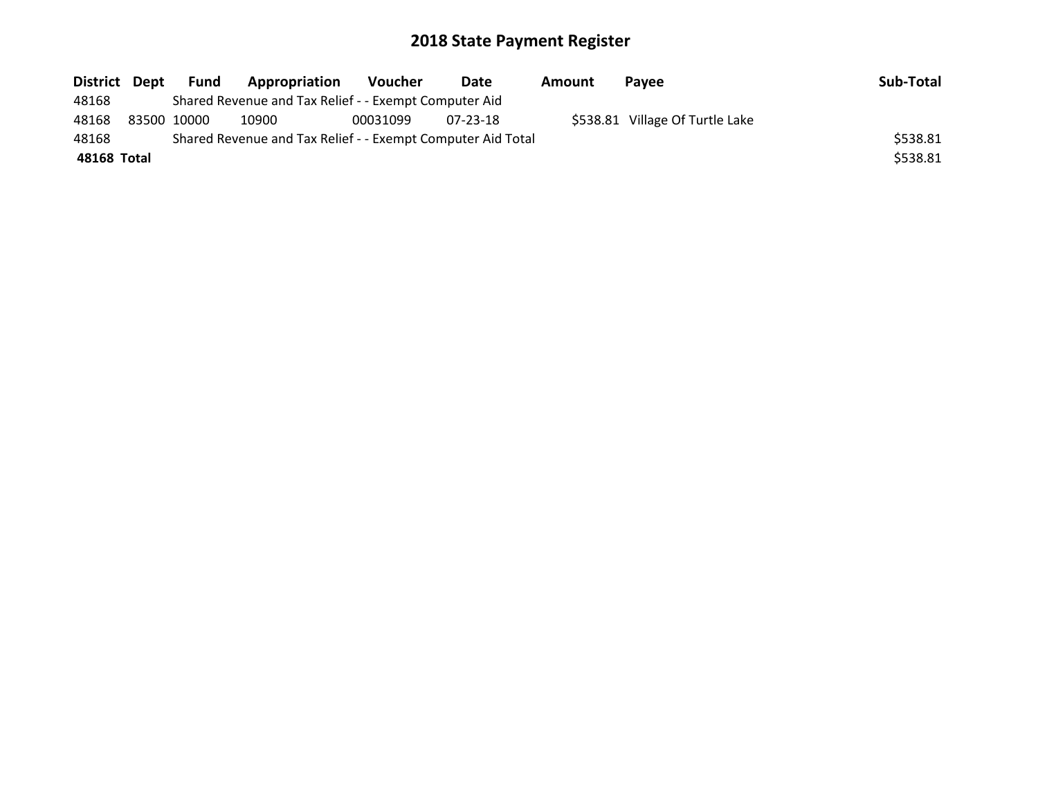# 2018 State Payment Register

| District | Dept | Fund | Appropriation | Voucher | Date | Amount | Payee | Sub-Total |
|---|---|---|---|---|---|---|---|---|
| 48168 | | Shared Revenue and Tax Relief - - Exempt Computer Aid | | | | | | |
| 48168 | 83500 | 10000 | 10900 | 00031099 | 07-23-18 | $538.81 | Village Of Turtle Lake | |
| 48168 | | Shared Revenue and Tax Relief - - Exempt Computer Aid Total | | | | | | $538.81 |
| **48168 Total** | | | | | | | | $538.81 |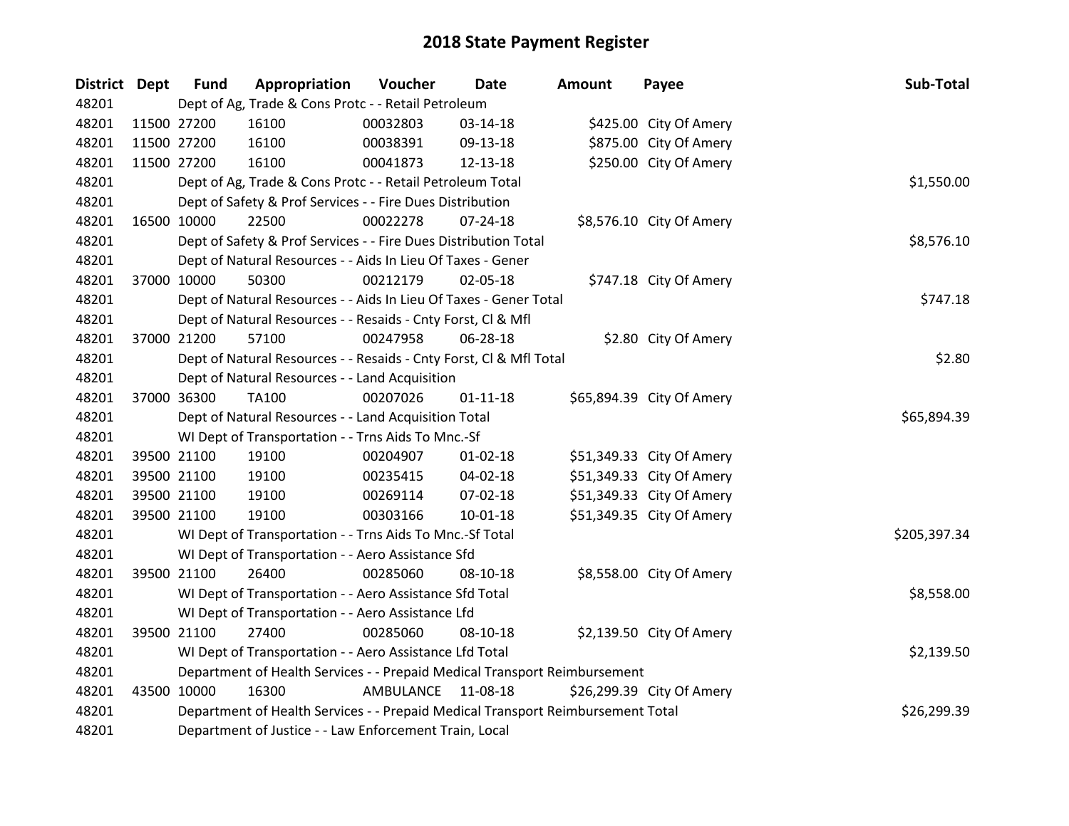# 2018 State Payment Register

| District | Dept | Fund | Appropriation | Voucher | Date | Amount | Payee | Sub-Total |
|---|---|---|---|---|---|---|---|---|
| 48201 | Dept of Ag, Trade & Cons Protc - - Retail Petroleum | | | | | | | |
| 48201 | 11500 | 27200 | 16100 | 00032803 | 03-14-18 | $425.00 | City Of Amery | |
| 48201 | 11500 | 27200 | 16100 | 00038391 | 09-13-18 | $875.00 | City Of Amery | |
| 48201 | 11500 | 27200 | 16100 | 00041873 | 12-13-18 | $250.00 | City Of Amery | |
| 48201 | Dept of Ag, Trade & Cons Protc - - Retail Petroleum Total | | | | | | | $1,550.00 |
| 48201 | Dept of Safety & Prof Services - - Fire Dues Distribution | | | | | | | |
| 48201 | 16500 | 10000 | 22500 | 00022278 | 07-24-18 | $8,576.10 | City Of Amery | |
| 48201 | Dept of Safety & Prof Services - - Fire Dues Distribution Total | | | | | | | $8,576.10 |
| 48201 | Dept of Natural Resources - - Aids In Lieu Of Taxes - Gener | | | | | | | |
| 48201 | 37000 | 10000 | 50300 | 00212179 | 02-05-18 | $747.18 | City Of Amery | |
| 48201 | Dept of Natural Resources - - Aids In Lieu Of Taxes - Gener Total | | | | | | | $747.18 |
| 48201 | Dept of Natural Resources - - Resaids - Cnty Forst, Cl & Mfl | | | | | | | |
| 48201 | 37000 | 21200 | 57100 | 00247958 | 06-28-18 | $2.80 | City Of Amery | |
| 48201 | Dept of Natural Resources - - Resaids - Cnty Forst, Cl & Mfl Total | | | | | | | $2.80 |
| 48201 | Dept of Natural Resources - - Land Acquisition | | | | | | | |
| 48201 | 37000 | 36300 | TA100 | 00207026 | 01-11-18 | $65,894.39 | City Of Amery | |
| 48201 | Dept of Natural Resources - - Land Acquisition Total | | | | | | | $65,894.39 |
| 48201 | WI Dept of Transportation - - Trns Aids To Mnc.-Sf | | | | | | | |
| 48201 | 39500 | 21100 | 19100 | 00204907 | 01-02-18 | $51,349.33 | City Of Amery | |
| 48201 | 39500 | 21100 | 19100 | 00235415 | 04-02-18 | $51,349.33 | City Of Amery | |
| 48201 | 39500 | 21100 | 19100 | 00269114 | 07-02-18 | $51,349.33 | City Of Amery | |
| 48201 | 39500 | 21100 | 19100 | 00303166 | 10-01-18 | $51,349.35 | City Of Amery | |
| 48201 | WI Dept of Transportation - - Trns Aids To Mnc.-Sf Total | | | | | | | $205,397.34 |
| 48201 | WI Dept of Transportation - - Aero Assistance Sfd | | | | | | | |
| 48201 | 39500 | 21100 | 26400 | 00285060 | 08-10-18 | $8,558.00 | City Of Amery | |
| 48201 | WI Dept of Transportation - - Aero Assistance Sfd Total | | | | | | | $8,558.00 |
| 48201 | WI Dept of Transportation - - Aero Assistance Lfd | | | | | | | |
| 48201 | 39500 | 21100 | 27400 | 00285060 | 08-10-18 | $2,139.50 | City Of Amery | |
| 48201 | WI Dept of Transportation - - Aero Assistance Lfd Total | | | | | | | $2,139.50 |
| 48201 | Department of Health Services - - Prepaid Medical Transport Reimbursement | | | | | | | |
| 48201 | 43500 | 10000 | 16300 | AMBULANCE | 11-08-18 | $26,299.39 | City Of Amery | |
| 48201 | Department of Health Services - - Prepaid Medical Transport Reimbursement Total | | | | | | | $26,299.39 |
| 48201 | Department of Justice - - Law Enforcement Train, Local | | | | | | | |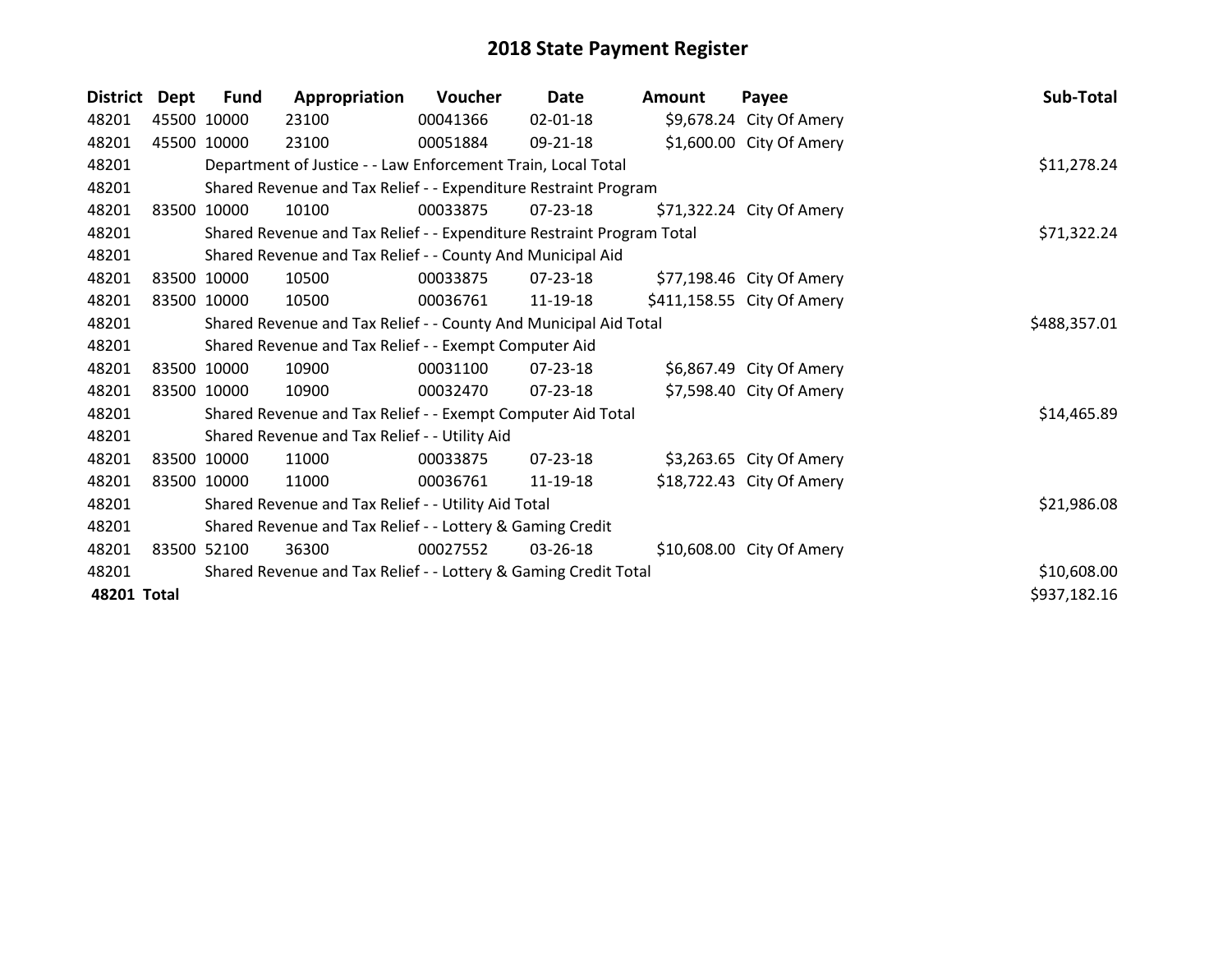# 2018 State Payment Register

| District | Dept | Fund | Appropriation | Voucher | Date | Amount | Payee | Sub-Total |
|---|---|---|---|---|---|---|---|---|
| 48201 | 45500 | 10000 | 23100 | 00041366 | 02-01-18 | $9,678.24 | City Of Amery | |
| 48201 | 45500 | 10000 | 23100 | 00051884 | 09-21-18 | $1,600.00 | City Of Amery | |
| 48201 | | Department of Justice - - Law Enforcement Train, Local Total | | | | | | $11,278.24 |
| 48201 | | Shared Revenue and Tax Relief - - Expenditure Restraint Program | | | | | | |
| 48201 | 83500 | 10000 | 10100 | 00033875 | 07-23-18 | $71,322.24 | City Of Amery | |
| 48201 | | Shared Revenue and Tax Relief - - Expenditure Restraint Program Total | | | | | | $71,322.24 |
| 48201 | | Shared Revenue and Tax Relief - - County And Municipal Aid | | | | | | |
| 48201 | 83500 | 10000 | 10500 | 00033875 | 07-23-18 | $77,198.46 | City Of Amery | |
| 48201 | 83500 | 10000 | 10500 | 00036761 | 11-19-18 | $411,158.55 | City Of Amery | |
| 48201 | | Shared Revenue and Tax Relief - - County And Municipal Aid Total | | | | | | $488,357.01 |
| 48201 | | Shared Revenue and Tax Relief - - Exempt Computer Aid | | | | | | |
| 48201 | 83500 | 10000 | 10900 | 00031100 | 07-23-18 | $6,867.49 | City Of Amery | |
| 48201 | 83500 | 10000 | 10900 | 00032470 | 07-23-18 | $7,598.40 | City Of Amery | |
| 48201 | | Shared Revenue and Tax Relief - - Exempt Computer Aid Total | | | | | | $14,465.89 |
| 48201 | | Shared Revenue and Tax Relief - - Utility Aid | | | | | | |
| 48201 | 83500 | 10000 | 11000 | 00033875 | 07-23-18 | $3,263.65 | City Of Amery | |
| 48201 | 83500 | 10000 | 11000 | 00036761 | 11-19-18 | $18,722.43 | City Of Amery | |
| 48201 | | Shared Revenue and Tax Relief - - Utility Aid Total | | | | | | $21,986.08 |
| 48201 | | Shared Revenue and Tax Relief - - Lottery & Gaming Credit | | | | | | |
| 48201 | 83500 | 52100 | 36300 | 00027552 | 03-26-18 | $10,608.00 | City Of Amery | |
| 48201 | | Shared Revenue and Tax Relief - - Lottery & Gaming Credit Total | | | | | | $10,608.00 |
| **48201 Total** | | | | | | | | $937,182.16 |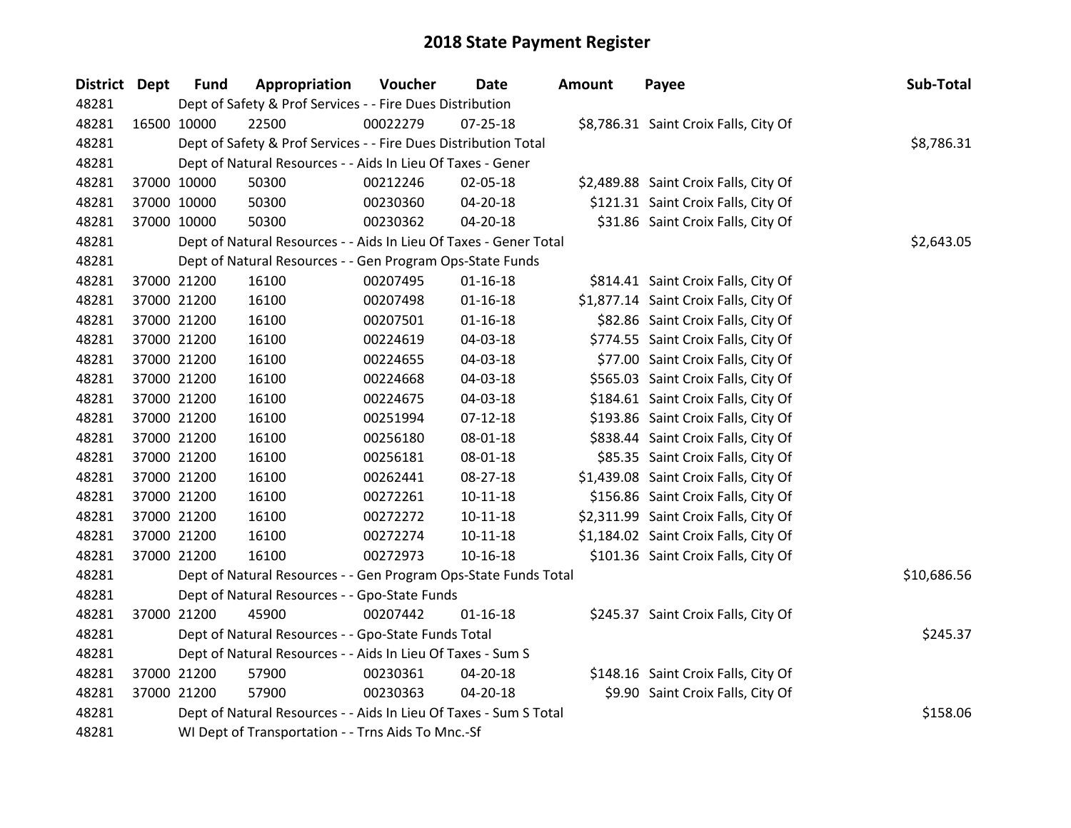# 2018 State Payment Register

| District | Dept | Fund | Appropriation | Voucher | Date | Amount | Payee | Sub-Total |
|---|---|---|---|---|---|---|---|---|
| 48281 | | Dept of Safety & Prof Services - - Fire Dues Distribution | | | | | | |
| 48281 | 16500 | 10000 | 22500 | 00022279 | 07-25-18 | $8,786.31 | Saint Croix Falls, City Of | |
| 48281 | | Dept of Safety & Prof Services - - Fire Dues Distribution Total | | | | | | $8,786.31 |
| 48281 | | Dept of Natural Resources - - Aids In Lieu Of Taxes - Gener | | | | | | |
| 48281 | 37000 | 10000 | 50300 | 00212246 | 02-05-18 | $2,489.88 | Saint Croix Falls, City Of | |
| 48281 | 37000 | 10000 | 50300 | 00230360 | 04-20-18 | $121.31 | Saint Croix Falls, City Of | |
| 48281 | 37000 | 10000 | 50300 | 00230362 | 04-20-18 | $31.86 | Saint Croix Falls, City Of | |
| 48281 | | Dept of Natural Resources - - Aids In Lieu Of Taxes - Gener Total | | | | | | $2,643.05 |
| 48281 | | Dept of Natural Resources - - Gen Program Ops-State Funds | | | | | | |
| 48281 | 37000 | 21200 | 16100 | 00207495 | 01-16-18 | $814.41 | Saint Croix Falls, City Of | |
| 48281 | 37000 | 21200 | 16100 | 00207498 | 01-16-18 | $1,877.14 | Saint Croix Falls, City Of | |
| 48281 | 37000 | 21200 | 16100 | 00207501 | 01-16-18 | $82.86 | Saint Croix Falls, City Of | |
| 48281 | 37000 | 21200 | 16100 | 00224619 | 04-03-18 | $774.55 | Saint Croix Falls, City Of | |
| 48281 | 37000 | 21200 | 16100 | 00224655 | 04-03-18 | $77.00 | Saint Croix Falls, City Of | |
| 48281 | 37000 | 21200 | 16100 | 00224668 | 04-03-18 | $565.03 | Saint Croix Falls, City Of | |
| 48281 | 37000 | 21200 | 16100 | 00224675 | 04-03-18 | $184.61 | Saint Croix Falls, City Of | |
| 48281 | 37000 | 21200 | 16100 | 00251994 | 07-12-18 | $193.86 | Saint Croix Falls, City Of | |
| 48281 | 37000 | 21200 | 16100 | 00256180 | 08-01-18 | $838.44 | Saint Croix Falls, City Of | |
| 48281 | 37000 | 21200 | 16100 | 00256181 | 08-01-18 | $85.35 | Saint Croix Falls, City Of | |
| 48281 | 37000 | 21200 | 16100 | 00262441 | 08-27-18 | $1,439.08 | Saint Croix Falls, City Of | |
| 48281 | 37000 | 21200 | 16100 | 00272261 | 10-11-18 | $156.86 | Saint Croix Falls, City Of | |
| 48281 | 37000 | 21200 | 16100 | 00272272 | 10-11-18 | $2,311.99 | Saint Croix Falls, City Of | |
| 48281 | 37000 | 21200 | 16100 | 00272274 | 10-11-18 | $1,184.02 | Saint Croix Falls, City Of | |
| 48281 | 37000 | 21200 | 16100 | 00272973 | 10-16-18 | $101.36 | Saint Croix Falls, City Of | |
| 48281 | | Dept of Natural Resources - - Gen Program Ops-State Funds Total | | | | | | $10,686.56 |
| 48281 | | Dept of Natural Resources - - Gpo-State Funds | | | | | | |
| 48281 | 37000 | 21200 | 45900 | 00207442 | 01-16-18 | $245.37 | Saint Croix Falls, City Of | |
| 48281 | | Dept of Natural Resources - - Gpo-State Funds Total | | | | | | $245.37 |
| 48281 | | Dept of Natural Resources - - Aids In Lieu Of Taxes - Sum S | | | | | | |
| 48281 | 37000 | 21200 | 57900 | 00230361 | 04-20-18 | $148.16 | Saint Croix Falls, City Of | |
| 48281 | 37000 | 21200 | 57900 | 00230363 | 04-20-18 | $9.90 | Saint Croix Falls, City Of | |
| 48281 | | Dept of Natural Resources - - Aids In Lieu Of Taxes - Sum S Total | | | | | | $158.06 |
| 48281 | | WI Dept of Transportation - - Trns Aids To Mnc.-Sf | | | | | | |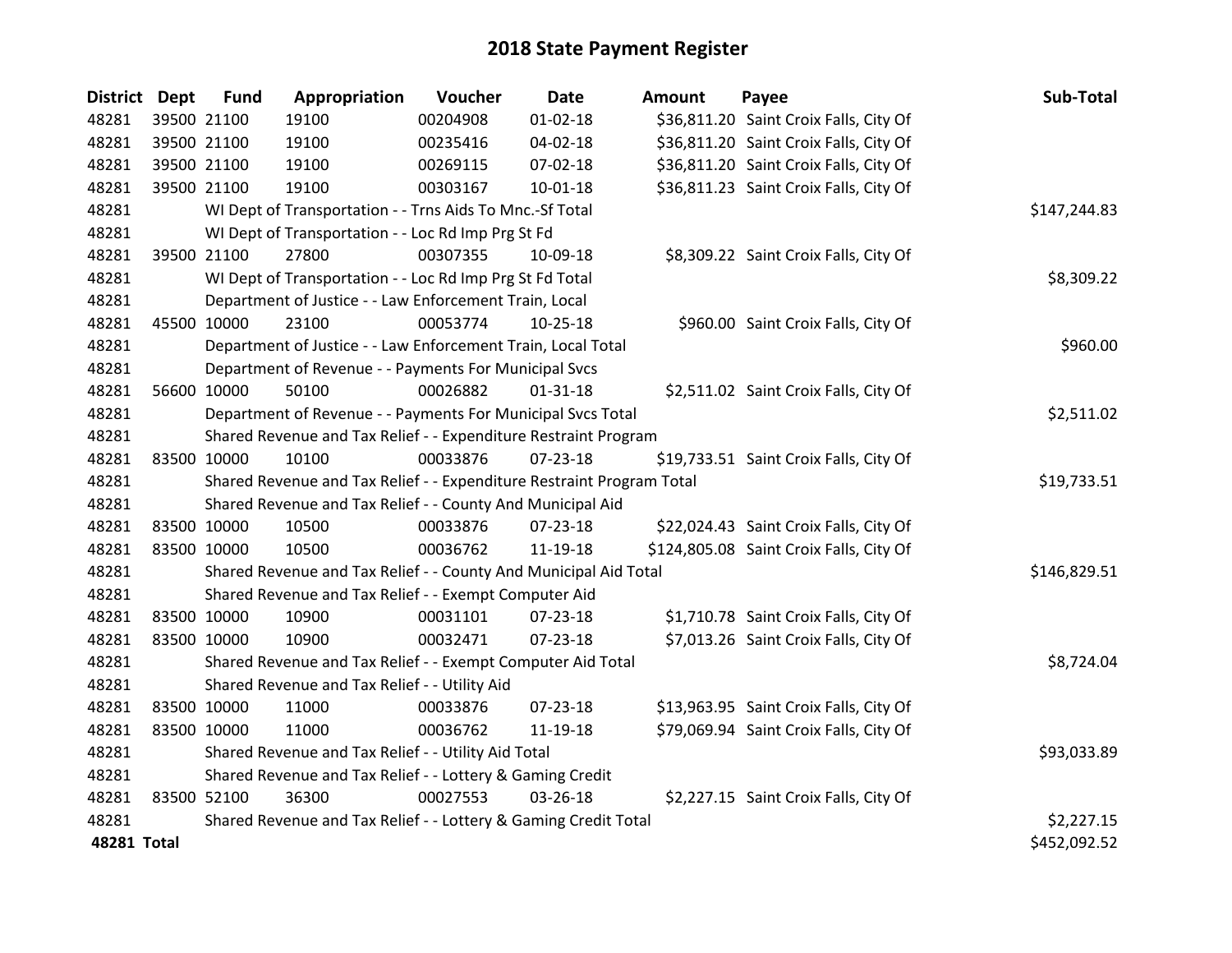# 2018 State Payment Register

| District | Dept | Fund | Appropriation | Voucher | Date | Amount | Payee | Sub-Total |
|---|---|---|---|---|---|---|---|---|
| 48281 | 39500 | 21100 | 19100 | 00204908 | 01-02-18 | $36,811.20 | Saint Croix Falls, City Of | |
| 48281 | 39500 | 21100 | 19100 | 00235416 | 04-02-18 | $36,811.20 | Saint Croix Falls, City Of | |
| 48281 | 39500 | 21100 | 19100 | 00269115 | 07-02-18 | $36,811.20 | Saint Croix Falls, City Of | |
| 48281 | 39500 | 21100 | 19100 | 00303167 | 10-01-18 | $36,811.23 | Saint Croix Falls, City Of | |
| 48281 | | WI Dept of Transportation - - Trns Aids To Mnc.-Sf Total | | | | | | $147,244.83 |
| 48281 | | WI Dept of Transportation - - Loc Rd Imp Prg St Fd | | | | | | |
| 48281 | 39500 | 21100 | 27800 | 00307355 | 10-09-18 | $8,309.22 | Saint Croix Falls, City Of | |
| 48281 | | WI Dept of Transportation - - Loc Rd Imp Prg St Fd Total | | | | | | $8,309.22 |
| 48281 | | Department of Justice - - Law Enforcement Train, Local | | | | | | |
| 48281 | 45500 | 10000 | 23100 | 00053774 | 10-25-18 | $960.00 | Saint Croix Falls, City Of | |
| 48281 | | Department of Justice - - Law Enforcement Train, Local Total | | | | | | $960.00 |
| 48281 | | Department of Revenue - - Payments For Municipal Svcs | | | | | | |
| 48281 | 56600 | 10000 | 50100 | 00026882 | 01-31-18 | $2,511.02 | Saint Croix Falls, City Of | |
| 48281 | | Department of Revenue - - Payments For Municipal Svcs Total | | | | | | $2,511.02 |
| 48281 | | Shared Revenue and Tax Relief - - Expenditure Restraint Program | | | | | | |
| 48281 | 83500 | 10000 | 10100 | 00033876 | 07-23-18 | $19,733.51 | Saint Croix Falls, City Of | |
| 48281 | | Shared Revenue and Tax Relief - - Expenditure Restraint Program Total | | | | | | $19,733.51 |
| 48281 | | Shared Revenue and Tax Relief - - County And Municipal Aid | | | | | | |
| 48281 | 83500 | 10000 | 10500 | 00033876 | 07-23-18 | $22,024.43 | Saint Croix Falls, City Of | |
| 48281 | 83500 | 10000 | 10500 | 00036762 | 11-19-18 | $124,805.08 | Saint Croix Falls, City Of | |
| 48281 | | Shared Revenue and Tax Relief - - County And Municipal Aid Total | | | | | | $146,829.51 |
| 48281 | | Shared Revenue and Tax Relief - - Exempt Computer Aid | | | | | | |
| 48281 | 83500 | 10000 | 10900 | 00031101 | 07-23-18 | $1,710.78 | Saint Croix Falls, City Of | |
| 48281 | 83500 | 10000 | 10900 | 00032471 | 07-23-18 | $7,013.26 | Saint Croix Falls, City Of | |
| 48281 | | Shared Revenue and Tax Relief - - Exempt Computer Aid Total | | | | | | $8,724.04 |
| 48281 | | Shared Revenue and Tax Relief - - Utility Aid | | | | | | |
| 48281 | 83500 | 10000 | 11000 | 00033876 | 07-23-18 | $13,963.95 | Saint Croix Falls, City Of | |
| 48281 | 83500 | 10000 | 11000 | 00036762 | 11-19-18 | $79,069.94 | Saint Croix Falls, City Of | |
| 48281 | | Shared Revenue and Tax Relief - - Utility Aid Total | | | | | | $93,033.89 |
| 48281 | | Shared Revenue and Tax Relief - - Lottery & Gaming Credit | | | | | | |
| 48281 | 83500 | 52100 | 36300 | 00027553 | 03-26-18 | $2,227.15 | Saint Croix Falls, City Of | |
| 48281 | | Shared Revenue and Tax Relief - - Lottery & Gaming Credit Total | | | | | | $2,227.15 |
| **48281 Total** | | | | | | | | $452,092.52 |